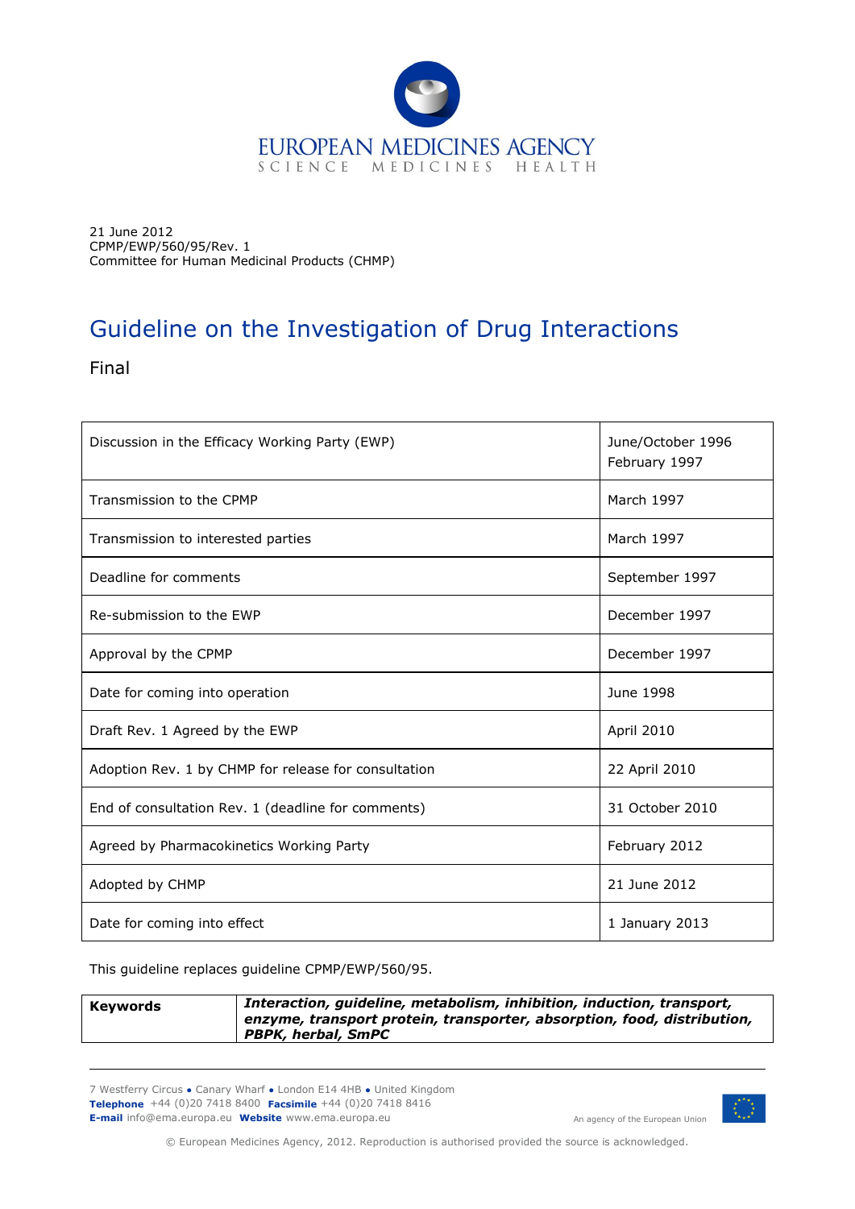EUROPEAN MEDICINES AGENCY
SCIENCE MEDICINES HEALTH

21 June 2012
CPMP/EWP/560/95/Rev. 1
Committee for Human Medicinal Products (CHMP)

# Guideline on the Investigation of Drug Interactions

Final

| | |
|---|---|
| Discussion in the Efficacy Working Party (EWP) | June/October 1996<br>February 1997 |
| Transmission to the CPMP | March 1997 |
| Transmission to interested parties | March 1997 |
| Deadline for comments | September 1997 |
| Re-submission to the EWP | December 1997 |
| Approval by the CPMP | December 1997 |
| Date for coming into operation | June 1998 |
| Draft Rev. 1 Agreed by the EWP | April 2010 |
| Adoption Rev. 1 by CHMP for release for consultation | 22 April 2010 |
| End of consultation Rev. 1 (deadline for comments) | 31 October 2010 |
| Agreed by Pharmacokinetics Working Party | February 2012 |
| Adopted by CHMP | 21 June 2012 |
| Date for coming into effect | 1 January 2013 |

This guideline replaces guideline CPMP/EWP/560/95.

| | |
|---|---|
| **Keywords** | ***Interaction, guideline, metabolism, inhibition, induction, transport, enzyme, transport protein, transporter, absorption, food, distribution, PBPK, herbal, SmPC*** |

7 Westferry Circus ● Canary Wharf ● London E14 4HB ● United Kingdom
**Telephone** +44 (0)20 7418 8400 **Facsimile** +44 (0)20 7418 8416
**E-mail** info@ema.europa.eu **Website** www.ema.europa.eu

An agency of the European Union

© European Medicines Agency, 2012. Reproduction is authorised provided the source is acknowledged.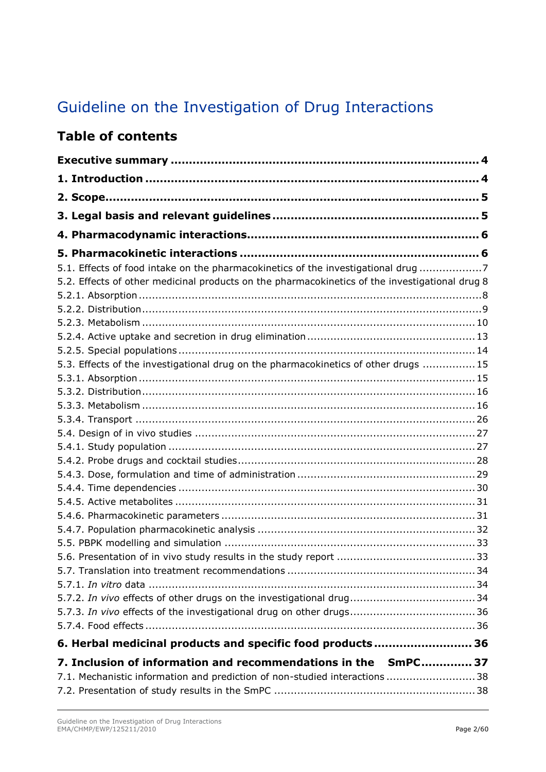# Guideline on the Investigation of Drug Interactions

## Table of contents

**Executive summary ... 4**

**1. Introduction ... 4**

**2. Scope ... 5**

**3. Legal basis and relevant guidelines ... 5**

**4. Pharmacodynamic interactions ... 6**

**5. Pharmacokinetic interactions ... 6**

5.1. Effects of food intake on the pharmacokinetics of the investigational drug ... 7
5.2. Effects of other medicinal products on the pharmacokinetics of the investigational drug 8
5.2.1. Absorption ... 8
5.2.2. Distribution ... 9
5.2.3. Metabolism ... 10
5.2.4. Active uptake and secretion in drug elimination ... 13
5.2.5. Special populations ... 14
5.3. Effects of the investigational drug on the pharmacokinetics of other drugs ... 15
5.3.1. Absorption ... 15
5.3.2. Distribution ... 16
5.3.3. Metabolism ... 16
5.3.4. Transport ... 26
5.4. Design of in vivo studies ... 27
5.4.1. Study population ... 27
5.4.2. Probe drugs and cocktail studies ... 28
5.4.3. Dose, formulation and time of administration ... 29
5.4.4. Time dependencies ... 30
5.4.5. Active metabolites ... 31
5.4.6. Pharmacokinetic parameters ... 31
5.4.7. Population pharmacokinetic analysis ... 32
5.5. PBPK modelling and simulation ... 33
5.6. Presentation of in vivo study results in the study report ... 33
5.7. Translation into treatment recommendations ... 34
5.7.1. *In vitro* data ... 34
5.7.2. *In vivo* effects of other drugs on the investigational drug ... 34
5.7.3. *In vivo* effects of the investigational drug on other drugs ... 36
5.7.4. Food effects ... 36

**6. Herbal medicinal products and specific food products ... 36**

**7. Inclusion of information and recommendations in the SmPC ... 37**

7.1. Mechanistic information and prediction of non-studied interactions ... 38
7.2. Presentation of study results in the SmPC ... 38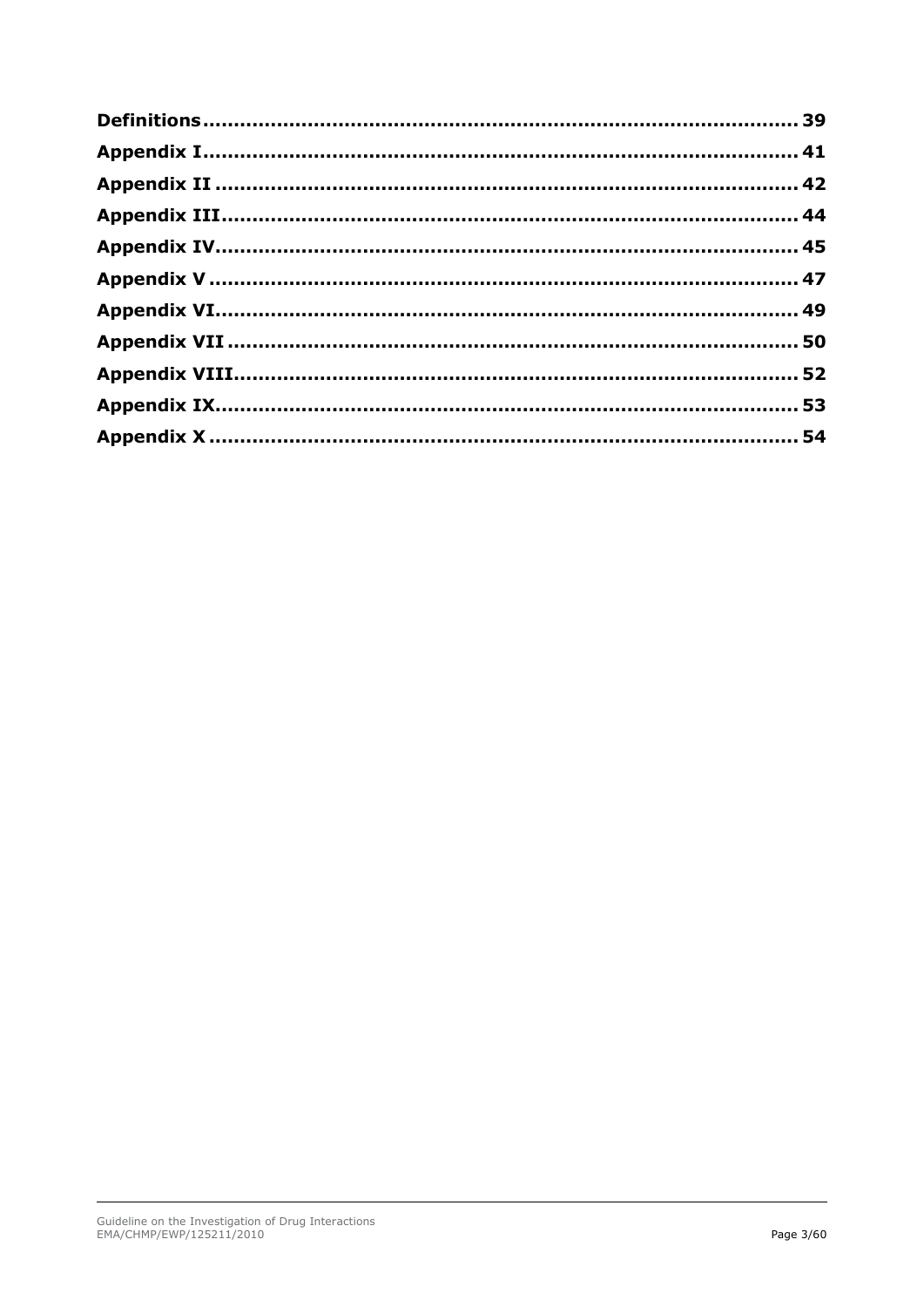**Definitions** ............................................................................................ **39**

**Appendix I** .............................................................................................. **41**

**Appendix II** ............................................................................................. **42**

**Appendix III** ............................................................................................ **44**

**Appendix IV** ............................................................................................ **45**

**Appendix V** ............................................................................................. **47**

**Appendix VI** ............................................................................................ **49**

**Appendix VII** ........................................................................................... **50**

**Appendix VIII** .......................................................................................... **52**

**Appendix IX** ............................................................................................ **53**

**Appendix X** ............................................................................................. **54**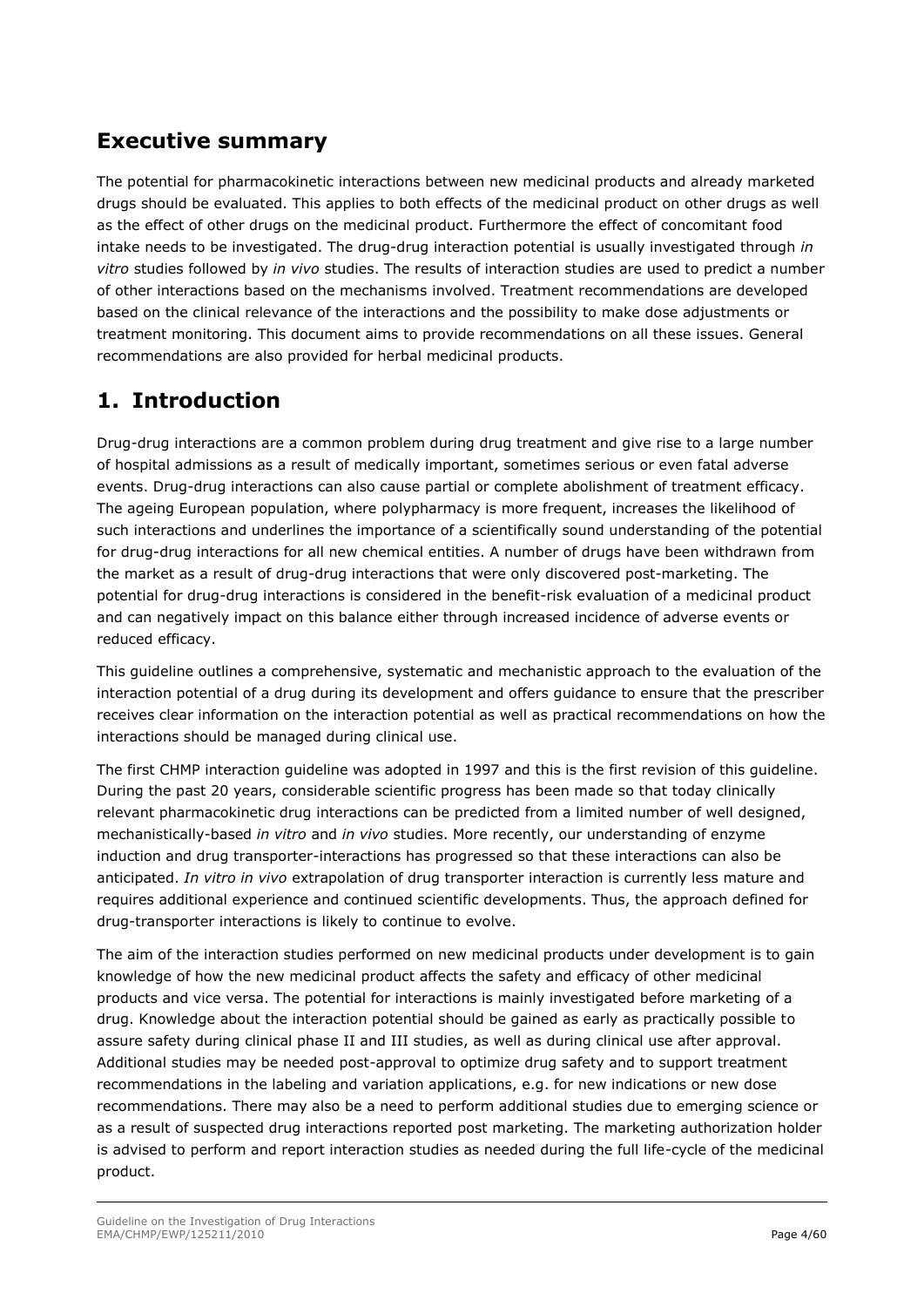## Executive summary

The potential for pharmacokinetic interactions between new medicinal products and already marketed drugs should be evaluated. This applies to both effects of the medicinal product on other drugs as well as the effect of other drugs on the medicinal product. Furthermore the effect of concomitant food intake needs to be investigated. The drug-drug interaction potential is usually investigated through *in vitro* studies followed by *in vivo* studies. The results of interaction studies are used to predict a number of other interactions based on the mechanisms involved. Treatment recommendations are developed based on the clinical relevance of the interactions and the possibility to make dose adjustments or treatment monitoring. This document aims to provide recommendations on all these issues. General recommendations are also provided for herbal medicinal products.

## 1. Introduction

Drug-drug interactions are a common problem during drug treatment and give rise to a large number of hospital admissions as a result of medically important, sometimes serious or even fatal adverse events. Drug-drug interactions can also cause partial or complete abolishment of treatment efficacy. The ageing European population, where polypharmacy is more frequent, increases the likelihood of such interactions and underlines the importance of a scientifically sound understanding of the potential for drug-drug interactions for all new chemical entities. A number of drugs have been withdrawn from the market as a result of drug-drug interactions that were only discovered post-marketing. The potential for drug-drug interactions is considered in the benefit-risk evaluation of a medicinal product and can negatively impact on this balance either through increased incidence of adverse events or reduced efficacy.

This guideline outlines a comprehensive, systematic and mechanistic approach to the evaluation of the interaction potential of a drug during its development and offers guidance to ensure that the prescriber receives clear information on the interaction potential as well as practical recommendations on how the interactions should be managed during clinical use.

The first CHMP interaction guideline was adopted in 1997 and this is the first revision of this guideline. During the past 20 years, considerable scientific progress has been made so that today clinically relevant pharmacokinetic drug interactions can be predicted from a limited number of well designed, mechanistically-based *in vitro* and *in vivo* studies. More recently, our understanding of enzyme induction and drug transporter-interactions has progressed so that these interactions can also be anticipated. *In vitro in vivo* extrapolation of drug transporter interaction is currently less mature and requires additional experience and continued scientific developments. Thus, the approach defined for drug-transporter interactions is likely to continue to evolve.

The aim of the interaction studies performed on new medicinal products under development is to gain knowledge of how the new medicinal product affects the safety and efficacy of other medicinal products and vice versa. The potential for interactions is mainly investigated before marketing of a drug. Knowledge about the interaction potential should be gained as early as practically possible to assure safety during clinical phase II and III studies, as well as during clinical use after approval. Additional studies may be needed post-approval to optimize drug safety and to support treatment recommendations in the labeling and variation applications, e.g. for new indications or new dose recommendations. There may also be a need to perform additional studies due to emerging science or as a result of suspected drug interactions reported post marketing. The marketing authorization holder is advised to perform and report interaction studies as needed during the full life-cycle of the medicinal product.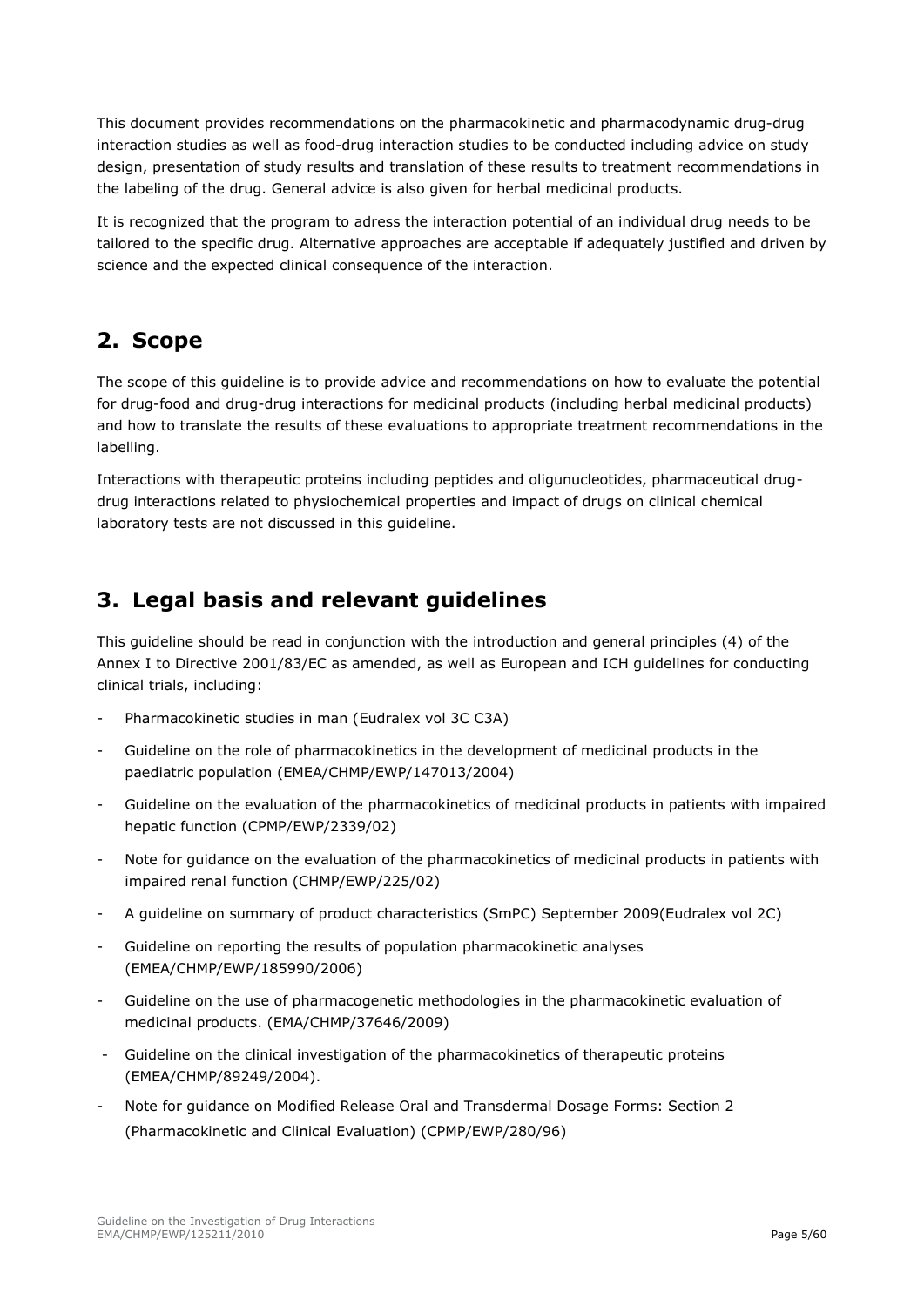This document provides recommendations on the pharmacokinetic and pharmacodynamic drug-drug interaction studies as well as food-drug interaction studies to be conducted including advice on study design, presentation of study results and translation of these results to treatment recommendations in the labeling of the drug. General advice is also given for herbal medicinal products.

It is recognized that the program to adress the interaction potential of an individual drug needs to be tailored to the specific drug. Alternative approaches are acceptable if adequately justified and driven by science and the expected clinical consequence of the interaction.

## 2. Scope

The scope of this guideline is to provide advice and recommendations on how to evaluate the potential for drug-food and drug-drug interactions for medicinal products (including herbal medicinal products) and how to translate the results of these evaluations to appropriate treatment recommendations in the labelling.

Interactions with therapeutic proteins including peptides and oligunucleotides, pharmaceutical drug-drug interactions related to physiochemical properties and impact of drugs on clinical chemical laboratory tests are not discussed in this guideline.

## 3. Legal basis and relevant guidelines

This guideline should be read in conjunction with the introduction and general principles (4) of the Annex I to Directive 2001/83/EC as amended, as well as European and ICH guidelines for conducting clinical trials, including:

- Pharmacokinetic studies in man (Eudralex vol 3C C3A)
- Guideline on the role of pharmacokinetics in the development of medicinal products in the paediatric population (EMEA/CHMP/EWP/147013/2004)
- Guideline on the evaluation of the pharmacokinetics of medicinal products in patients with impaired hepatic function (CPMP/EWP/2339/02)
- Note for guidance on the evaluation of the pharmacokinetics of medicinal products in patients with impaired renal function (CHMP/EWP/225/02)
- A guideline on summary of product characteristics (SmPC) September 2009(Eudralex vol 2C)
- Guideline on reporting the results of population pharmacokinetic analyses (EMEA/CHMP/EWP/185990/2006)
- Guideline on the use of pharmacogenetic methodologies in the pharmacokinetic evaluation of medicinal products. (EMA/CHMP/37646/2009)
- Guideline on the clinical investigation of the pharmacokinetics of therapeutic proteins (EMEA/CHMP/89249/2004).
- Note for guidance on Modified Release Oral and Transdermal Dosage Forms: Section 2 (Pharmacokinetic and Clinical Evaluation) (CPMP/EWP/280/96)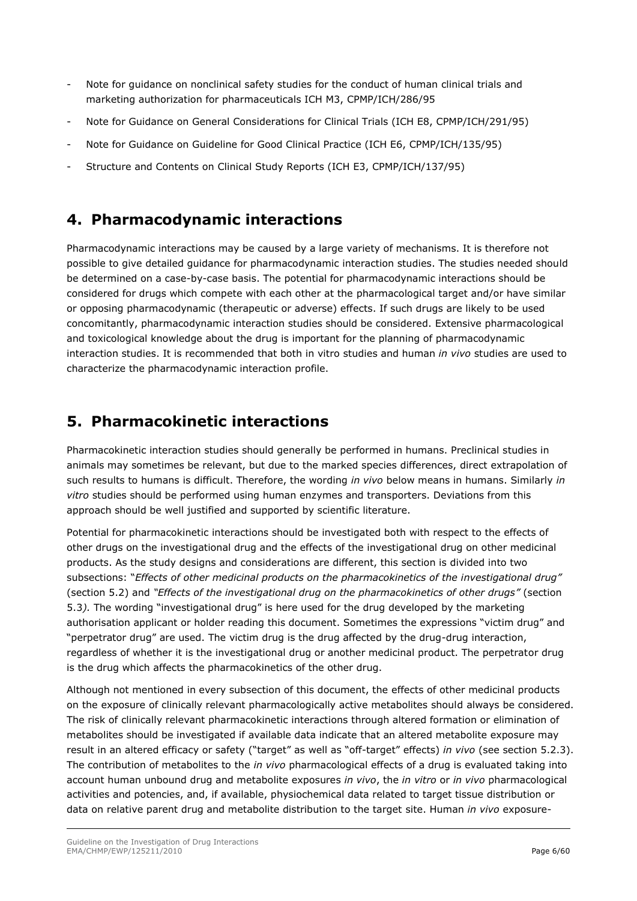- Note for guidance on nonclinical safety studies for the conduct of human clinical trials and marketing authorization for pharmaceuticals ICH M3, CPMP/ICH/286/95
- Note for Guidance on General Considerations for Clinical Trials (ICH E8, CPMP/ICH/291/95)
- Note for Guidance on Guideline for Good Clinical Practice (ICH E6, CPMP/ICH/135/95)
- Structure and Contents on Clinical Study Reports (ICH E3, CPMP/ICH/137/95)

## 4. Pharmacodynamic interactions

Pharmacodynamic interactions may be caused by a large variety of mechanisms. It is therefore not possible to give detailed guidance for pharmacodynamic interaction studies. The studies needed should be determined on a case-by-case basis. The potential for pharmacodynamic interactions should be considered for drugs which compete with each other at the pharmacological target and/or have similar or opposing pharmacodynamic (therapeutic or adverse) effects. If such drugs are likely to be used concomitantly, pharmacodynamic interaction studies should be considered. Extensive pharmacological and toxicological knowledge about the drug is important for the planning of pharmacodynamic interaction studies. It is recommended that both in vitro studies and human *in vivo* studies are used to characterize the pharmacodynamic interaction profile.

## 5. Pharmacokinetic interactions

Pharmacokinetic interaction studies should generally be performed in humans. Preclinical studies in animals may sometimes be relevant, but due to the marked species differences, direct extrapolation of such results to humans is difficult. Therefore, the wording *in vivo* below means in humans. Similarly *in vitro* studies should be performed using human enzymes and transporters. Deviations from this approach should be well justified and supported by scientific literature.

Potential for pharmacokinetic interactions should be investigated both with respect to the effects of other drugs on the investigational drug and the effects of the investigational drug on other medicinal products. As the study designs and considerations are different, this section is divided into two subsections: "*Effects of other medicinal products on the pharmacokinetics of the investigational drug"* (section 5.2) and *"Effects of the investigational drug on the pharmacokinetics of other drugs"* (section 5.3*).* The wording "investigational drug" is here used for the drug developed by the marketing authorisation applicant or holder reading this document. Sometimes the expressions "victim drug" and "perpetrator drug" are used. The victim drug is the drug affected by the drug-drug interaction, regardless of whether it is the investigational drug or another medicinal product. The perpetrator drug is the drug which affects the pharmacokinetics of the other drug.

Although not mentioned in every subsection of this document, the effects of other medicinal products on the exposure of clinically relevant pharmacologically active metabolites should always be considered. The risk of clinically relevant pharmacokinetic interactions through altered formation or elimination of metabolites should be investigated if available data indicate that an altered metabolite exposure may result in an altered efficacy or safety ("target" as well as "off-target" effects) *in vivo* (see section 5.2.3). The contribution of metabolites to the *in vivo* pharmacological effects of a drug is evaluated taking into account human unbound drug and metabolite exposures *in vivo*, the *in vitro* or *in vivo* pharmacological activities and potencies, and, if available, physiochemical data related to target tissue distribution or data on relative parent drug and metabolite distribution to the target site. Human *in vivo* exposure-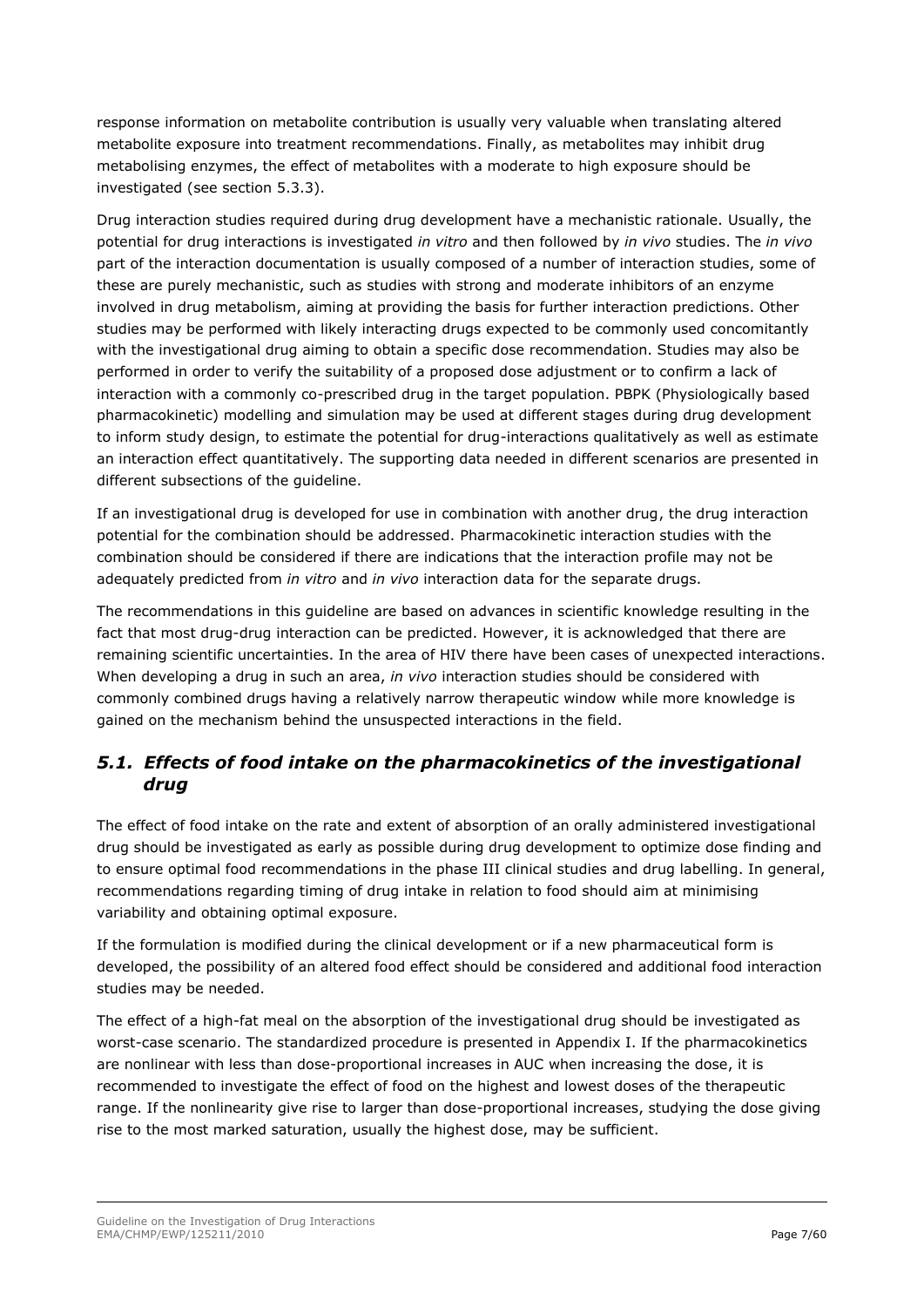response information on metabolite contribution is usually very valuable when translating altered metabolite exposure into treatment recommendations. Finally, as metabolites may inhibit drug metabolising enzymes, the effect of metabolites with a moderate to high exposure should be investigated (see section 5.3.3).

Drug interaction studies required during drug development have a mechanistic rationale. Usually, the potential for drug interactions is investigated *in vitro* and then followed by *in vivo* studies. The *in vivo* part of the interaction documentation is usually composed of a number of interaction studies, some of these are purely mechanistic, such as studies with strong and moderate inhibitors of an enzyme involved in drug metabolism, aiming at providing the basis for further interaction predictions. Other studies may be performed with likely interacting drugs expected to be commonly used concomitantly with the investigational drug aiming to obtain a specific dose recommendation. Studies may also be performed in order to verify the suitability of a proposed dose adjustment or to confirm a lack of interaction with a commonly co-prescribed drug in the target population. PBPK (Physiologically based pharmacokinetic) modelling and simulation may be used at different stages during drug development to inform study design, to estimate the potential for drug-interactions qualitatively as well as estimate an interaction effect quantitatively. The supporting data needed in different scenarios are presented in different subsections of the guideline.

If an investigational drug is developed for use in combination with another drug, the drug interaction potential for the combination should be addressed. Pharmacokinetic interaction studies with the combination should be considered if there are indications that the interaction profile may not be adequately predicted from *in vitro* and *in vivo* interaction data for the separate drugs.

The recommendations in this guideline are based on advances in scientific knowledge resulting in the fact that most drug-drug interaction can be predicted. However, it is acknowledged that there are remaining scientific uncertainties. In the area of HIV there have been cases of unexpected interactions. When developing a drug in such an area, *in vivo* interaction studies should be considered with commonly combined drugs having a relatively narrow therapeutic window while more knowledge is gained on the mechanism behind the unsuspected interactions in the field.

## *5.1. Effects of food intake on the pharmacokinetics of the investigational drug*

The effect of food intake on the rate and extent of absorption of an orally administered investigational drug should be investigated as early as possible during drug development to optimize dose finding and to ensure optimal food recommendations in the phase III clinical studies and drug labelling. In general, recommendations regarding timing of drug intake in relation to food should aim at minimising variability and obtaining optimal exposure.

If the formulation is modified during the clinical development or if a new pharmaceutical form is developed, the possibility of an altered food effect should be considered and additional food interaction studies may be needed.

The effect of a high-fat meal on the absorption of the investigational drug should be investigated as worst-case scenario. The standardized procedure is presented in Appendix I. If the pharmacokinetics are nonlinear with less than dose-proportional increases in AUC when increasing the dose, it is recommended to investigate the effect of food on the highest and lowest doses of the therapeutic range. If the nonlinearity give rise to larger than dose-proportional increases, studying the dose giving rise to the most marked saturation, usually the highest dose, may be sufficient.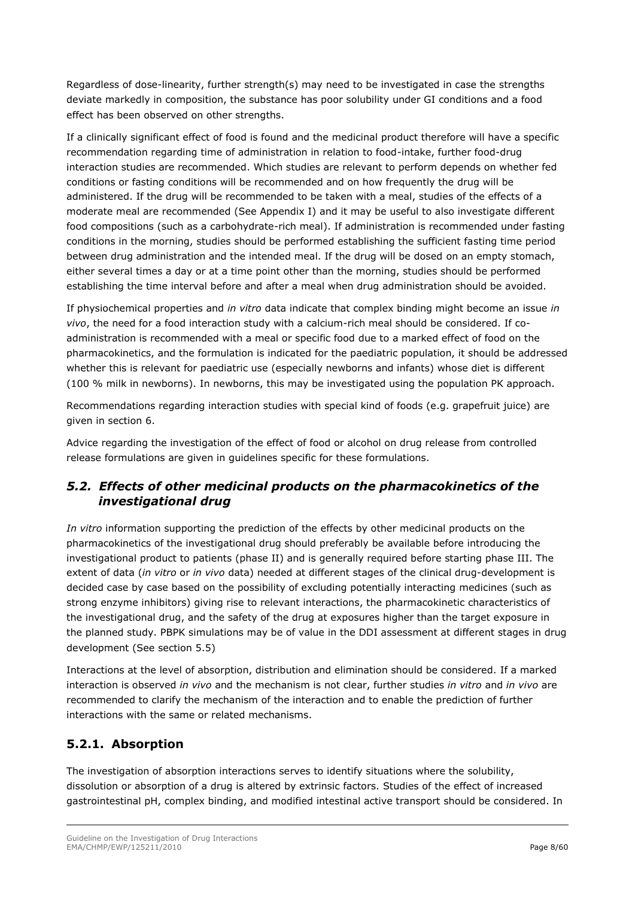Regardless of dose-linearity, further strength(s) may need to be investigated in case the strengths deviate markedly in composition, the substance has poor solubility under GI conditions and a food effect has been observed on other strengths.

If a clinically significant effect of food is found and the medicinal product therefore will have a specific recommendation regarding time of administration in relation to food-intake, further food-drug interaction studies are recommended. Which studies are relevant to perform depends on whether fed conditions or fasting conditions will be recommended and on how frequently the drug will be administered. If the drug will be recommended to be taken with a meal, studies of the effects of a moderate meal are recommended (See Appendix I) and it may be useful to also investigate different food compositions (such as a carbohydrate-rich meal). If administration is recommended under fasting conditions in the morning, studies should be performed establishing the sufficient fasting time period between drug administration and the intended meal. If the drug will be dosed on an empty stomach, either several times a day or at a time point other than the morning, studies should be performed establishing the time interval before and after a meal when drug administration should be avoided.

If physiochemical properties and *in vitro* data indicate that complex binding might become an issue *in vivo*, the need for a food interaction study with a calcium-rich meal should be considered. If co-administration is recommended with a meal or specific food due to a marked effect of food on the pharmacokinetics, and the formulation is indicated for the paediatric population, it should be addressed whether this is relevant for paediatric use (especially newborns and infants) whose diet is different (100 % milk in newborns). In newborns, this may be investigated using the population PK approach.

Recommendations regarding interaction studies with special kind of foods (e.g. grapefruit juice) are given in section 6.

Advice regarding the investigation of the effect of food or alcohol on drug release from controlled release formulations are given in guidelines specific for these formulations.

## *5.2. Effects of other medicinal products on the pharmacokinetics of the investigational drug*

*In vitro* information supporting the prediction of the effects by other medicinal products on the pharmacokinetics of the investigational drug should preferably be available before introducing the investigational product to patients (phase II) and is generally required before starting phase III. The extent of data (*in vitro* or *in vivo* data) needed at different stages of the clinical drug-development is decided case by case based on the possibility of excluding potentially interacting medicines (such as strong enzyme inhibitors) giving rise to relevant interactions, the pharmacokinetic characteristics of the investigational drug, and the safety of the drug at exposures higher than the target exposure in the planned study. PBPK simulations may be of value in the DDI assessment at different stages in drug development (See section 5.5)

Interactions at the level of absorption, distribution and elimination should be considered. If a marked interaction is observed *in vivo* and the mechanism is not clear, further studies *in vitro* and *in vivo* are recommended to clarify the mechanism of the interaction and to enable the prediction of further interactions with the same or related mechanisms.

### 5.2.1. Absorption

The investigation of absorption interactions serves to identify situations where the solubility, dissolution or absorption of a drug is altered by extrinsic factors. Studies of the effect of increased gastrointestinal pH, complex binding, and modified intestinal active transport should be considered. In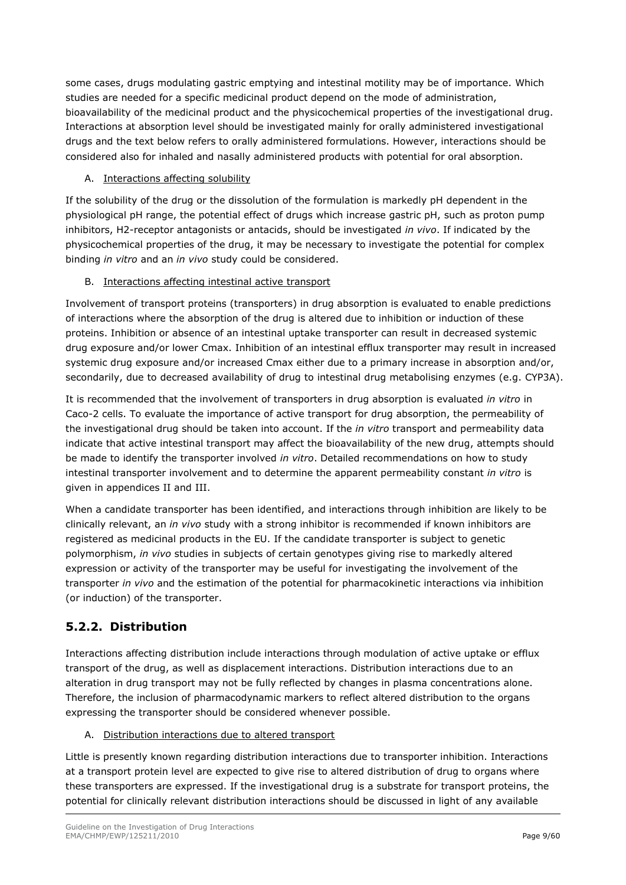some cases, drugs modulating gastric emptying and intestinal motility may be of importance. Which studies are needed for a specific medicinal product depend on the mode of administration, bioavailability of the medicinal product and the physicochemical properties of the investigational drug. Interactions at absorption level should be investigated mainly for orally administered investigational drugs and the text below refers to orally administered formulations. However, interactions should be considered also for inhaled and nasally administered products with potential for oral absorption.

A. Interactions affecting solubility

If the solubility of the drug or the dissolution of the formulation is markedly pH dependent in the physiological pH range, the potential effect of drugs which increase gastric pH, such as proton pump inhibitors, H2-receptor antagonists or antacids, should be investigated *in vivo*. If indicated by the physicochemical properties of the drug, it may be necessary to investigate the potential for complex binding *in vitro* and an *in vivo* study could be considered.

B. Interactions affecting intestinal active transport

Involvement of transport proteins (transporters) in drug absorption is evaluated to enable predictions of interactions where the absorption of the drug is altered due to inhibition or induction of these proteins. Inhibition or absence of an intestinal uptake transporter can result in decreased systemic drug exposure and/or lower Cmax. Inhibition of an intestinal efflux transporter may result in increased systemic drug exposure and/or increased Cmax either due to a primary increase in absorption and/or, secondarily, due to decreased availability of drug to intestinal drug metabolising enzymes (e.g. CYP3A).

It is recommended that the involvement of transporters in drug absorption is evaluated *in vitro* in Caco-2 cells. To evaluate the importance of active transport for drug absorption, the permeability of the investigational drug should be taken into account. If the *in vitro* transport and permeability data indicate that active intestinal transport may affect the bioavailability of the new drug, attempts should be made to identify the transporter involved *in vitro*. Detailed recommendations on how to study intestinal transporter involvement and to determine the apparent permeability constant *in vitro* is given in appendices II and III.

When a candidate transporter has been identified, and interactions through inhibition are likely to be clinically relevant, an *in vivo* study with a strong inhibitor is recommended if known inhibitors are registered as medicinal products in the EU. If the candidate transporter is subject to genetic polymorphism, *in vivo* studies in subjects of certain genotypes giving rise to markedly altered expression or activity of the transporter may be useful for investigating the involvement of the transporter *in vivo* and the estimation of the potential for pharmacokinetic interactions via inhibition (or induction) of the transporter.

## 5.2.2. Distribution

Interactions affecting distribution include interactions through modulation of active uptake or efflux transport of the drug, as well as displacement interactions. Distribution interactions due to an alteration in drug transport may not be fully reflected by changes in plasma concentrations alone. Therefore, the inclusion of pharmacodynamic markers to reflect altered distribution to the organs expressing the transporter should be considered whenever possible.

A. Distribution interactions due to altered transport

Little is presently known regarding distribution interactions due to transporter inhibition. Interactions at a transport protein level are expected to give rise to altered distribution of drug to organs where these transporters are expressed. If the investigational drug is a substrate for transport proteins, the potential for clinically relevant distribution interactions should be discussed in light of any available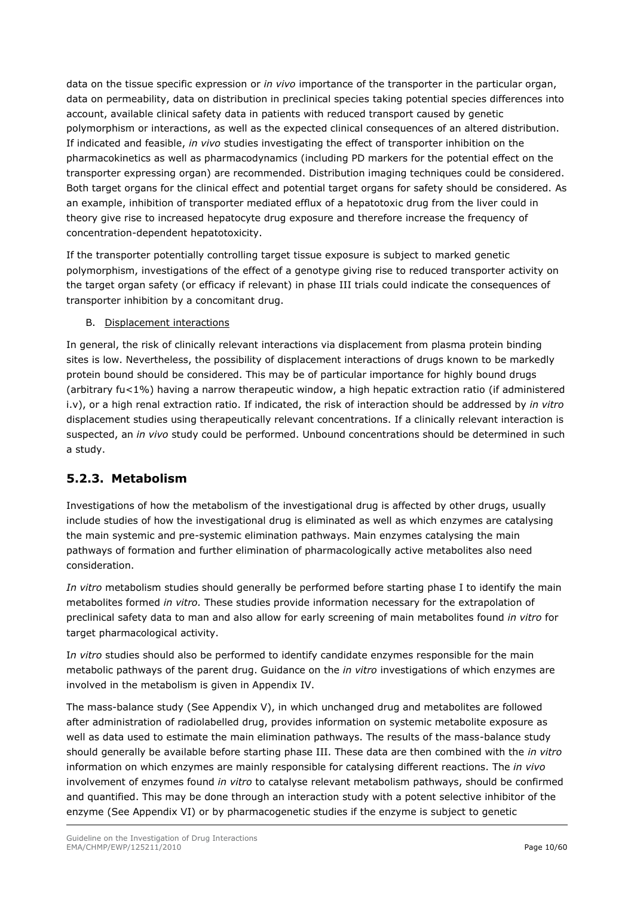data on the tissue specific expression or *in vivo* importance of the transporter in the particular organ, data on permeability, data on distribution in preclinical species taking potential species differences into account, available clinical safety data in patients with reduced transport caused by genetic polymorphism or interactions, as well as the expected clinical consequences of an altered distribution. If indicated and feasible, *in vivo* studies investigating the effect of transporter inhibition on the pharmacokinetics as well as pharmacodynamics (including PD markers for the potential effect on the transporter expressing organ) are recommended. Distribution imaging techniques could be considered. Both target organs for the clinical effect and potential target organs for safety should be considered. As an example, inhibition of transporter mediated efflux of a hepatotoxic drug from the liver could in theory give rise to increased hepatocyte drug exposure and therefore increase the frequency of concentration-dependent hepatotoxicity.

If the transporter potentially controlling target tissue exposure is subject to marked genetic polymorphism, investigations of the effect of a genotype giving rise to reduced transporter activity on the target organ safety (or efficacy if relevant) in phase III trials could indicate the consequences of transporter inhibition by a concomitant drug.

B. Displacement interactions

In general, the risk of clinically relevant interactions via displacement from plasma protein binding sites is low. Nevertheless, the possibility of displacement interactions of drugs known to be markedly protein bound should be considered. This may be of particular importance for highly bound drugs (arbitrary $fu<1\%$) having a narrow therapeutic window, a high hepatic extraction ratio (if administered i.v), or a high renal extraction ratio. If indicated, the risk of interaction should be addressed by *in vitro* displacement studies using therapeutically relevant concentrations. If a clinically relevant interaction is suspected, an *in vivo* study could be performed. Unbound concentrations should be determined in such a study.

## 5.2.3. Metabolism

Investigations of how the metabolism of the investigational drug is affected by other drugs, usually include studies of how the investigational drug is eliminated as well as which enzymes are catalysing the main systemic and pre-systemic elimination pathways. Main enzymes catalysing the main pathways of formation and further elimination of pharmacologically active metabolites also need consideration.

*In vitro* metabolism studies should generally be performed before starting phase I to identify the main metabolites formed *in vitro*. These studies provide information necessary for the extrapolation of preclinical safety data to man and also allow for early screening of main metabolites found *in vitro* for target pharmacological activity.

*In vitro* studies should also be performed to identify candidate enzymes responsible for the main metabolic pathways of the parent drug. Guidance on the *in vitro* investigations of which enzymes are involved in the metabolism is given in Appendix IV.

The mass-balance study (See Appendix V), in which unchanged drug and metabolites are followed after administration of radiolabelled drug, provides information on systemic metabolite exposure as well as data used to estimate the main elimination pathways. The results of the mass-balance study should generally be available before starting phase III. These data are then combined with the *in vitro* information on which enzymes are mainly responsible for catalysing different reactions. The *in vivo* involvement of enzymes found *in vitro* to catalyse relevant metabolism pathways, should be confirmed and quantified. This may be done through an interaction study with a potent selective inhibitor of the enzyme (See Appendix VI) or by pharmacogenetic studies if the enzyme is subject to genetic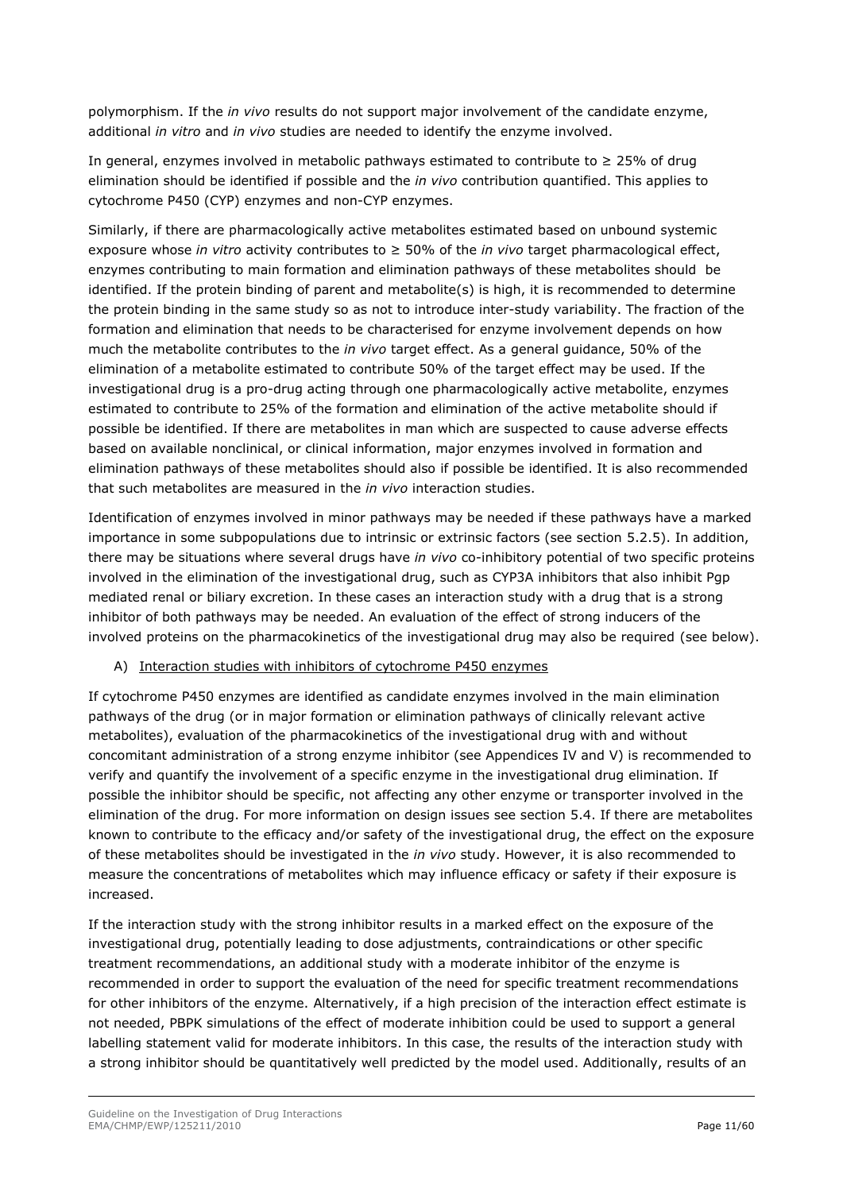polymorphism. If the *in vivo* results do not support major involvement of the candidate enzyme, additional *in vitro* and *in vivo* studies are needed to identify the enzyme involved.

In general, enzymes involved in metabolic pathways estimated to contribute to ≥ 25% of drug elimination should be identified if possible and the *in vivo* contribution quantified. This applies to cytochrome P450 (CYP) enzymes and non-CYP enzymes.

Similarly, if there are pharmacologically active metabolites estimated based on unbound systemic exposure whose *in vitro* activity contributes to ≥ 50% of the *in vivo* target pharmacological effect, enzymes contributing to main formation and elimination pathways of these metabolites should be identified. If the protein binding of parent and metabolite(s) is high, it is recommended to determine the protein binding in the same study so as not to introduce inter-study variability. The fraction of the formation and elimination that needs to be characterised for enzyme involvement depends on how much the metabolite contributes to the *in vivo* target effect. As a general guidance, 50% of the elimination of a metabolite estimated to contribute 50% of the target effect may be used. If the investigational drug is a pro-drug acting through one pharmacologically active metabolite, enzymes estimated to contribute to 25% of the formation and elimination of the active metabolite should if possible be identified. If there are metabolites in man which are suspected to cause adverse effects based on available nonclinical, or clinical information, major enzymes involved in formation and elimination pathways of these metabolites should also if possible be identified. It is also recommended that such metabolites are measured in the *in vivo* interaction studies.

Identification of enzymes involved in minor pathways may be needed if these pathways have a marked importance in some subpopulations due to intrinsic or extrinsic factors (see section 5.2.5). In addition, there may be situations where several drugs have *in vivo* co-inhibitory potential of two specific proteins involved in the elimination of the investigational drug, such as CYP3A inhibitors that also inhibit Pgp mediated renal or biliary excretion. In these cases an interaction study with a drug that is a strong inhibitor of both pathways may be needed. An evaluation of the effect of strong inducers of the involved proteins on the pharmacokinetics of the investigational drug may also be required (see below).

A) Interaction studies with inhibitors of cytochrome P450 enzymes

If cytochrome P450 enzymes are identified as candidate enzymes involved in the main elimination pathways of the drug (or in major formation or elimination pathways of clinically relevant active metabolites), evaluation of the pharmacokinetics of the investigational drug with and without concomitant administration of a strong enzyme inhibitor (see Appendices IV and V) is recommended to verify and quantify the involvement of a specific enzyme in the investigational drug elimination. If possible the inhibitor should be specific, not affecting any other enzyme or transporter involved in the elimination of the drug. For more information on design issues see section 5.4. If there are metabolites known to contribute to the efficacy and/or safety of the investigational drug, the effect on the exposure of these metabolites should be investigated in the *in vivo* study. However, it is also recommended to measure the concentrations of metabolites which may influence efficacy or safety if their exposure is increased.

If the interaction study with the strong inhibitor results in a marked effect on the exposure of the investigational drug, potentially leading to dose adjustments, contraindications or other specific treatment recommendations, an additional study with a moderate inhibitor of the enzyme is recommended in order to support the evaluation of the need for specific treatment recommendations for other inhibitors of the enzyme. Alternatively, if a high precision of the interaction effect estimate is not needed, PBPK simulations of the effect of moderate inhibition could be used to support a general labelling statement valid for moderate inhibitors. In this case, the results of the interaction study with a strong inhibitor should be quantitatively well predicted by the model used. Additionally, results of an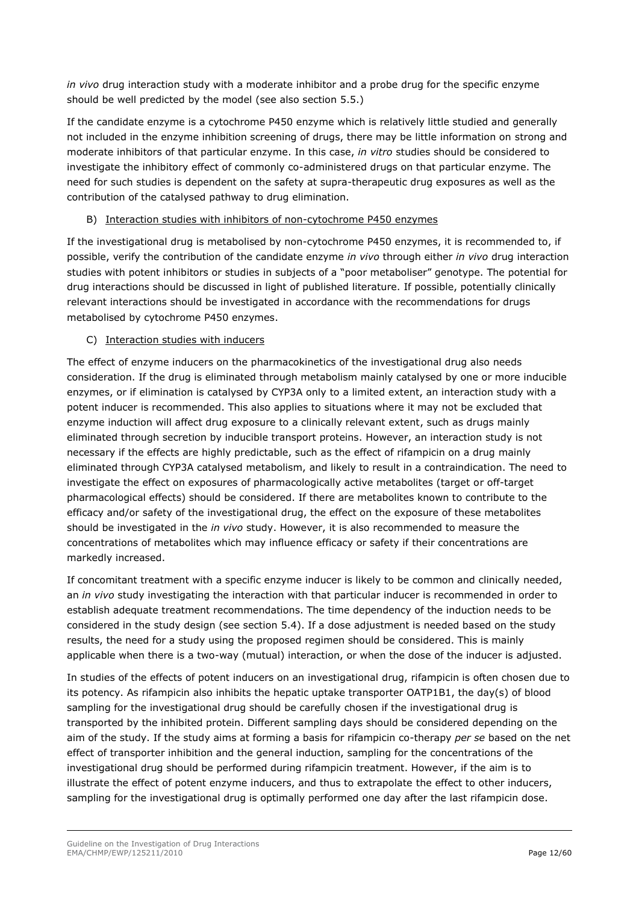*in vivo* drug interaction study with a moderate inhibitor and a probe drug for the specific enzyme should be well predicted by the model (see also section 5.5.)

If the candidate enzyme is a cytochrome P450 enzyme which is relatively little studied and generally not included in the enzyme inhibition screening of drugs, there may be little information on strong and moderate inhibitors of that particular enzyme. In this case, *in vitro* studies should be considered to investigate the inhibitory effect of commonly co-administered drugs on that particular enzyme. The need for such studies is dependent on the safety at supra-therapeutic drug exposures as well as the contribution of the catalysed pathway to drug elimination.

B) Interaction studies with inhibitors of non-cytochrome P450 enzymes

If the investigational drug is metabolised by non-cytochrome P450 enzymes, it is recommended to, if possible, verify the contribution of the candidate enzyme *in vivo* through either *in vivo* drug interaction studies with potent inhibitors or studies in subjects of a "poor metaboliser" genotype. The potential for drug interactions should be discussed in light of published literature. If possible, potentially clinically relevant interactions should be investigated in accordance with the recommendations for drugs metabolised by cytochrome P450 enzymes.

C) Interaction studies with inducers

The effect of enzyme inducers on the pharmacokinetics of the investigational drug also needs consideration. If the drug is eliminated through metabolism mainly catalysed by one or more inducible enzymes, or if elimination is catalysed by CYP3A only to a limited extent, an interaction study with a potent inducer is recommended. This also applies to situations where it may not be excluded that enzyme induction will affect drug exposure to a clinically relevant extent, such as drugs mainly eliminated through secretion by inducible transport proteins. However, an interaction study is not necessary if the effects are highly predictable, such as the effect of rifampicin on a drug mainly eliminated through CYP3A catalysed metabolism, and likely to result in a contraindication. The need to investigate the effect on exposures of pharmacologically active metabolites (target or off-target pharmacological effects) should be considered. If there are metabolites known to contribute to the efficacy and/or safety of the investigational drug, the effect on the exposure of these metabolites should be investigated in the *in vivo* study. However, it is also recommended to measure the concentrations of metabolites which may influence efficacy or safety if their concentrations are markedly increased.

If concomitant treatment with a specific enzyme inducer is likely to be common and clinically needed, an *in vivo* study investigating the interaction with that particular inducer is recommended in order to establish adequate treatment recommendations. The time dependency of the induction needs to be considered in the study design (see section 5.4). If a dose adjustment is needed based on the study results, the need for a study using the proposed regimen should be considered. This is mainly applicable when there is a two-way (mutual) interaction, or when the dose of the inducer is adjusted.

In studies of the effects of potent inducers on an investigational drug, rifampicin is often chosen due to its potency. As rifampicin also inhibits the hepatic uptake transporter OATP1B1, the day(s) of blood sampling for the investigational drug should be carefully chosen if the investigational drug is transported by the inhibited protein. Different sampling days should be considered depending on the aim of the study. If the study aims at forming a basis for rifampicin co-therapy *per se* based on the net effect of transporter inhibition and the general induction, sampling for the concentrations of the investigational drug should be performed during rifampicin treatment. However, if the aim is to illustrate the effect of potent enzyme inducers, and thus to extrapolate the effect to other inducers, sampling for the investigational drug is optimally performed one day after the last rifampicin dose.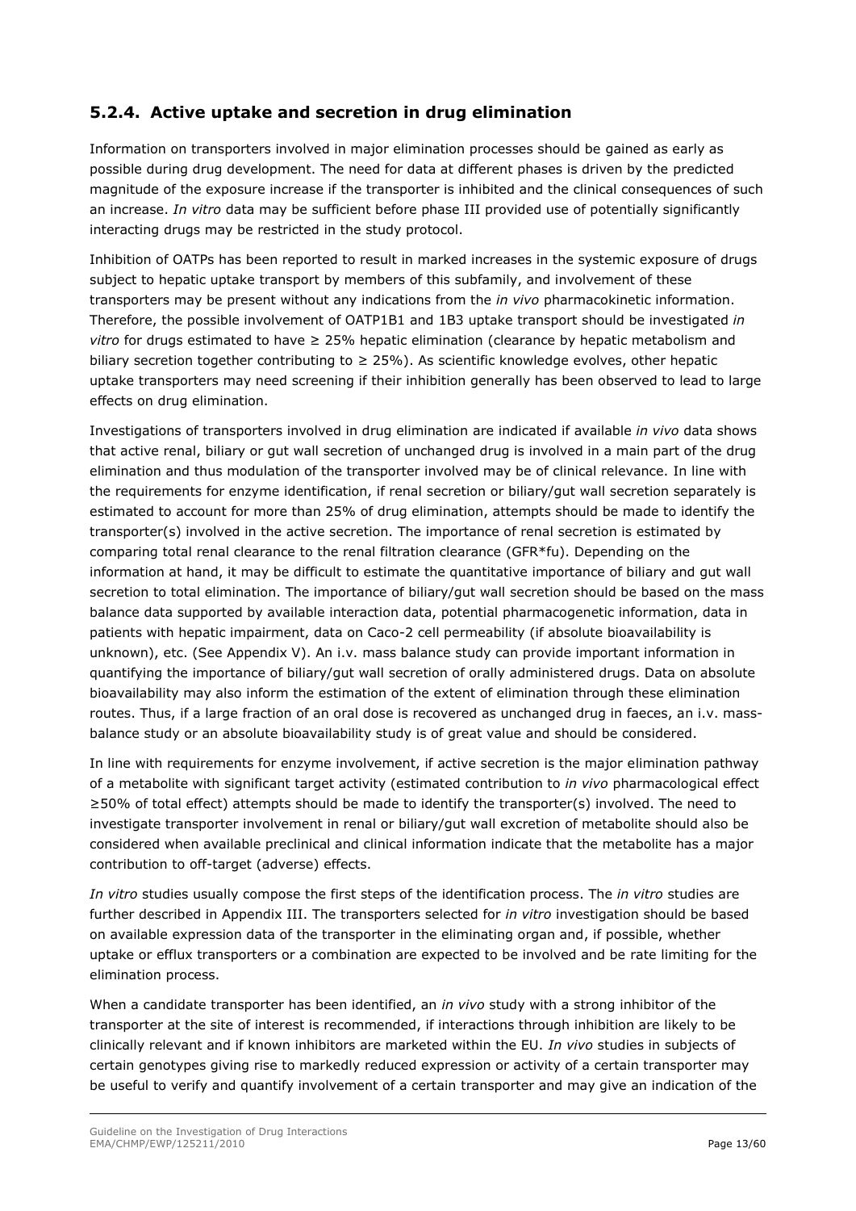### 5.2.4. Active uptake and secretion in drug elimination

Information on transporters involved in major elimination processes should be gained as early as possible during drug development. The need for data at different phases is driven by the predicted magnitude of the exposure increase if the transporter is inhibited and the clinical consequences of such an increase. *In vitro* data may be sufficient before phase III provided use of potentially significantly interacting drugs may be restricted in the study protocol.

Inhibition of OATPs has been reported to result in marked increases in the systemic exposure of drugs subject to hepatic uptake transport by members of this subfamily, and involvement of these transporters may be present without any indications from the *in vivo* pharmacokinetic information. Therefore, the possible involvement of OATP1B1 and 1B3 uptake transport should be investigated *in vitro* for drugs estimated to have ≥ 25% hepatic elimination (clearance by hepatic metabolism and biliary secretion together contributing to ≥ 25%). As scientific knowledge evolves, other hepatic uptake transporters may need screening if their inhibition generally has been observed to lead to large effects on drug elimination.

Investigations of transporters involved in drug elimination are indicated if available *in vivo* data shows that active renal, biliary or gut wall secretion of unchanged drug is involved in a main part of the drug elimination and thus modulation of the transporter involved may be of clinical relevance. In line with the requirements for enzyme identification, if renal secretion or biliary/gut wall secretion separately is estimated to account for more than 25% of drug elimination, attempts should be made to identify the transporter(s) involved in the active secretion. The importance of renal secretion is estimated by comparing total renal clearance to the renal filtration clearance (GFR*fu). Depending on the information at hand, it may be difficult to estimate the quantitative importance of biliary and gut wall secretion to total elimination. The importance of biliary/gut wall secretion should be based on the mass balance data supported by available interaction data, potential pharmacogenetic information, data in patients with hepatic impairment, data on Caco-2 cell permeability (if absolute bioavailability is unknown), etc. (See Appendix V). An i.v. mass balance study can provide important information in quantifying the importance of biliary/gut wall secretion of orally administered drugs. Data on absolute bioavailability may also inform the estimation of the extent of elimination through these elimination routes. Thus, if a large fraction of an oral dose is recovered as unchanged drug in faeces, an i.v. mass-balance study or an absolute bioavailability study is of great value and should be considered.

In line with requirements for enzyme involvement, if active secretion is the major elimination pathway of a metabolite with significant target activity (estimated contribution to *in vivo* pharmacological effect ≥50% of total effect) attempts should be made to identify the transporter(s) involved. The need to investigate transporter involvement in renal or biliary/gut wall excretion of metabolite should also be considered when available preclinical and clinical information indicate that the metabolite has a major contribution to off-target (adverse) effects.

*In vitro* studies usually compose the first steps of the identification process. The *in vitro* studies are further described in Appendix III. The transporters selected for *in vitro* investigation should be based on available expression data of the transporter in the eliminating organ and, if possible, whether uptake or efflux transporters or a combination are expected to be involved and be rate limiting for the elimination process.

When a candidate transporter has been identified, an *in vivo* study with a strong inhibitor of the transporter at the site of interest is recommended, if interactions through inhibition are likely to be clinically relevant and if known inhibitors are marketed within the EU. *In vivo* studies in subjects of certain genotypes giving rise to markedly reduced expression or activity of a certain transporter may be useful to verify and quantify involvement of a certain transporter and may give an indication of the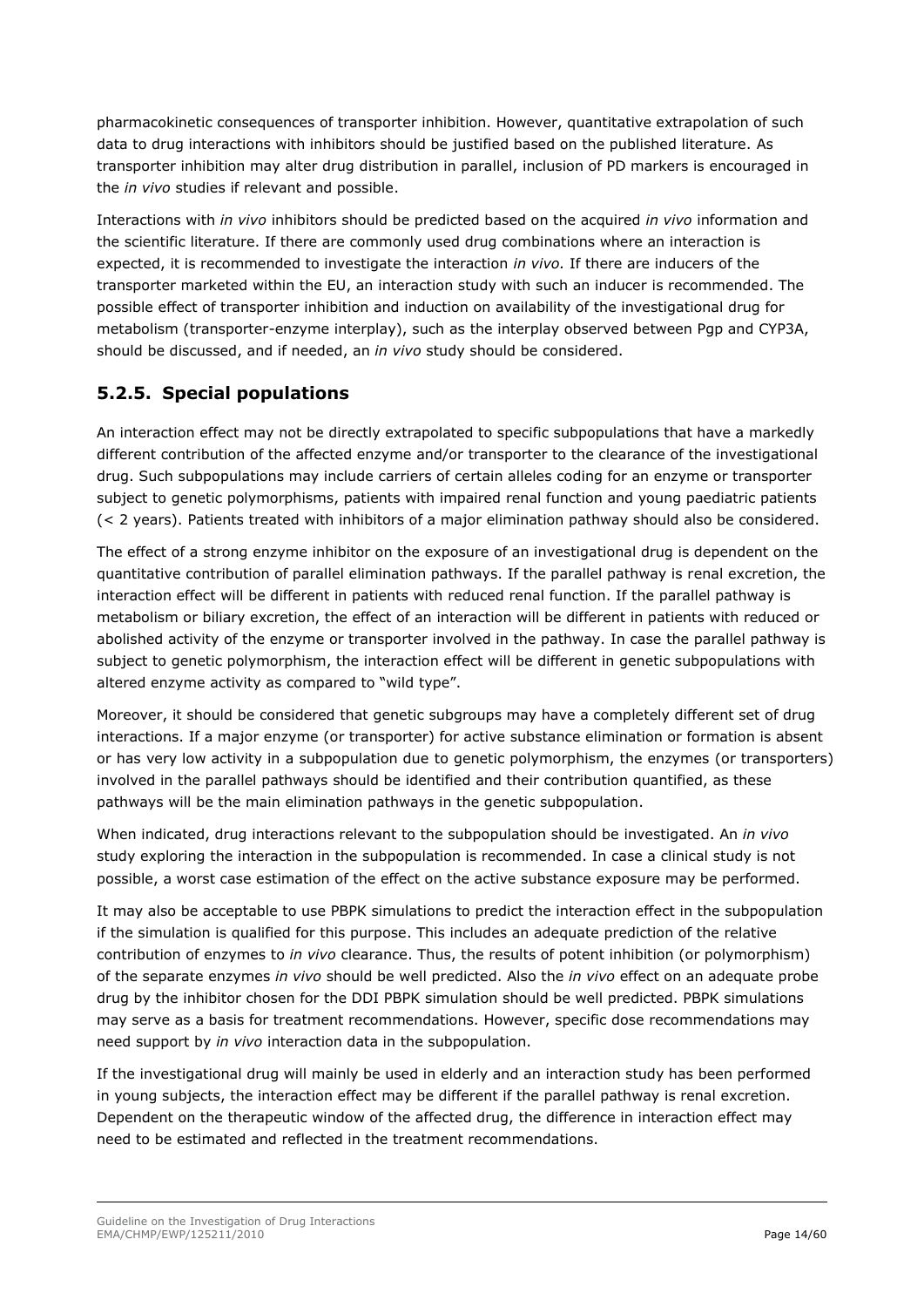pharmacokinetic consequences of transporter inhibition. However, quantitative extrapolation of such data to drug interactions with inhibitors should be justified based on the published literature. As transporter inhibition may alter drug distribution in parallel, inclusion of PD markers is encouraged in the *in vivo* studies if relevant and possible.

Interactions with *in vivo* inhibitors should be predicted based on the acquired *in vivo* information and the scientific literature. If there are commonly used drug combinations where an interaction is expected, it is recommended to investigate the interaction *in vivo.* If there are inducers of the transporter marketed within the EU, an interaction study with such an inducer is recommended. The possible effect of transporter inhibition and induction on availability of the investigational drug for metabolism (transporter-enzyme interplay), such as the interplay observed between Pgp and CYP3A, should be discussed, and if needed, an *in vivo* study should be considered.

## 5.2.5. Special populations

An interaction effect may not be directly extrapolated to specific subpopulations that have a markedly different contribution of the affected enzyme and/or transporter to the clearance of the investigational drug. Such subpopulations may include carriers of certain alleles coding for an enzyme or transporter subject to genetic polymorphisms, patients with impaired renal function and young paediatric patients (< 2 years). Patients treated with inhibitors of a major elimination pathway should also be considered.

The effect of a strong enzyme inhibitor on the exposure of an investigational drug is dependent on the quantitative contribution of parallel elimination pathways. If the parallel pathway is renal excretion, the interaction effect will be different in patients with reduced renal function. If the parallel pathway is metabolism or biliary excretion, the effect of an interaction will be different in patients with reduced or abolished activity of the enzyme or transporter involved in the pathway. In case the parallel pathway is subject to genetic polymorphism, the interaction effect will be different in genetic subpopulations with altered enzyme activity as compared to "wild type".

Moreover, it should be considered that genetic subgroups may have a completely different set of drug interactions. If a major enzyme (or transporter) for active substance elimination or formation is absent or has very low activity in a subpopulation due to genetic polymorphism, the enzymes (or transporters) involved in the parallel pathways should be identified and their contribution quantified, as these pathways will be the main elimination pathways in the genetic subpopulation.

When indicated, drug interactions relevant to the subpopulation should be investigated. An *in vivo* study exploring the interaction in the subpopulation is recommended. In case a clinical study is not possible, a worst case estimation of the effect on the active substance exposure may be performed.

It may also be acceptable to use PBPK simulations to predict the interaction effect in the subpopulation if the simulation is qualified for this purpose. This includes an adequate prediction of the relative contribution of enzymes to *in vivo* clearance. Thus, the results of potent inhibition (or polymorphism) of the separate enzymes *in vivo* should be well predicted. Also the *in vivo* effect on an adequate probe drug by the inhibitor chosen for the DDI PBPK simulation should be well predicted. PBPK simulations may serve as a basis for treatment recommendations. However, specific dose recommendations may need support by *in vivo* interaction data in the subpopulation.

If the investigational drug will mainly be used in elderly and an interaction study has been performed in young subjects, the interaction effect may be different if the parallel pathway is renal excretion. Dependent on the therapeutic window of the affected drug, the difference in interaction effect may need to be estimated and reflected in the treatment recommendations.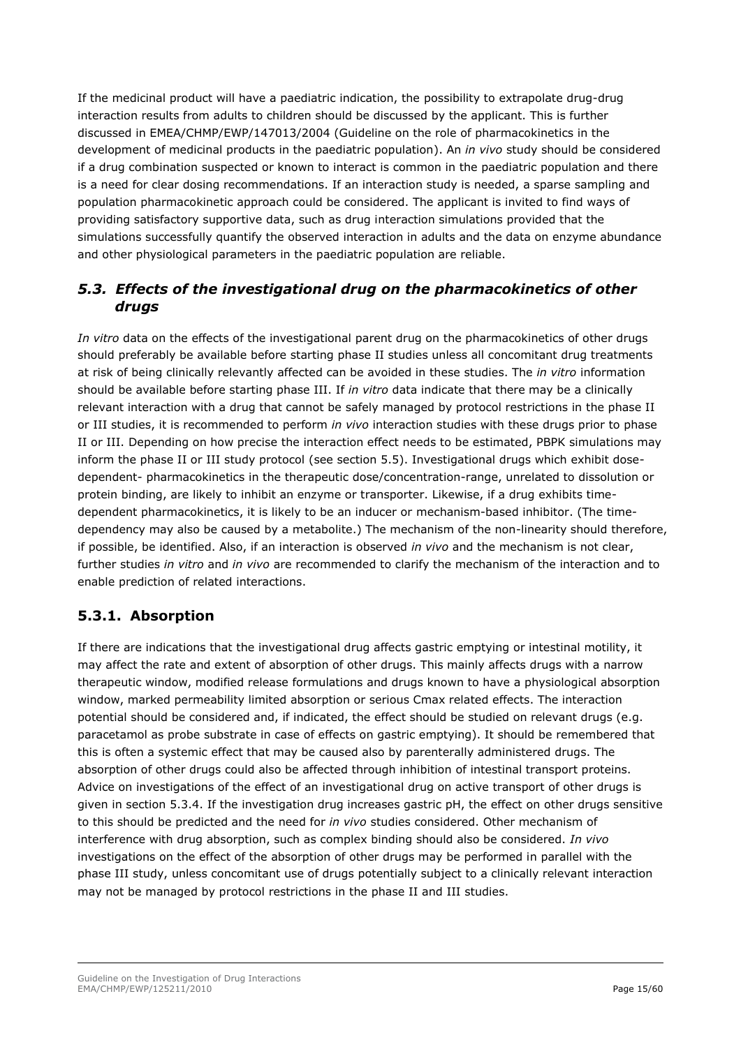If the medicinal product will have a paediatric indication, the possibility to extrapolate drug-drug interaction results from adults to children should be discussed by the applicant. This is further discussed in EMEA/CHMP/EWP/147013/2004 (Guideline on the role of pharmacokinetics in the development of medicinal products in the paediatric population). An *in vivo* study should be considered if a drug combination suspected or known to interact is common in the paediatric population and there is a need for clear dosing recommendations. If an interaction study is needed, a sparse sampling and population pharmacokinetic approach could be considered. The applicant is invited to find ways of providing satisfactory supportive data, such as drug interaction simulations provided that the simulations successfully quantify the observed interaction in adults and the data on enzyme abundance and other physiological parameters in the paediatric population are reliable.

## *5.3. Effects of the investigational drug on the pharmacokinetics of other drugs*

*In vitro* data on the effects of the investigational parent drug on the pharmacokinetics of other drugs should preferably be available before starting phase II studies unless all concomitant drug treatments at risk of being clinically relevantly affected can be avoided in these studies. The *in vitro* information should be available before starting phase III. If *in vitro* data indicate that there may be a clinically relevant interaction with a drug that cannot be safely managed by protocol restrictions in the phase II or III studies, it is recommended to perform *in vivo* interaction studies with these drugs prior to phase II or III. Depending on how precise the interaction effect needs to be estimated, PBPK simulations may inform the phase II or III study protocol (see section 5.5). Investigational drugs which exhibit dose-dependent- pharmacokinetics in the therapeutic dose/concentration-range, unrelated to dissolution or protein binding, are likely to inhibit an enzyme or transporter. Likewise, if a drug exhibits time-dependent pharmacokinetics, it is likely to be an inducer or mechanism-based inhibitor. (The time-dependency may also be caused by a metabolite.) The mechanism of the non-linearity should therefore, if possible, be identified. Also, if an interaction is observed *in vivo* and the mechanism is not clear, further studies *in vitro* and *in vivo* are recommended to clarify the mechanism of the interaction and to enable prediction of related interactions.

### 5.3.1. Absorption

If there are indications that the investigational drug affects gastric emptying or intestinal motility, it may affect the rate and extent of absorption of other drugs. This mainly affects drugs with a narrow therapeutic window, modified release formulations and drugs known to have a physiological absorption window, marked permeability limited absorption or serious Cmax related effects. The interaction potential should be considered and, if indicated, the effect should be studied on relevant drugs (e.g. paracetamol as probe substrate in case of effects on gastric emptying). It should be remembered that this is often a systemic effect that may be caused also by parenterally administered drugs. The absorption of other drugs could also be affected through inhibition of intestinal transport proteins. Advice on investigations of the effect of an investigational drug on active transport of other drugs is given in section 5.3.4. If the investigation drug increases gastric pH, the effect on other drugs sensitive to this should be predicted and the need for *in vivo* studies considered. Other mechanism of interference with drug absorption, such as complex binding should also be considered. *In vivo* investigations on the effect of the absorption of other drugs may be performed in parallel with the phase III study, unless concomitant use of drugs potentially subject to a clinically relevant interaction may not be managed by protocol restrictions in the phase II and III studies.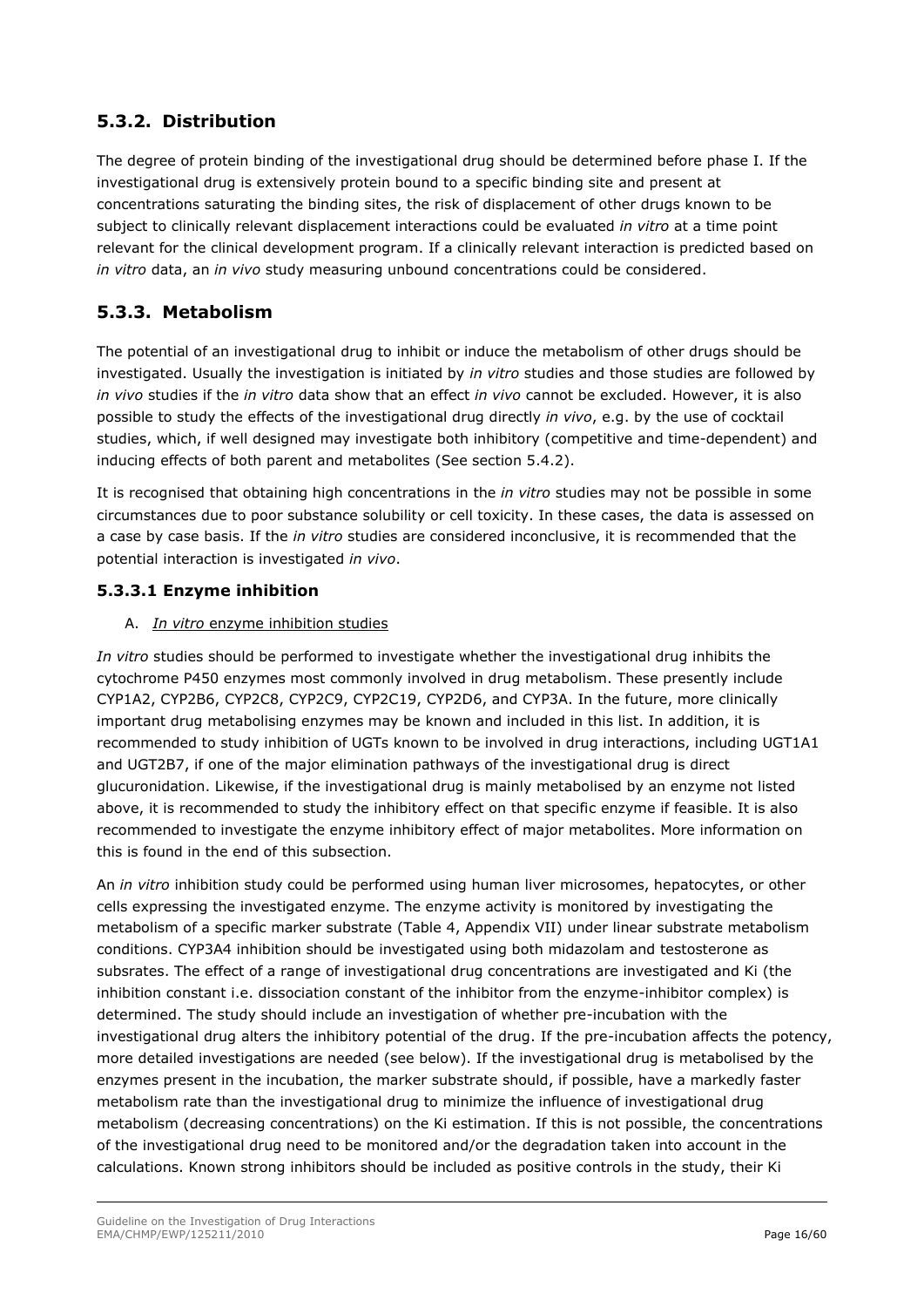## 5.3.2. Distribution

The degree of protein binding of the investigational drug should be determined before phase I. If the investigational drug is extensively protein bound to a specific binding site and present at concentrations saturating the binding sites, the risk of displacement of other drugs known to be subject to clinically relevant displacement interactions could be evaluated *in vitro* at a time point relevant for the clinical development program. If a clinically relevant interaction is predicted based on *in vitro* data, an *in vivo* study measuring unbound concentrations could be considered.

## 5.3.3. Metabolism

The potential of an investigational drug to inhibit or induce the metabolism of other drugs should be investigated. Usually the investigation is initiated by *in vitro* studies and those studies are followed by *in vivo* studies if the *in vitro* data show that an effect *in vivo* cannot be excluded. However, it is also possible to study the effects of the investigational drug directly *in vivo*, e.g. by the use of cocktail studies, which, if well designed may investigate both inhibitory (competitive and time-dependent) and inducing effects of both parent and metabolites (See section 5.4.2).

It is recognised that obtaining high concentrations in the *in vitro* studies may not be possible in some circumstances due to poor substance solubility or cell toxicity. In these cases, the data is assessed on a case by case basis. If the *in vitro* studies are considered inconclusive, it is recommended that the potential interaction is investigated *in vivo*.

### 5.3.3.1 Enzyme inhibition

A. <u>*In vitro* enzyme inhibition studies</u>

*In vitro* studies should be performed to investigate whether the investigational drug inhibits the cytochrome P450 enzymes most commonly involved in drug metabolism. These presently include CYP1A2, CYP2B6, CYP2C8, CYP2C9, CYP2C19, CYP2D6, and CYP3A. In the future, more clinically important drug metabolising enzymes may be known and included in this list. In addition, it is recommended to study inhibition of UGTs known to be involved in drug interactions, including UGT1A1 and UGT2B7, if one of the major elimination pathways of the investigational drug is direct glucuronidation. Likewise, if the investigational drug is mainly metabolised by an enzyme not listed above, it is recommended to study the inhibitory effect on that specific enzyme if feasible. It is also recommended to investigate the enzyme inhibitory effect of major metabolites. More information on this is found in the end of this subsection.

An *in vitro* inhibition study could be performed using human liver microsomes, hepatocytes, or other cells expressing the investigated enzyme. The enzyme activity is monitored by investigating the metabolism of a specific marker substrate (Table 4, Appendix VII) under linear substrate metabolism conditions. CYP3A4 inhibition should be investigated using both midazolam and testosterone as subsrates. The effect of a range of investigational drug concentrations are investigated and Ki (the inhibition constant i.e. dissociation constant of the inhibitor from the enzyme-inhibitor complex) is determined. The study should include an investigation of whether pre-incubation with the investigational drug alters the inhibitory potential of the drug. If the pre-incubation affects the potency, more detailed investigations are needed (see below). If the investigational drug is metabolised by the enzymes present in the incubation, the marker substrate should, if possible, have a markedly faster metabolism rate than the investigational drug to minimize the influence of investigational drug metabolism (decreasing concentrations) on the Ki estimation. If this is not possible, the concentrations of the investigational drug need to be monitored and/or the degradation taken into account in the calculations. Known strong inhibitors should be included as positive controls in the study, their Ki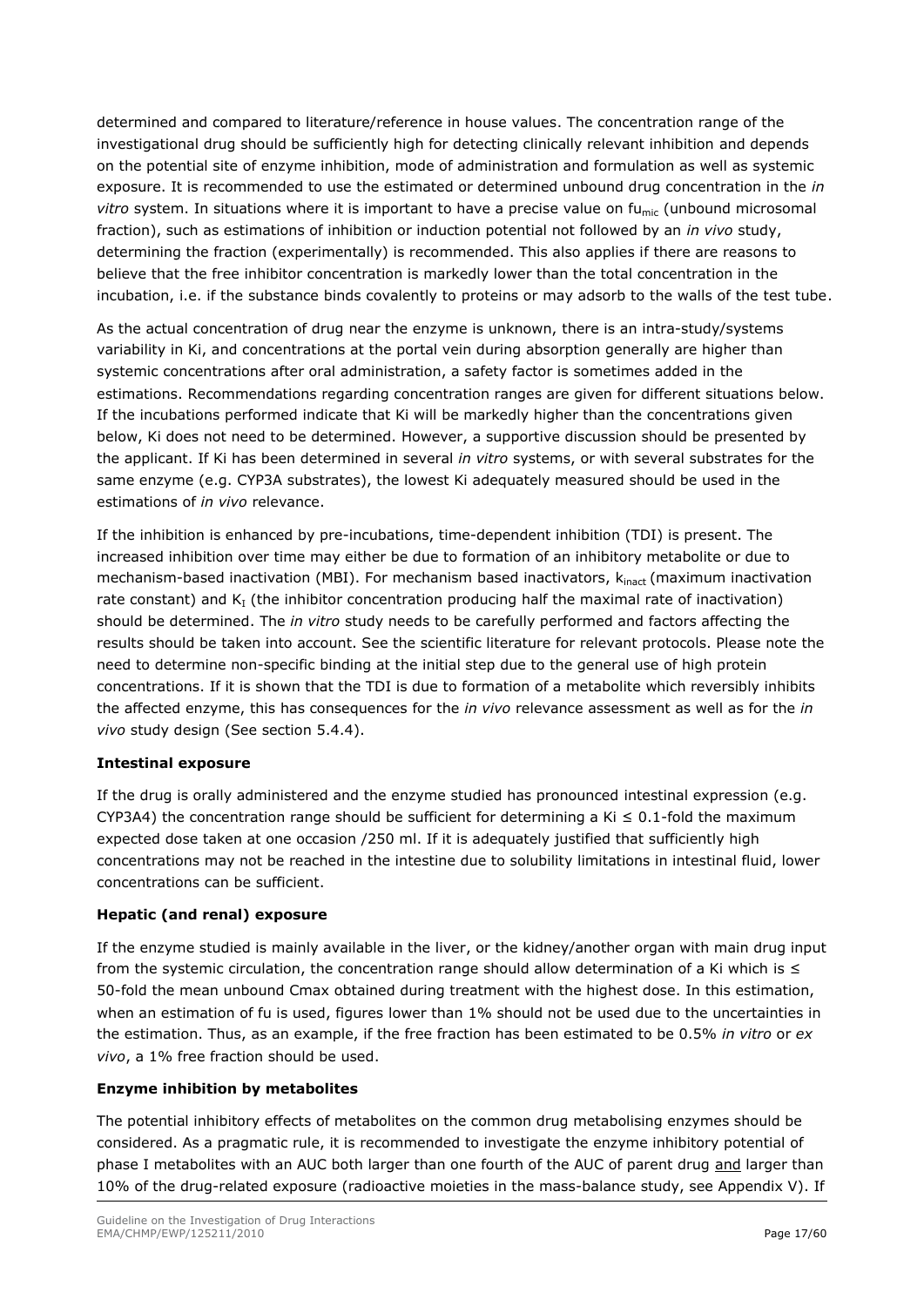determined and compared to literature/reference in house values. The concentration range of the investigational drug should be sufficiently high for detecting clinically relevant inhibition and depends on the potential site of enzyme inhibition, mode of administration and formulation as well as systemic exposure. It is recommended to use the estimated or determined unbound drug concentration in the *in vitro* system. In situations where it is important to have a precise value on $fu_{mic}$ (unbound microsomal fraction), such as estimations of inhibition or induction potential not followed by an *in vivo* study, determining the fraction (experimentally) is recommended. This also applies if there are reasons to believe that the free inhibitor concentration is markedly lower than the total concentration in the incubation, i.e. if the substance binds covalently to proteins or may adsorb to the walls of the test tube.

As the actual concentration of drug near the enzyme is unknown, there is an intra-study/systems variability in Ki, and concentrations at the portal vein during absorption generally are higher than systemic concentrations after oral administration, a safety factor is sometimes added in the estimations. Recommendations regarding concentration ranges are given for different situations below. If the incubations performed indicate that Ki will be markedly higher than the concentrations given below, Ki does not need to be determined. However, a supportive discussion should be presented by the applicant. If Ki has been determined in several *in vitro* systems, or with several substrates for the same enzyme (e.g. CYP3A substrates), the lowest Ki adequately measured should be used in the estimations of *in vivo* relevance.

If the inhibition is enhanced by pre-incubations, time-dependent inhibition (TDI) is present. The increased inhibition over time may either be due to formation of an inhibitory metabolite or due to mechanism-based inactivation (MBI). For mechanism based inactivators, $k_{inact}$ (maximum inactivation rate constant) and $K_I$ (the inhibitor concentration producing half the maximal rate of inactivation) should be determined. The *in vitro* study needs to be carefully performed and factors affecting the results should be taken into account. See the scientific literature for relevant protocols. Please note the need to determine non-specific binding at the initial step due to the general use of high protein concentrations. If it is shown that the TDI is due to formation of a metabolite which reversibly inhibits the affected enzyme, this has consequences for the *in vivo* relevance assessment as well as for the *in vivo* study design (See section 5.4.4).

**Intestinal exposure**

If the drug is orally administered and the enzyme studied has pronounced intestinal expression (e.g. CYP3A4) the concentration range should be sufficient for determining a Ki $\leq$ 0.1-fold the maximum expected dose taken at one occasion /250 ml. If it is adequately justified that sufficiently high concentrations may not be reached in the intestine due to solubility limitations in intestinal fluid, lower concentrations can be sufficient.

**Hepatic (and renal) exposure**

If the enzyme studied is mainly available in the liver, or the kidney/another organ with main drug input from the systemic circulation, the concentration range should allow determination of a Ki which is $\leq$ 50-fold the mean unbound Cmax obtained during treatment with the highest dose. In this estimation, when an estimation of fu is used, figures lower than 1% should not be used due to the uncertainties in the estimation. Thus, as an example, if the free fraction has been estimated to be 0.5% *in vitro* or *ex vivo*, a 1% free fraction should be used.

**Enzyme inhibition by metabolites**

The potential inhibitory effects of metabolites on the common drug metabolising enzymes should be considered. As a pragmatic rule, it is recommended to investigate the enzyme inhibitory potential of phase I metabolites with an AUC both larger than one fourth of the AUC of parent drug and larger than 10% of the drug-related exposure (radioactive moieties in the mass-balance study, see Appendix V). If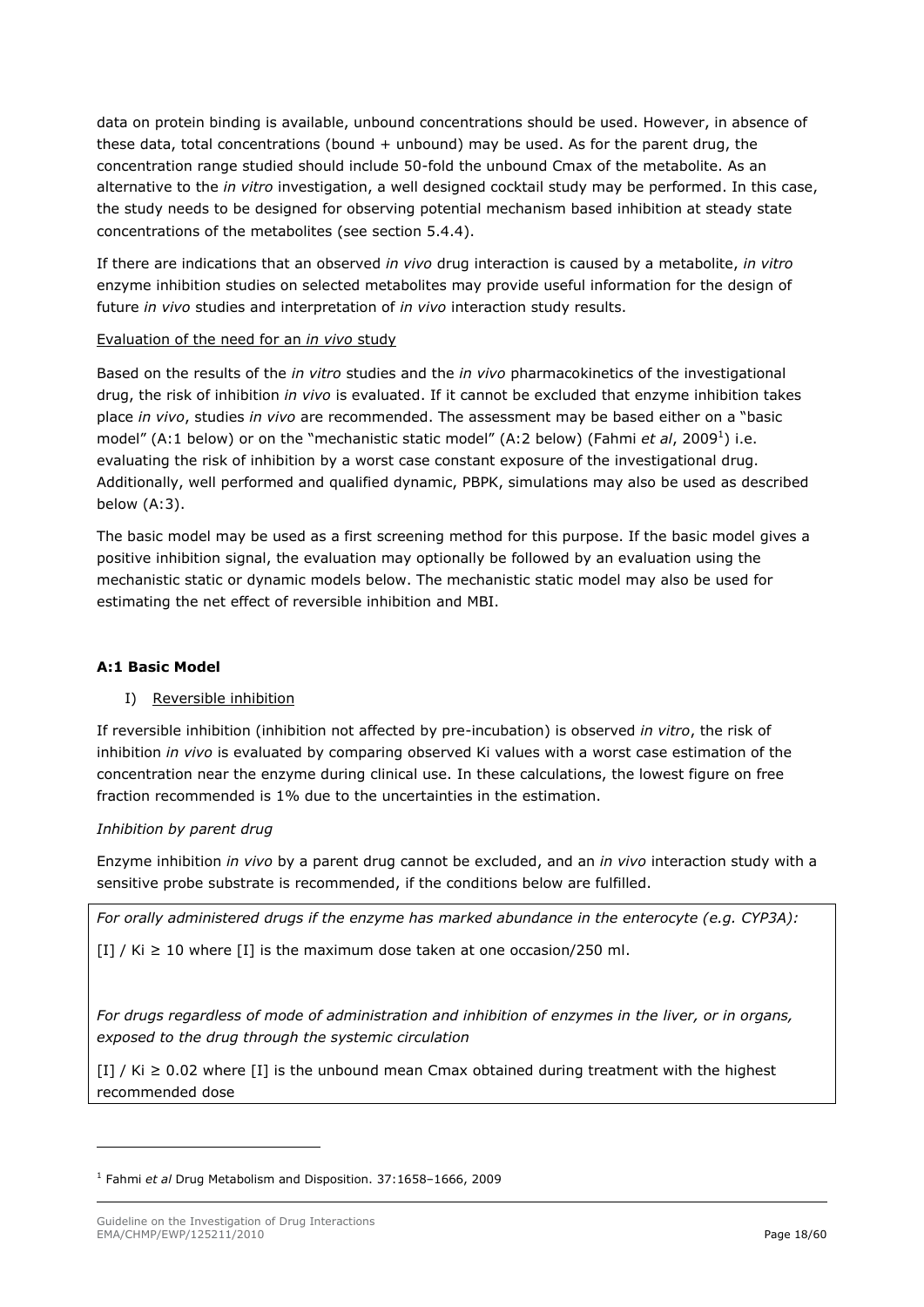data on protein binding is available, unbound concentrations should be used. However, in absence of these data, total concentrations (bound + unbound) may be used. As for the parent drug, the concentration range studied should include 50-fold the unbound Cmax of the metabolite. As an alternative to the *in vitro* investigation, a well designed cocktail study may be performed. In this case, the study needs to be designed for observing potential mechanism based inhibition at steady state concentrations of the metabolites (see section 5.4.4).

If there are indications that an observed *in vivo* drug interaction is caused by a metabolite, *in vitro* enzyme inhibition studies on selected metabolites may provide useful information for the design of future *in vivo* studies and interpretation of *in vivo* interaction study results.

Evaluation of the need for an *in vivo* study

Based on the results of the *in vitro* studies and the *in vivo* pharmacokinetics of the investigational drug, the risk of inhibition *in vivo* is evaluated. If it cannot be excluded that enzyme inhibition takes place *in vivo*, studies *in vivo* are recommended. The assessment may be based either on a "basic model" (A:1 below) or on the "mechanistic static model" (A:2 below) (Fahmi *et al*, 2009[1]) i.e. evaluating the risk of inhibition by a worst case constant exposure of the investigational drug. Additionally, well performed and qualified dynamic, PBPK, simulations may also be used as described below (A:3).

The basic model may be used as a first screening method for this purpose. If the basic model gives a positive inhibition signal, the evaluation may optionally be followed by an evaluation using the mechanistic static or dynamic models below. The mechanistic static model may also be used for estimating the net effect of reversible inhibition and MBI.

**A:1 Basic Model**

I) Reversible inhibition

If reversible inhibition (inhibition not affected by pre-incubation) is observed *in vitro*, the risk of inhibition *in vivo* is evaluated by comparing observed Ki values with a worst case estimation of the concentration near the enzyme during clinical use. In these calculations, the lowest figure on free fraction recommended is 1% due to the uncertainties in the estimation.

*Inhibition by parent drug*

Enzyme inhibition *in vivo* by a parent drug cannot be excluded, and an *in vivo* interaction study with a sensitive probe substrate is recommended, if the conditions below are fulfilled.

*For orally administered drugs if the enzyme has marked abundance in the enterocyte (e.g. CYP3A):*

$[I] / Ki \geq 10$ where [I] is the maximum dose taken at one occasion/250 ml.

*For drugs regardless of mode of administration and inhibition of enzymes in the liver, or in organs, exposed to the drug through the systemic circulation*

$[I] / Ki \geq 0.02$ where [I] is the unbound mean Cmax obtained during treatment with the highest recommended dose

[1] Fahmi *et al* Drug Metabolism and Disposition. 37:1658–1666, 2009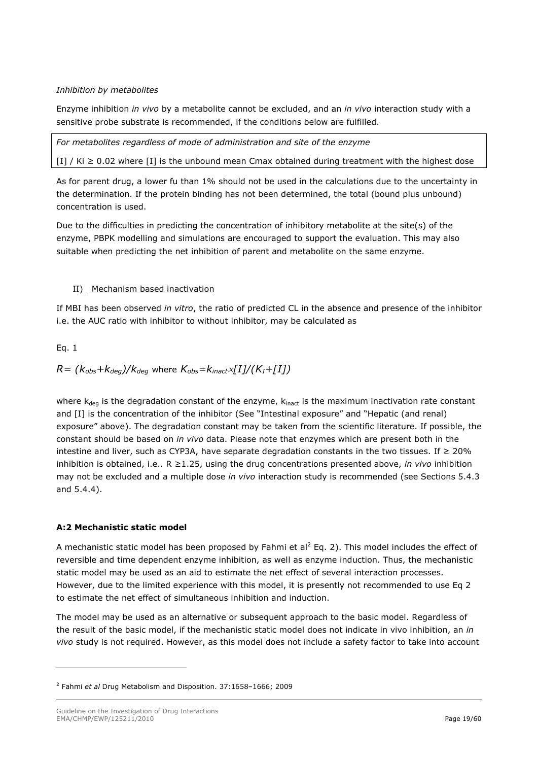*Inhibition by metabolites*

Enzyme inhibition *in vivo* by a metabolite cannot be excluded, and an *in vivo* interaction study with a sensitive probe substrate is recommended, if the conditions below are fulfilled.

| *For metabolites regardless of mode of administration and site of the enzyme* |
|---|
| $[I] / Ki \geq 0.02$ where [I] is the unbound mean Cmax obtained during treatment with the highest dose |

As for parent drug, a lower fu than 1% should not be used in the calculations due to the uncertainty in the determination. If the protein binding has not been determined, the total (bound plus unbound) concentration is used.

Due to the difficulties in predicting the concentration of inhibitory metabolite at the site(s) of the enzyme, PBPK modelling and simulations are encouraged to support the evaluation. This may also suitable when predicting the net inhibition of parent and metabolite on the same enzyme.

II) Mechanism based inactivation

If MBI has been observed *in vitro*, the ratio of predicted CL in the absence and presence of the inhibitor i.e. the AUC ratio with inhibitor to without inhibitor, may be calculated as

Eq. 1

$$R= (k_{obs}+k_{deg})/k_{deg} \text{ where } K_{obs}=k_{inact}\times[I]/(K_I+[I])$$

where $k_{deg}$ is the degradation constant of the enzyme, $k_{inact}$ is the maximum inactivation rate constant and [I] is the concentration of the inhibitor (See "Intestinal exposure" and "Hepatic (and renal) exposure" above). The degradation constant may be taken from the scientific literature. If possible, the constant should be based on *in vivo* data. Please note that enzymes which are present both in the intestine and liver, such as CYP3A, have separate degradation constants in the two tissues. If ≥ 20% inhibition is obtained, i.e.. R ≥1.25, using the drug concentrations presented above, *in vivo* inhibition may not be excluded and a multiple dose *in vivo* interaction study is recommended (see Sections 5.4.3 and 5.4.4).

**A:2 Mechanistic static model**

A mechanistic static model has been proposed by Fahmi et al[2] Eq. 2). This model includes the effect of reversible and time dependent enzyme inhibition, as well as enzyme induction. Thus, the mechanistic static model may be used as an aid to estimate the net effect of several interaction processes. However, due to the limited experience with this model, it is presently not recommended to use Eq 2 to estimate the net effect of simultaneous inhibition and induction.

The model may be used as an alternative or subsequent approach to the basic model. Regardless of the result of the basic model, if the mechanistic static model does not indicate in vivo inhibition, an *in vivo* study is not required. However, as this model does not include a safety factor to take into account

[2] Fahmi *et al* Drug Metabolism and Disposition. 37:1658–1666; 2009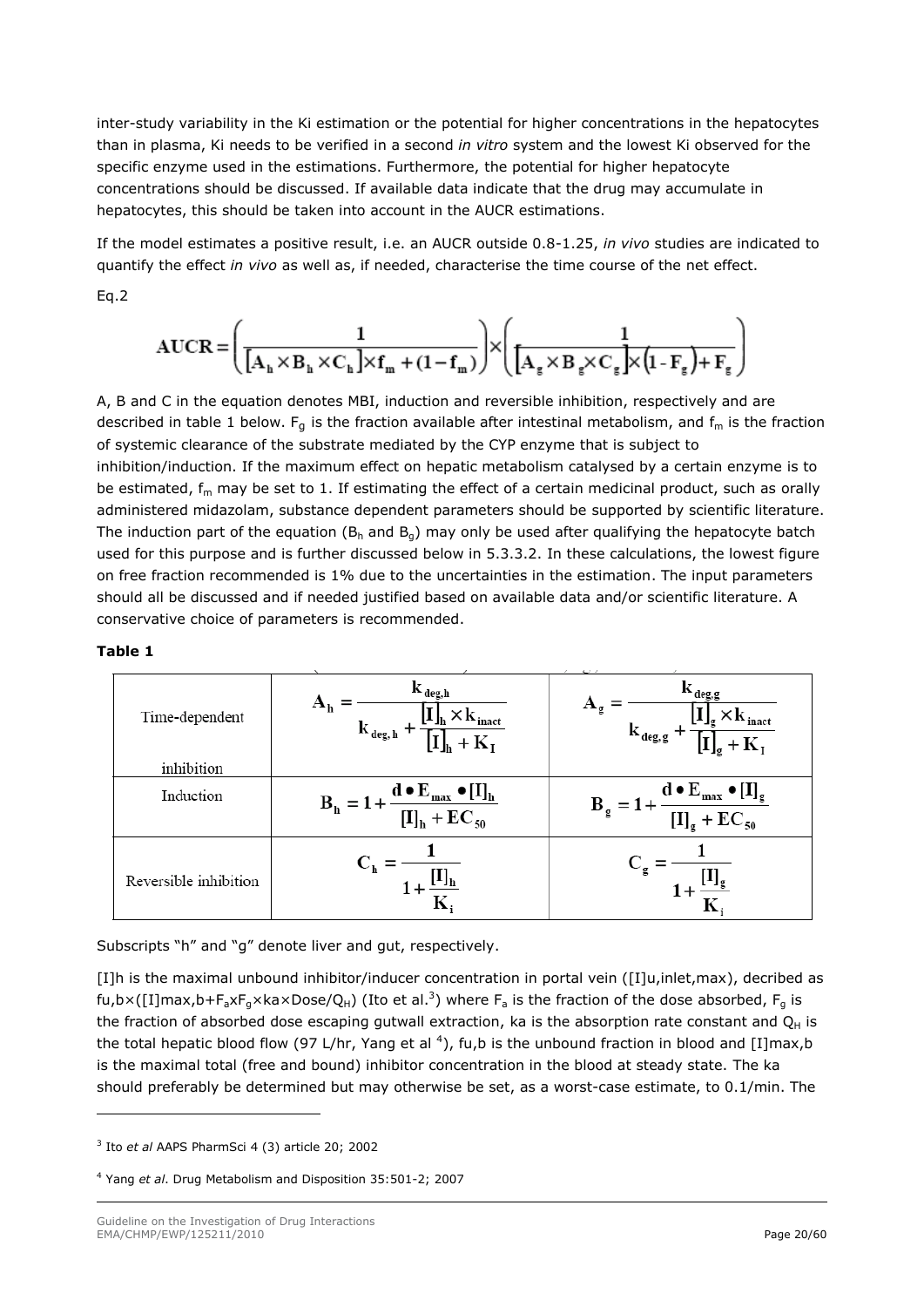inter-study variability in the Ki estimation or the potential for higher concentrations in the hepatocytes than in plasma, Ki needs to be verified in a second *in vitro* system and the lowest Ki observed for the specific enzyme used in the estimations. Furthermore, the potential for higher hepatocyte concentrations should be discussed. If available data indicate that the drug may accumulate in hepatocytes, this should be taken into account in the AUCR estimations.

If the model estimates a positive result, i.e. an AUCR outside 0.8-1.25, *in vivo* studies are indicated to quantify the effect *in vivo* as well as, if needed, characterise the time course of the net effect.

Eq.2

$$\mathbf{AUCR} = \left(\frac{1}{[\mathbf{A_h} \times \mathbf{B_h} \times \mathbf{C_h}] \times \mathbf{f_m} + (1 - \mathbf{f_m})}\right) \times \left(\frac{1}{[\mathbf{A_g} \times \mathbf{B_g} \times \mathbf{C_g}] \times (1 - \mathbf{F_g}) + \mathbf{F_g}}\right)$$

A, B and C in the equation denotes MBI, induction and reversible inhibition, respectively and are described in table 1 below. $F_g$ is the fraction available after intestinal metabolism, and $f_m$ is the fraction of systemic clearance of the substrate mediated by the CYP enzyme that is subject to inhibition/induction. If the maximum effect on hepatic metabolism catalysed by a certain enzyme is to be estimated, $f_m$ may be set to 1. If estimating the effect of a certain medicinal product, such as orally administered midazolam, substance dependent parameters should be supported by scientific literature. The induction part of the equation ($B_h$ and $B_g$) may only be used after qualifying the hepatocyte batch used for this purpose and is further discussed below in 5.3.3.2. In these calculations, the lowest figure on free fraction recommended is 1% due to the uncertainties in the estimation. The input parameters should all be discussed and if needed justified based on available data and/or scientific literature. A conservative choice of parameters is recommended.

**Table 1**

| | | |
|---|---|---|
| Time-dependent inhibition | $\mathbf{A_h} = \dfrac{\mathbf{k_{deg,h}}}{\mathbf{k_{deg,h}} + \dfrac{[\mathbf{I}]_\mathbf{h} \times \mathbf{k_{inact}}}{[\mathbf{I}]_\mathbf{h} + \mathbf{K_I}}}$ | $\mathbf{A_g} = \dfrac{\mathbf{k_{deg,g}}}{\mathbf{k_{deg,g}} + \dfrac{[\mathbf{I}]_\mathbf{g} \times \mathbf{k_{inact}}}{[\mathbf{I}]_\mathbf{g} + \mathbf{K_I}}}$ |
| Induction | $\mathbf{B_h} = 1 + \dfrac{\mathbf{d} \bullet \mathbf{E_{max}} \bullet [\mathbf{I}]_\mathbf{h}}{[\mathbf{I}]_\mathbf{h} + \mathbf{EC_{50}}}$ | $\mathbf{B_g} = 1 + \dfrac{\mathbf{d} \bullet \mathbf{E_{max}} \bullet [\mathbf{I}]_\mathbf{g}}{[\mathbf{I}]_\mathbf{g} + \mathbf{EC_{50}}}$ |
| Reversible inhibition | $\mathbf{C_h} = \dfrac{1}{1 + \dfrac{[\mathbf{I}]_\mathbf{h}}{\mathbf{K_i}}}$ | $\mathbf{C_g} = \dfrac{1}{1 + \dfrac{[\mathbf{I}]_\mathbf{g}}{\mathbf{K_i}}}$ |

Subscripts "h" and "g" denote liver and gut, respectively.

$[I]h$ is the maximal unbound inhibitor/inducer concentration in portal vein ($[I]u,inlet,max$), decribed as $fu,b \times ([I]max,b + F_a \times F_g \times ka \times Dose/Q_H)$ (Ito et al.[3]) where $F_a$ is the fraction of the dose absorbed, $F_g$ is the fraction of absorbed dose escaping gutwall extraction, ka is the absorption rate constant and $Q_H$ is the total hepatic blood flow (97 L/hr, Yang et al [4]), fu,b is the unbound fraction in blood and $[I]max,b$ is the maximal total (free and bound) inhibitor concentration in the blood at steady state. The ka should preferably be determined but may otherwise be set, as a worst-case estimate, to 0.1/min. The

[3] Ito *et al* AAPS PharmSci 4 (3) article 20; 2002

[4] Yang *et al*. Drug Metabolism and Disposition 35:501-2; 2007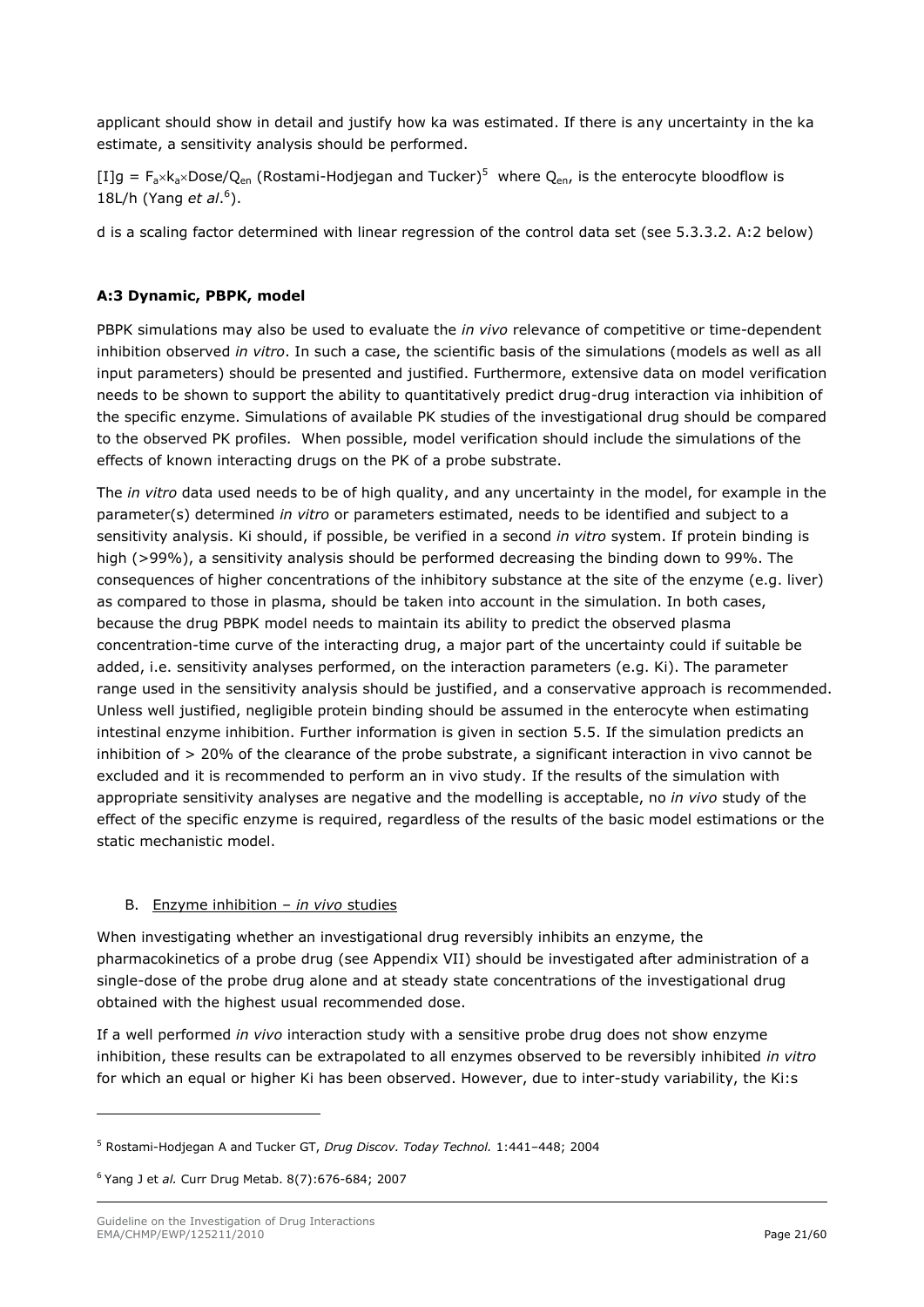applicant should show in detail and justify how ka was estimated. If there is any uncertainty in the ka estimate, a sensitivity analysis should be performed.

$[I]g = F_a \times k_a \times Dose/Q_{en}$ (Rostami-Hodjegan and Tucker)[5] where $Q_{en}$, is the enterocyte bloodflow is 18L/h (Yang *et al*.[6]).

d is a scaling factor determined with linear regression of the control data set (see 5.3.3.2. A:2 below)

**A:3 Dynamic, PBPK, model**

PBPK simulations may also be used to evaluate the *in vivo* relevance of competitive or time-dependent inhibition observed *in vitro*. In such a case, the scientific basis of the simulations (models as well as all input parameters) should be presented and justified. Furthermore, extensive data on model verification needs to be shown to support the ability to quantitatively predict drug-drug interaction via inhibition of the specific enzyme. Simulations of available PK studies of the investigational drug should be compared to the observed PK profiles. When possible, model verification should include the simulations of the effects of known interacting drugs on the PK of a probe substrate.

The *in vitro* data used needs to be of high quality, and any uncertainty in the model, for example in the parameter(s) determined *in vitro* or parameters estimated, needs to be identified and subject to a sensitivity analysis. Ki should, if possible, be verified in a second *in vitro* system. If protein binding is high (>99%), a sensitivity analysis should be performed decreasing the binding down to 99%. The consequences of higher concentrations of the inhibitory substance at the site of the enzyme (e.g. liver) as compared to those in plasma, should be taken into account in the simulation. In both cases, because the drug PBPK model needs to maintain its ability to predict the observed plasma concentration-time curve of the interacting drug, a major part of the uncertainty could if suitable be added, i.e. sensitivity analyses performed, on the interaction parameters (e.g. Ki). The parameter range used in the sensitivity analysis should be justified, and a conservative approach is recommended. Unless well justified, negligible protein binding should be assumed in the enterocyte when estimating intestinal enzyme inhibition. Further information is given in section 5.5. If the simulation predicts an inhibition of > 20% of the clearance of the probe substrate, a significant interaction in vivo cannot be excluded and it is recommended to perform an in vivo study. If the results of the simulation with appropriate sensitivity analyses are negative and the modelling is acceptable, no *in vivo* study of the effect of the specific enzyme is required, regardless of the results of the basic model estimations or the static mechanistic model.

B. Enzyme inhibition – *in vivo* studies

When investigating whether an investigational drug reversibly inhibits an enzyme, the pharmacokinetics of a probe drug (see Appendix VII) should be investigated after administration of a single-dose of the probe drug alone and at steady state concentrations of the investigational drug obtained with the highest usual recommended dose.

If a well performed *in vivo* interaction study with a sensitive probe drug does not show enzyme inhibition, these results can be extrapolated to all enzymes observed to be reversibly inhibited *in vitro* for which an equal or higher Ki has been observed. However, due to inter-study variability, the Ki:s

[5] Rostami-Hodjegan A and Tucker GT, *Drug Discov. Today Technol.* 1:441–448; 2004

[6] Yang J et *al.* Curr Drug Metab. 8(7):676-684; 2007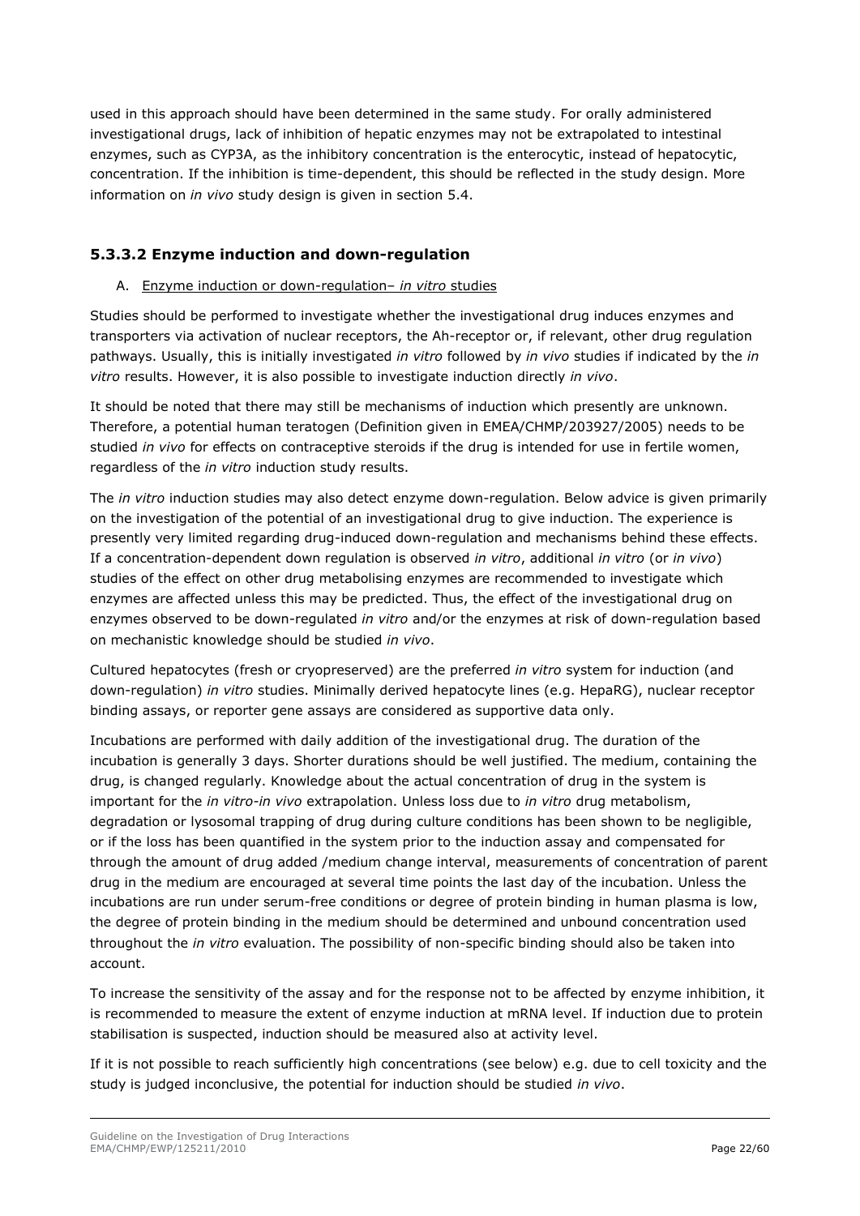used in this approach should have been determined in the same study. For orally administered investigational drugs, lack of inhibition of hepatic enzymes may not be extrapolated to intestinal enzymes, such as CYP3A, as the inhibitory concentration is the enterocytic, instead of hepatocytic, concentration. If the inhibition is time-dependent, this should be reflected in the study design. More information on *in vivo* study design is given in section 5.4.

### 5.3.3.2 Enzyme induction and down-regulation

A. Enzyme induction or down-regulation– *in vitro* studies

Studies should be performed to investigate whether the investigational drug induces enzymes and transporters via activation of nuclear receptors, the Ah-receptor or, if relevant, other drug regulation pathways. Usually, this is initially investigated *in vitro* followed by *in vivo* studies if indicated by the *in vitro* results. However, it is also possible to investigate induction directly *in vivo*.

It should be noted that there may still be mechanisms of induction which presently are unknown. Therefore, a potential human teratogen (Definition given in EMEA/CHMP/203927/2005) needs to be studied *in vivo* for effects on contraceptive steroids if the drug is intended for use in fertile women, regardless of the *in vitro* induction study results.

The *in vitro* induction studies may also detect enzyme down-regulation. Below advice is given primarily on the investigation of the potential of an investigational drug to give induction. The experience is presently very limited regarding drug-induced down-regulation and mechanisms behind these effects. If a concentration-dependent down regulation is observed *in vitro*, additional *in vitro* (or *in vivo*) studies of the effect on other drug metabolising enzymes are recommended to investigate which enzymes are affected unless this may be predicted. Thus, the effect of the investigational drug on enzymes observed to be down-regulated *in vitro* and/or the enzymes at risk of down-regulation based on mechanistic knowledge should be studied *in vivo*.

Cultured hepatocytes (fresh or cryopreserved) are the preferred *in vitro* system for induction (and down-regulation) *in vitro* studies. Minimally derived hepatocyte lines (e.g. HepaRG), nuclear receptor binding assays, or reporter gene assays are considered as supportive data only.

Incubations are performed with daily addition of the investigational drug. The duration of the incubation is generally 3 days. Shorter durations should be well justified. The medium, containing the drug, is changed regularly. Knowledge about the actual concentration of drug in the system is important for the *in vitro*-*in vivo* extrapolation. Unless loss due to *in vitro* drug metabolism, degradation or lysosomal trapping of drug during culture conditions has been shown to be negligible, or if the loss has been quantified in the system prior to the induction assay and compensated for through the amount of drug added /medium change interval, measurements of concentration of parent drug in the medium are encouraged at several time points the last day of the incubation. Unless the incubations are run under serum-free conditions or degree of protein binding in human plasma is low, the degree of protein binding in the medium should be determined and unbound concentration used throughout the *in vitro* evaluation. The possibility of non-specific binding should also be taken into account.

To increase the sensitivity of the assay and for the response not to be affected by enzyme inhibition, it is recommended to measure the extent of enzyme induction at mRNA level. If induction due to protein stabilisation is suspected, induction should be measured also at activity level.

If it is not possible to reach sufficiently high concentrations (see below) e.g. due to cell toxicity and the study is judged inconclusive, the potential for induction should be studied *in vivo*.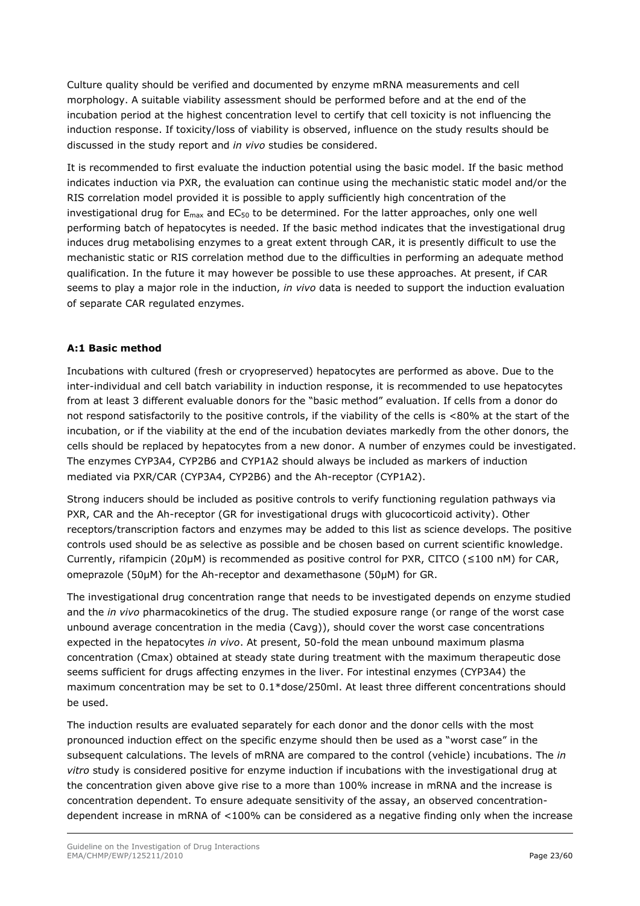Culture quality should be verified and documented by enzyme mRNA measurements and cell morphology. A suitable viability assessment should be performed before and at the end of the incubation period at the highest concentration level to certify that cell toxicity is not influencing the induction response. If toxicity/loss of viability is observed, influence on the study results should be discussed in the study report and *in vivo* studies be considered.

It is recommended to first evaluate the induction potential using the basic model. If the basic method indicates induction via PXR, the evaluation can continue using the mechanistic static model and/or the RIS correlation model provided it is possible to apply sufficiently high concentration of the investigational drug for $E_{max}$ and $EC_{50}$ to be determined. For the latter approaches, only one well performing batch of hepatocytes is needed. If the basic method indicates that the investigational drug induces drug metabolising enzymes to a great extent through CAR, it is presently difficult to use the mechanistic static or RIS correlation method due to the difficulties in performing an adequate method qualification. In the future it may however be possible to use these approaches. At present, if CAR seems to play a major role in the induction, *in vivo* data is needed to support the induction evaluation of separate CAR regulated enzymes.

#### A:1 Basic method

Incubations with cultured (fresh or cryopreserved) hepatocytes are performed as above. Due to the inter-individual and cell batch variability in induction response, it is recommended to use hepatocytes from at least 3 different evaluable donors for the "basic method" evaluation. If cells from a donor do not respond satisfactorily to the positive controls, if the viability of the cells is <80% at the start of the incubation, or if the viability at the end of the incubation deviates markedly from the other donors, the cells should be replaced by hepatocytes from a new donor. A number of enzymes could be investigated. The enzymes CYP3A4, CYP2B6 and CYP1A2 should always be included as markers of induction mediated via PXR/CAR (CYP3A4, CYP2B6) and the Ah-receptor (CYP1A2).

Strong inducers should be included as positive controls to verify functioning regulation pathways via PXR, CAR and the Ah-receptor (GR for investigational drugs with glucocorticoid activity). Other receptors/transcription factors and enzymes may be added to this list as science develops. The positive controls used should be as selective as possible and be chosen based on current scientific knowledge. Currently, rifampicin (20μM) is recommended as positive control for PXR, CITCO (≤100 nM) for CAR, omeprazole (50μM) for the Ah-receptor and dexamethasone (50μM) for GR.

The investigational drug concentration range that needs to be investigated depends on enzyme studied and the *in vivo* pharmacokinetics of the drug. The studied exposure range (or range of the worst case unbound average concentration in the media (Cavg)), should cover the worst case concentrations expected in the hepatocytes *in vivo*. At present, 50-fold the mean unbound maximum plasma concentration (Cmax) obtained at steady state during treatment with the maximum therapeutic dose seems sufficient for drugs affecting enzymes in the liver. For intestinal enzymes (CYP3A4) the maximum concentration may be set to 0.1*dose/250ml. At least three different concentrations should be used.

The induction results are evaluated separately for each donor and the donor cells with the most pronounced induction effect on the specific enzyme should then be used as a "worst case" in the subsequent calculations. The levels of mRNA are compared to the control (vehicle) incubations. The *in vitro* study is considered positive for enzyme induction if incubations with the investigational drug at the concentration given above give rise to a more than 100% increase in mRNA and the increase is concentration dependent. To ensure adequate sensitivity of the assay, an observed concentration-dependent increase in mRNA of <100% can be considered as a negative finding only when the increase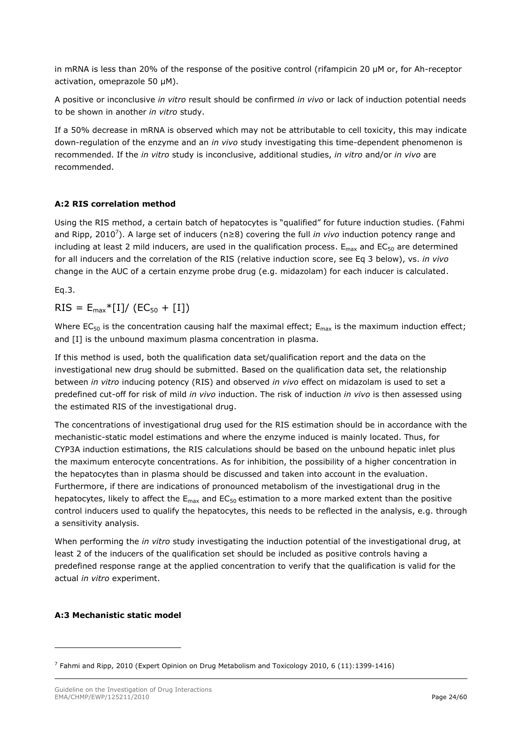in mRNA is less than 20% of the response of the positive control (rifampicin 20 μM or, for Ah-receptor activation, omeprazole 50 μM).

A positive or inconclusive *in vitro* result should be confirmed *in vivo* or lack of induction potential needs to be shown in another *in vitro* study.

If a 50% decrease in mRNA is observed which may not be attributable to cell toxicity, this may indicate down-regulation of the enzyme and an *in vivo* study investigating this time-dependent phenomenon is recommended. If the *in vitro* study is inconclusive, additional studies, *in vitro* and/or *in vivo* are recommended.

#### A:2 RIS correlation method

Using the RIS method, a certain batch of hepatocytes is "qualified" for future induction studies. (Fahmi and Ripp, 2010[7]). A large set of inducers ($n \geq 8$) covering the full *in vivo* induction potency range and including at least 2 mild inducers, are used in the qualification process. $E_{max}$ and $EC_{50}$ are determined for all inducers and the correlation of the RIS (relative induction score, see Eq 3 below), vs. *in vivo* change in the AUC of a certain enzyme probe drug (e.g. midazolam) for each inducer is calculated.

Eq.3.

$$RIS = E_{max} * [I] / (EC_{50} + [I])$$

Where $EC_{50}$ is the concentration causing half the maximal effect; $E_{max}$ is the maximum induction effect; and [I] is the unbound maximum plasma concentration in plasma.

If this method is used, both the qualification data set/qualification report and the data on the investigational new drug should be submitted. Based on the qualification data set, the relationship between *in vitro* inducing potency (RIS) and observed *in vivo* effect on midazolam is used to set a predefined cut-off for risk of mild *in vivo* induction. The risk of induction *in vivo* is then assessed using the estimated RIS of the investigational drug.

The concentrations of investigational drug used for the RIS estimation should be in accordance with the mechanistic-static model estimations and where the enzyme induced is mainly located. Thus, for CYP3A induction estimations, the RIS calculations should be based on the unbound hepatic inlet plus the maximum enterocyte concentrations. As for inhibition, the possibility of a higher concentration in the hepatocytes than in plasma should be discussed and taken into account in the evaluation. Furthermore, if there are indications of pronounced metabolism of the investigational drug in the hepatocytes, likely to affect the $E_{max}$ and $EC_{50}$ estimation to a more marked extent than the positive control inducers used to qualify the hepatocytes, this needs to be reflected in the analysis, e.g. through a sensitivity analysis.

When performing the *in vitro* study investigating the induction potential of the investigational drug, at least 2 of the inducers of the qualification set should be included as positive controls having a predefined response range at the applied concentration to verify that the qualification is valid for the actual *in vitro* experiment.

#### A:3 Mechanistic static model

---

[7] Fahmi and Ripp, 2010 (Expert Opinion on Drug Metabolism and Toxicology 2010, 6 (11):1399-1416)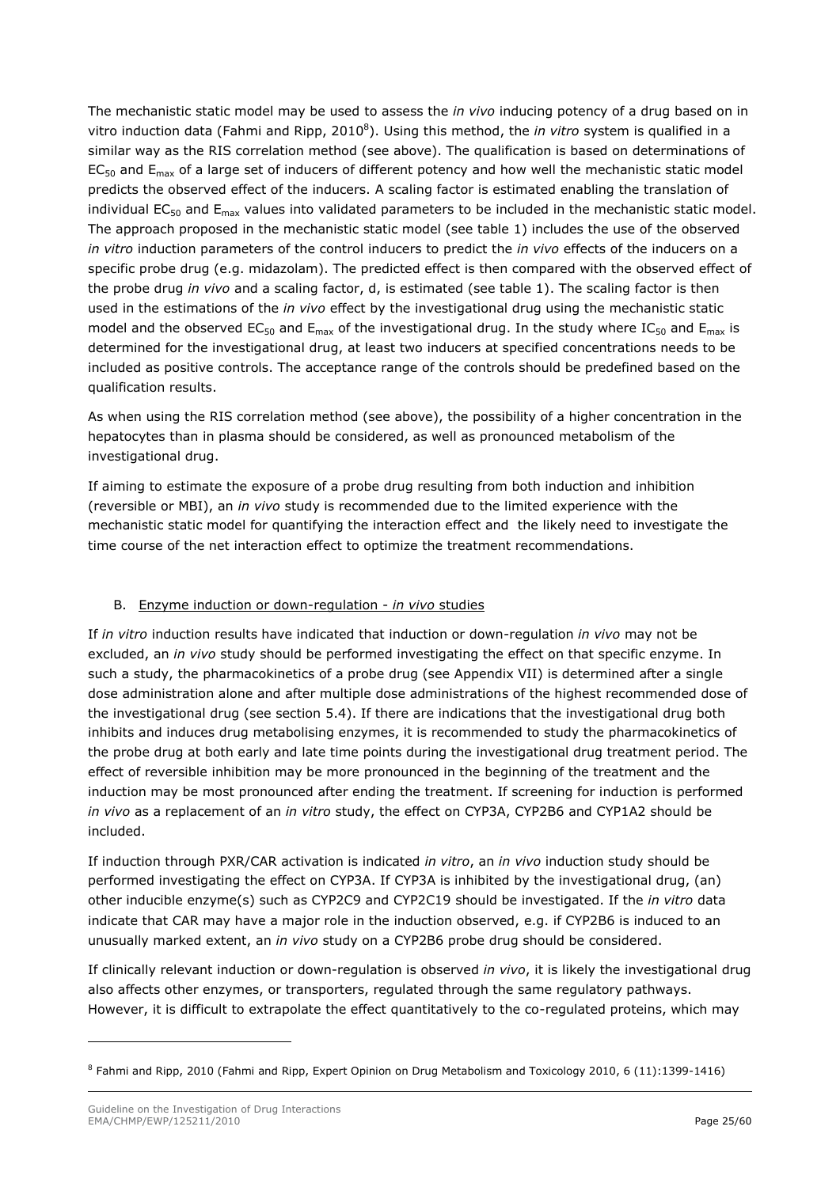The mechanistic static model may be used to assess the *in vivo* inducing potency of a drug based on in vitro induction data (Fahmi and Ripp, 2010[8]). Using this method, the *in vitro* system is qualified in a similar way as the RIS correlation method (see above). The qualification is based on determinations of $EC_{50}$ and $E_{max}$ of a large set of inducers of different potency and how well the mechanistic static model predicts the observed effect of the inducers. A scaling factor is estimated enabling the translation of individual $EC_{50}$ and $E_{max}$ values into validated parameters to be included in the mechanistic static model. The approach proposed in the mechanistic static model (see table 1) includes the use of the observed *in vitro* induction parameters of the control inducers to predict the *in vivo* effects of the inducers on a specific probe drug (e.g. midazolam). The predicted effect is then compared with the observed effect of the probe drug *in vivo* and a scaling factor, d, is estimated (see table 1). The scaling factor is then used in the estimations of the *in vivo* effect by the investigational drug using the mechanistic static model and the observed $EC_{50}$ and $E_{max}$ of the investigational drug. In the study where $IC_{50}$ and $E_{max}$ is determined for the investigational drug, at least two inducers at specified concentrations needs to be included as positive controls. The acceptance range of the controls should be predefined based on the qualification results.

As when using the RIS correlation method (see above), the possibility of a higher concentration in the hepatocytes than in plasma should be considered, as well as pronounced metabolism of the investigational drug.

If aiming to estimate the exposure of a probe drug resulting from both induction and inhibition (reversible or MBI), an *in vivo* study is recommended due to the limited experience with the mechanistic static model for quantifying the interaction effect and the likely need to investigate the time course of the net interaction effect to optimize the treatment recommendations.

## B. Enzyme induction or down-regulation - *in vivo* studies

If *in vitro* induction results have indicated that induction or down-regulation *in vivo* may not be excluded, an *in vivo* study should be performed investigating the effect on that specific enzyme. In such a study, the pharmacokinetics of a probe drug (see Appendix VII) is determined after a single dose administration alone and after multiple dose administrations of the highest recommended dose of the investigational drug (see section 5.4). If there are indications that the investigational drug both inhibits and induces drug metabolising enzymes, it is recommended to study the pharmacokinetics of the probe drug at both early and late time points during the investigational drug treatment period. The effect of reversible inhibition may be more pronounced in the beginning of the treatment and the induction may be most pronounced after ending the treatment. If screening for induction is performed *in vivo* as a replacement of an *in vitro* study, the effect on CYP3A, CYP2B6 and CYP1A2 should be included.

If induction through PXR/CAR activation is indicated *in vitro*, an *in vivo* induction study should be performed investigating the effect on CYP3A. If CYP3A is inhibited by the investigational drug, (an) other inducible enzyme(s) such as CYP2C9 and CYP2C19 should be investigated. If the *in vitro* data indicate that CAR may have a major role in the induction observed, e.g. if CYP2B6 is induced to an unusually marked extent, an *in vivo* study on a CYP2B6 probe drug should be considered.

If clinically relevant induction or down-regulation is observed *in vivo*, it is likely the investigational drug also affects other enzymes, or transporters, regulated through the same regulatory pathways. However, it is difficult to extrapolate the effect quantitatively to the co-regulated proteins, which may

---

[8] Fahmi and Ripp, 2010 (Fahmi and Ripp, Expert Opinion on Drug Metabolism and Toxicology 2010, 6 (11):1399-1416)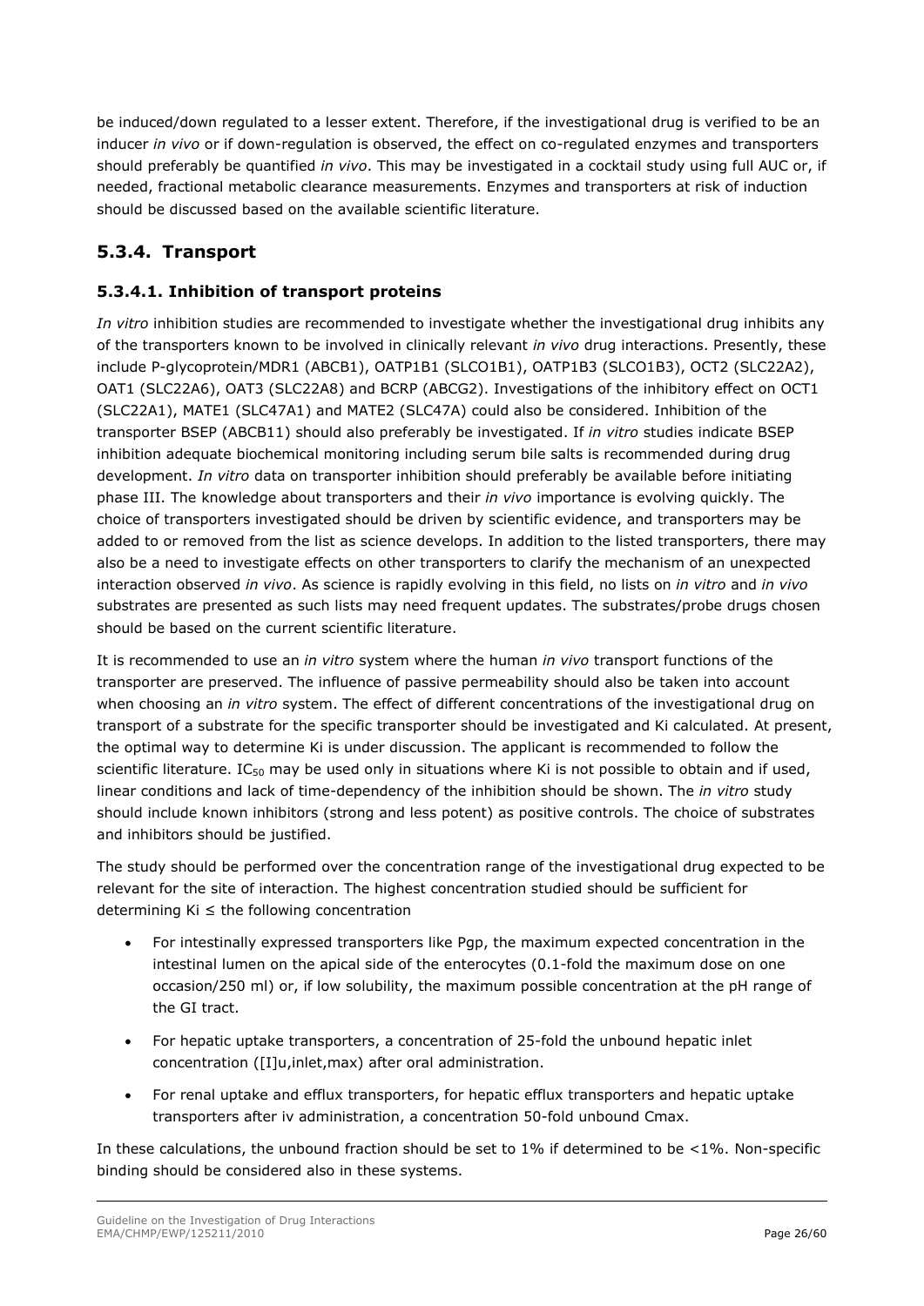be induced/down regulated to a lesser extent. Therefore, if the investigational drug is verified to be an inducer *in vivo* or if down-regulation is observed, the effect on co-regulated enzymes and transporters should preferably be quantified *in vivo*. This may be investigated in a cocktail study using full AUC or, if needed, fractional metabolic clearance measurements. Enzymes and transporters at risk of induction should be discussed based on the available scientific literature.

## 5.3.4. Transport

### 5.3.4.1. Inhibition of transport proteins

*In vitro* inhibition studies are recommended to investigate whether the investigational drug inhibits any of the transporters known to be involved in clinically relevant *in vivo* drug interactions. Presently, these include P-glycoprotein/MDR1 (ABCB1), OATP1B1 (SLCO1B1), OATP1B3 (SLCO1B3), OCT2 (SLC22A2), OAT1 (SLC22A6), OAT3 (SLC22A8) and BCRP (ABCG2). Investigations of the inhibitory effect on OCT1 (SLC22A1), MATE1 (SLC47A1) and MATE2 (SLC47A) could also be considered. Inhibition of the transporter BSEP (ABCB11) should also preferably be investigated. If *in vitro* studies indicate BSEP inhibition adequate biochemical monitoring including serum bile salts is recommended during drug development. *In vitro* data on transporter inhibition should preferably be available before initiating phase III. The knowledge about transporters and their *in vivo* importance is evolving quickly. The choice of transporters investigated should be driven by scientific evidence, and transporters may be added to or removed from the list as science develops. In addition to the listed transporters, there may also be a need to investigate effects on other transporters to clarify the mechanism of an unexpected interaction observed *in vivo*. As science is rapidly evolving in this field, no lists on *in vitro* and *in vivo* substrates are presented as such lists may need frequent updates. The substrates/probe drugs chosen should be based on the current scientific literature.

It is recommended to use an *in vitro* system where the human *in vivo* transport functions of the transporter are preserved. The influence of passive permeability should also be taken into account when choosing an *in vitro* system. The effect of different concentrations of the investigational drug on transport of a substrate for the specific transporter should be investigated and Ki calculated. At present, the optimal way to determine Ki is under discussion. The applicant is recommended to follow the scientific literature. $IC_{50}$ may be used only in situations where Ki is not possible to obtain and if used, linear conditions and lack of time-dependency of the inhibition should be shown. The *in vitro* study should include known inhibitors (strong and less potent) as positive controls. The choice of substrates and inhibitors should be justified.

The study should be performed over the concentration range of the investigational drug expected to be relevant for the site of interaction. The highest concentration studied should be sufficient for determining Ki ≤ the following concentration

- For intestinally expressed transporters like Pgp, the maximum expected concentration in the intestinal lumen on the apical side of the enterocytes (0.1-fold the maximum dose on one occasion/250 ml) or, if low solubility, the maximum possible concentration at the pH range of the GI tract.
- For hepatic uptake transporters, a concentration of 25-fold the unbound hepatic inlet concentration ([I]u,inlet,max) after oral administration.
- For renal uptake and efflux transporters, for hepatic efflux transporters and hepatic uptake transporters after iv administration, a concentration 50-fold unbound Cmax.

In these calculations, the unbound fraction should be set to 1% if determined to be <1%. Non-specific binding should be considered also in these systems.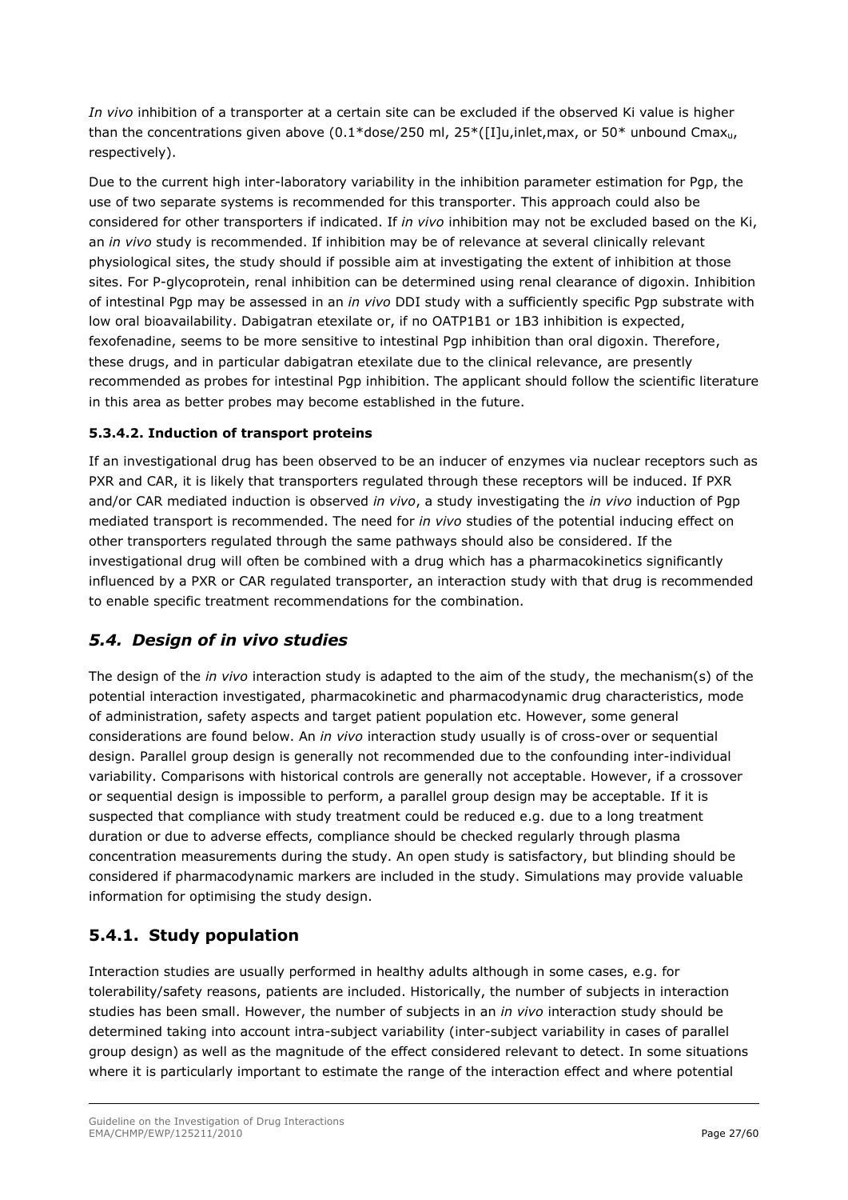*In vivo* inhibition of a transporter at a certain site can be excluded if the observed Ki value is higher than the concentrations given above (0.1*dose/250 ml, 25*([I]u,inlet,max, or 50* unbound $Cmax_u$, respectively).

Due to the current high inter-laboratory variability in the inhibition parameter estimation for Pgp, the use of two separate systems is recommended for this transporter. This approach could also be considered for other transporters if indicated. If *in vivo* inhibition may not be excluded based on the Ki, an *in vivo* study is recommended. If inhibition may be of relevance at several clinically relevant physiological sites, the study should if possible aim at investigating the extent of inhibition at those sites. For P-glycoprotein, renal inhibition can be determined using renal clearance of digoxin. Inhibition of intestinal Pgp may be assessed in an *in vivo* DDI study with a sufficiently specific Pgp substrate with low oral bioavailability. Dabigatran etexilate or, if no OATP1B1 or 1B3 inhibition is expected, fexofenadine, seems to be more sensitive to intestinal Pgp inhibition than oral digoxin. Therefore, these drugs, and in particular dabigatran etexilate due to the clinical relevance, are presently recommended as probes for intestinal Pgp inhibition. The applicant should follow the scientific literature in this area as better probes may become established in the future.

#### 5.3.4.2. Induction of transport proteins

If an investigational drug has been observed to be an inducer of enzymes via nuclear receptors such as PXR and CAR, it is likely that transporters regulated through these receptors will be induced. If PXR and/or CAR mediated induction is observed *in vivo*, a study investigating the *in vivo* induction of Pgp mediated transport is recommended. The need for *in vivo* studies of the potential inducing effect on other transporters regulated through the same pathways should also be considered. If the investigational drug will often be combined with a drug which has a pharmacokinetics significantly influenced by a PXR or CAR regulated transporter, an interaction study with that drug is recommended to enable specific treatment recommendations for the combination.

## *5.4. Design of in vivo studies*

The design of the *in vivo* interaction study is adapted to the aim of the study, the mechanism(s) of the potential interaction investigated, pharmacokinetic and pharmacodynamic drug characteristics, mode of administration, safety aspects and target patient population etc. However, some general considerations are found below. An *in vivo* interaction study usually is of cross-over or sequential design. Parallel group design is generally not recommended due to the confounding inter-individual variability. Comparisons with historical controls are generally not acceptable. However, if a crossover or sequential design is impossible to perform, a parallel group design may be acceptable. If it is suspected that compliance with study treatment could be reduced e.g. due to a long treatment duration or due to adverse effects, compliance should be checked regularly through plasma concentration measurements during the study. An open study is satisfactory, but blinding should be considered if pharmacodynamic markers are included in the study. Simulations may provide valuable information for optimising the study design.

## 5.4.1. Study population

Interaction studies are usually performed in healthy adults although in some cases, e.g. for tolerability/safety reasons, patients are included. Historically, the number of subjects in interaction studies has been small. However, the number of subjects in an *in vivo* interaction study should be determined taking into account intra-subject variability (inter-subject variability in cases of parallel group design) as well as the magnitude of the effect considered relevant to detect. In some situations where it is particularly important to estimate the range of the interaction effect and where potential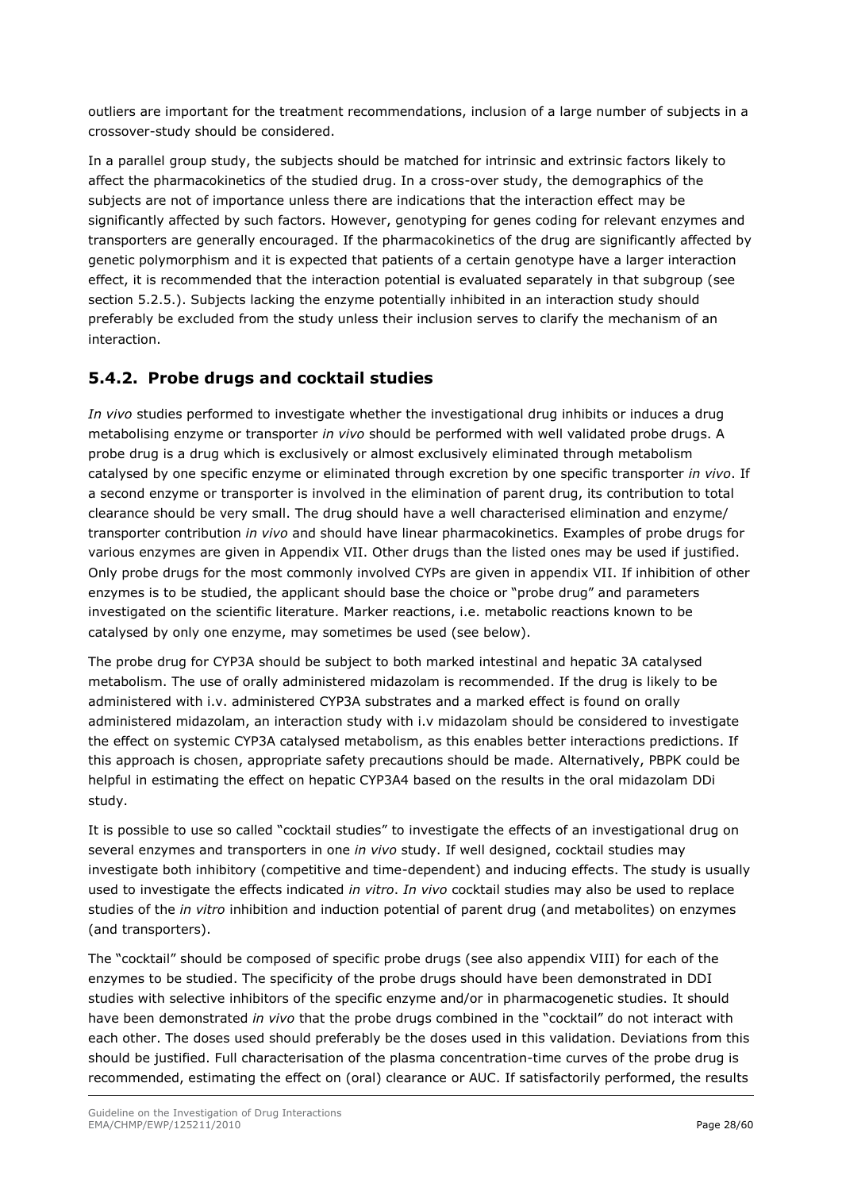outliers are important for the treatment recommendations, inclusion of a large number of subjects in a crossover-study should be considered.

In a parallel group study, the subjects should be matched for intrinsic and extrinsic factors likely to affect the pharmacokinetics of the studied drug. In a cross-over study, the demographics of the subjects are not of importance unless there are indications that the interaction effect may be significantly affected by such factors. However, genotyping for genes coding for relevant enzymes and transporters are generally encouraged. If the pharmacokinetics of the drug are significantly affected by genetic polymorphism and it is expected that patients of a certain genotype have a larger interaction effect, it is recommended that the interaction potential is evaluated separately in that subgroup (see section 5.2.5.). Subjects lacking the enzyme potentially inhibited in an interaction study should preferably be excluded from the study unless their inclusion serves to clarify the mechanism of an interaction.

## 5.4.2. Probe drugs and cocktail studies

*In vivo* studies performed to investigate whether the investigational drug inhibits or induces a drug metabolising enzyme or transporter *in vivo* should be performed with well validated probe drugs. A probe drug is a drug which is exclusively or almost exclusively eliminated through metabolism catalysed by one specific enzyme or eliminated through excretion by one specific transporter *in vivo*. If a second enzyme or transporter is involved in the elimination of parent drug, its contribution to total clearance should be very small. The drug should have a well characterised elimination and enzyme/ transporter contribution *in vivo* and should have linear pharmacokinetics. Examples of probe drugs for various enzymes are given in Appendix VII. Other drugs than the listed ones may be used if justified. Only probe drugs for the most commonly involved CYPs are given in appendix VII. If inhibition of other enzymes is to be studied, the applicant should base the choice or "probe drug" and parameters investigated on the scientific literature. Marker reactions, i.e. metabolic reactions known to be catalysed by only one enzyme, may sometimes be used (see below).

The probe drug for CYP3A should be subject to both marked intestinal and hepatic 3A catalysed metabolism. The use of orally administered midazolam is recommended. If the drug is likely to be administered with i.v. administered CYP3A substrates and a marked effect is found on orally administered midazolam, an interaction study with i.v midazolam should be considered to investigate the effect on systemic CYP3A catalysed metabolism, as this enables better interactions predictions. If this approach is chosen, appropriate safety precautions should be made. Alternatively, PBPK could be helpful in estimating the effect on hepatic CYP3A4 based on the results in the oral midazolam DDi study.

It is possible to use so called "cocktail studies" to investigate the effects of an investigational drug on several enzymes and transporters in one *in vivo* study. If well designed, cocktail studies may investigate both inhibitory (competitive and time-dependent) and inducing effects. The study is usually used to investigate the effects indicated *in vitro*. *In vivo* cocktail studies may also be used to replace studies of the *in vitro* inhibition and induction potential of parent drug (and metabolites) on enzymes (and transporters).

The "cocktail" should be composed of specific probe drugs (see also appendix VIII) for each of the enzymes to be studied. The specificity of the probe drugs should have been demonstrated in DDI studies with selective inhibitors of the specific enzyme and/or in pharmacogenetic studies. It should have been demonstrated *in vivo* that the probe drugs combined in the "cocktail" do not interact with each other. The doses used should preferably be the doses used in this validation. Deviations from this should be justified. Full characterisation of the plasma concentration-time curves of the probe drug is recommended, estimating the effect on (oral) clearance or AUC. If satisfactorily performed, the results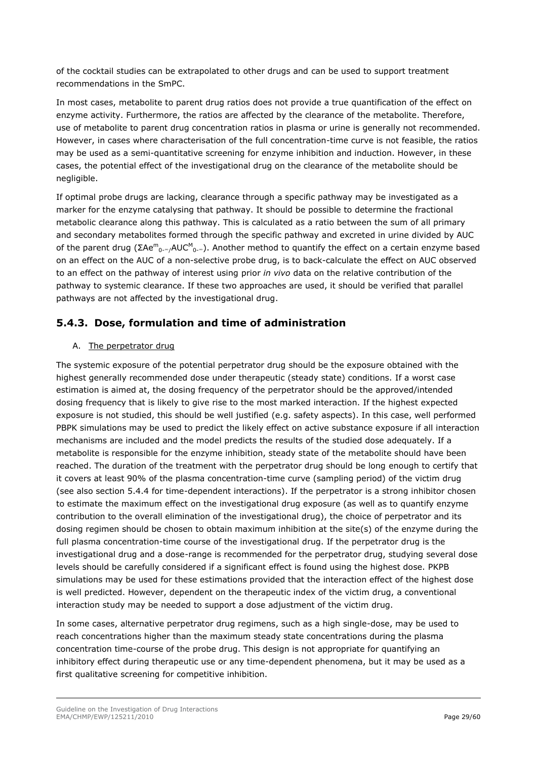of the cocktail studies can be extrapolated to other drugs and can be used to support treatment recommendations in the SmPC.

In most cases, metabolite to parent drug ratios does not provide a true quantification of the effect on enzyme activity. Furthermore, the ratios are affected by the clearance of the metabolite. Therefore, use of metabolite to parent drug concentration ratios in plasma or urine is generally not recommended. However, in cases where characterisation of the full concentration-time curve is not feasible, the ratios may be used as a semi-quantitative screening for enzyme inhibition and induction. However, in these cases, the potential effect of the investigational drug on the clearance of the metabolite should be negligible.

If optimal probe drugs are lacking, clearance through a specific pathway may be investigated as a marker for the enzyme catalysing that pathway. It should be possible to determine the fractional metabolic clearance along this pathway. This is calculated as a ratio between the sum of all primary and secondary metabolites formed through the specific pathway and excreted in urine divided by AUC of the parent drug ($\Sigma Ae^{m}_{0-\infty}/AUC^{M}_{0-\infty}$). Another method to quantify the effect on a certain enzyme based on an effect on the AUC of a non-selective probe drug, is to back-calculate the effect on AUC observed to an effect on the pathway of interest using prior *in vivo* data on the relative contribution of the pathway to systemic clearance. If these two approaches are used, it should be verified that parallel pathways are not affected by the investigational drug.

## 5.4.3. Dose, formulation and time of administration

A. The perpetrator drug

The systemic exposure of the potential perpetrator drug should be the exposure obtained with the highest generally recommended dose under therapeutic (steady state) conditions. If a worst case estimation is aimed at, the dosing frequency of the perpetrator should be the approved/intended dosing frequency that is likely to give rise to the most marked interaction. If the highest expected exposure is not studied, this should be well justified (e.g. safety aspects). In this case, well performed PBPK simulations may be used to predict the likely effect on active substance exposure if all interaction mechanisms are included and the model predicts the results of the studied dose adequately. If a metabolite is responsible for the enzyme inhibition, steady state of the metabolite should have been reached. The duration of the treatment with the perpetrator drug should be long enough to certify that it covers at least 90% of the plasma concentration-time curve (sampling period) of the victim drug (see also section 5.4.4 for time-dependent interactions). If the perpetrator is a strong inhibitor chosen to estimate the maximum effect on the investigational drug exposure (as well as to quantify enzyme contribution to the overall elimination of the investigational drug), the choice of perpetrator and its dosing regimen should be chosen to obtain maximum inhibition at the site(s) of the enzyme during the full plasma concentration-time course of the investigational drug. If the perpetrator drug is the investigational drug and a dose-range is recommended for the perpetrator drug, studying several dose levels should be carefully considered if a significant effect is found using the highest dose. PKPB simulations may be used for these estimations provided that the interaction effect of the highest dose is well predicted. However, dependent on the therapeutic index of the victim drug, a conventional interaction study may be needed to support a dose adjustment of the victim drug.

In some cases, alternative perpetrator drug regimens, such as a high single-dose, may be used to reach concentrations higher than the maximum steady state concentrations during the plasma concentration time-course of the probe drug. This design is not appropriate for quantifying an inhibitory effect during therapeutic use or any time-dependent phenomena, but it may be used as a first qualitative screening for competitive inhibition.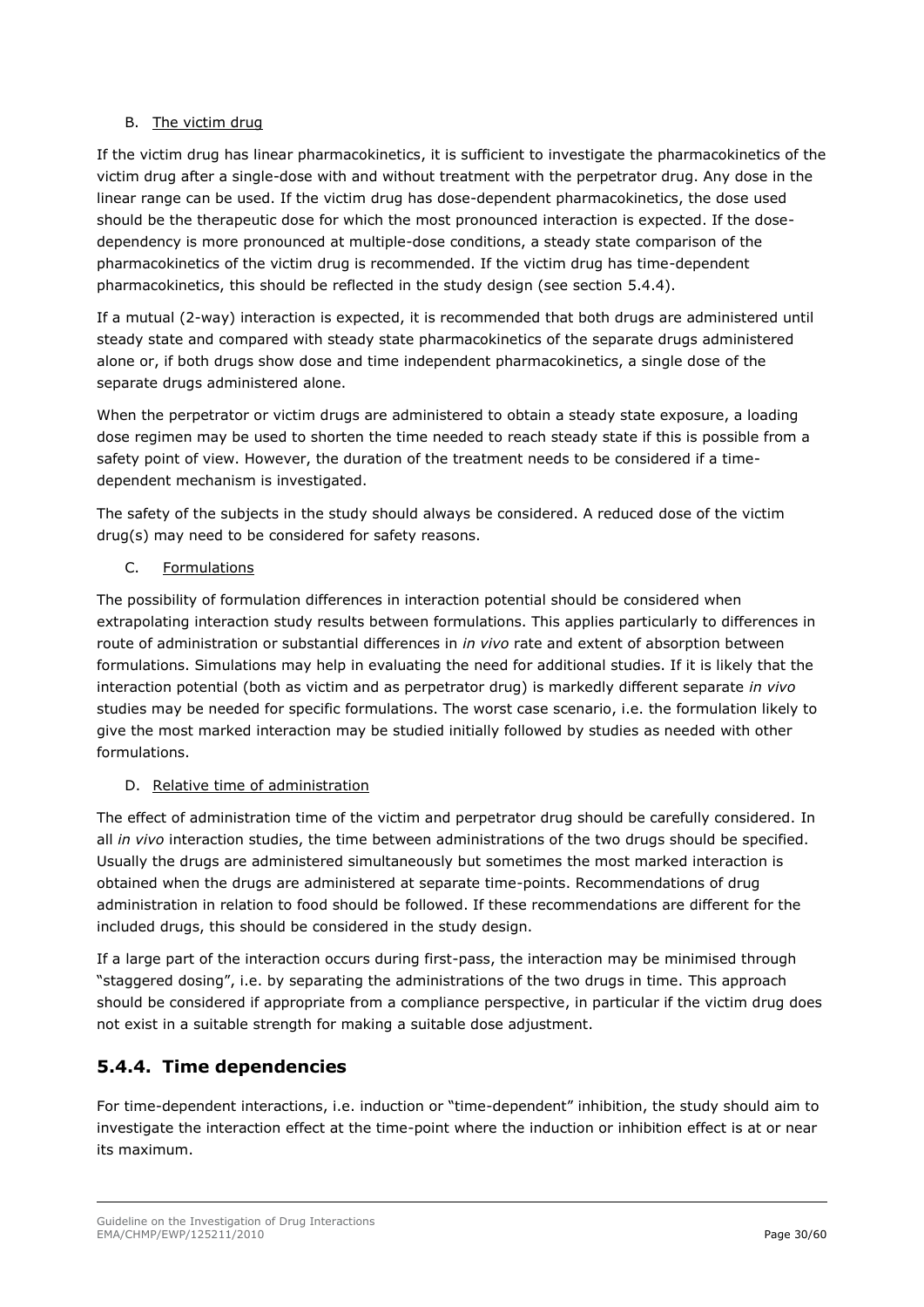B. The victim drug

If the victim drug has linear pharmacokinetics, it is sufficient to investigate the pharmacokinetics of the victim drug after a single-dose with and without treatment with the perpetrator drug. Any dose in the linear range can be used. If the victim drug has dose-dependent pharmacokinetics, the dose used should be the therapeutic dose for which the most pronounced interaction is expected. If the dose-dependency is more pronounced at multiple-dose conditions, a steady state comparison of the pharmacokinetics of the victim drug is recommended. If the victim drug has time-dependent pharmacokinetics, this should be reflected in the study design (see section 5.4.4).

If a mutual (2-way) interaction is expected, it is recommended that both drugs are administered until steady state and compared with steady state pharmacokinetics of the separate drugs administered alone or, if both drugs show dose and time independent pharmacokinetics, a single dose of the separate drugs administered alone.

When the perpetrator or victim drugs are administered to obtain a steady state exposure, a loading dose regimen may be used to shorten the time needed to reach steady state if this is possible from a safety point of view. However, the duration of the treatment needs to be considered if a time-dependent mechanism is investigated.

The safety of the subjects in the study should always be considered. A reduced dose of the victim drug(s) may need to be considered for safety reasons.

C. Formulations

The possibility of formulation differences in interaction potential should be considered when extrapolating interaction study results between formulations. This applies particularly to differences in route of administration or substantial differences in *in vivo* rate and extent of absorption between formulations. Simulations may help in evaluating the need for additional studies. If it is likely that the interaction potential (both as victim and as perpetrator drug) is markedly different separate *in vivo* studies may be needed for specific formulations. The worst case scenario, i.e. the formulation likely to give the most marked interaction may be studied initially followed by studies as needed with other formulations.

D. Relative time of administration

The effect of administration time of the victim and perpetrator drug should be carefully considered. In all *in vivo* interaction studies, the time between administrations of the two drugs should be specified. Usually the drugs are administered simultaneously but sometimes the most marked interaction is obtained when the drugs are administered at separate time-points. Recommendations of drug administration in relation to food should be followed. If these recommendations are different for the included drugs, this should be considered in the study design.

If a large part of the interaction occurs during first-pass, the interaction may be minimised through "staggered dosing", i.e. by separating the administrations of the two drugs in time. This approach should be considered if appropriate from a compliance perspective, in particular if the victim drug does not exist in a suitable strength for making a suitable dose adjustment.

## 5.4.4. Time dependencies

For time-dependent interactions, i.e. induction or "time-dependent" inhibition, the study should aim to investigate the interaction effect at the time-point where the induction or inhibition effect is at or near its maximum.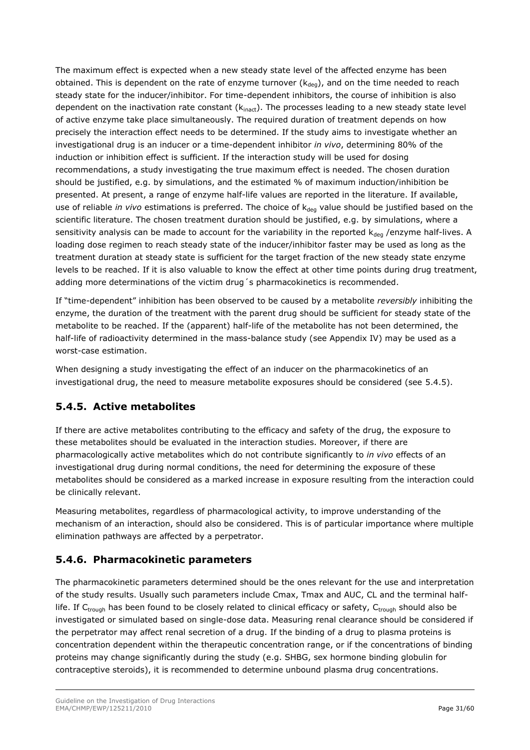The maximum effect is expected when a new steady state level of the affected enzyme has been obtained. This is dependent on the rate of enzyme turnover ($k_{deg}$), and on the time needed to reach steady state for the inducer/inhibitor. For time-dependent inhibitors, the course of inhibition is also dependent on the inactivation rate constant ($k_{inact}$). The processes leading to a new steady state level of active enzyme take place simultaneously. The required duration of treatment depends on how precisely the interaction effect needs to be determined. If the study aims to investigate whether an investigational drug is an inducer or a time-dependent inhibitor *in vivo*, determining 80% of the induction or inhibition effect is sufficient. If the interaction study will be used for dosing recommendations, a study investigating the true maximum effect is needed. The chosen duration should be justified, e.g. by simulations, and the estimated % of maximum induction/inhibition be presented. At present, a range of enzyme half-life values are reported in the literature. If available, use of reliable *in vivo* estimations is preferred. The choice of $k_{deg}$ value should be justified based on the scientific literature. The chosen treatment duration should be justified, e.g. by simulations, where a sensitivity analysis can be made to account for the variability in the reported $k_{deg}$ /enzyme half-lives. A loading dose regimen to reach steady state of the inducer/inhibitor faster may be used as long as the treatment duration at steady state is sufficient for the target fraction of the new steady state enzyme levels to be reached. If it is also valuable to know the effect at other time points during drug treatment, adding more determinations of the victim drug´s pharmacokinetics is recommended.

If "time-dependent" inhibition has been observed to be caused by a metabolite *reversibly* inhibiting the enzyme, the duration of the treatment with the parent drug should be sufficient for steady state of the metabolite to be reached. If the (apparent) half-life of the metabolite has not been determined, the half-life of radioactivity determined in the mass-balance study (see Appendix IV) may be used as a worst-case estimation.

When designing a study investigating the effect of an inducer on the pharmacokinetics of an investigational drug, the need to measure metabolite exposures should be considered (see 5.4.5).

## 5.4.5. Active metabolites

If there are active metabolites contributing to the efficacy and safety of the drug, the exposure to these metabolites should be evaluated in the interaction studies. Moreover, if there are pharmacologically active metabolites which do not contribute significantly to *in vivo* effects of an investigational drug during normal conditions, the need for determining the exposure of these metabolites should be considered as a marked increase in exposure resulting from the interaction could be clinically relevant.

Measuring metabolites, regardless of pharmacological activity, to improve understanding of the mechanism of an interaction, should also be considered. This is of particular importance where multiple elimination pathways are affected by a perpetrator.

## 5.4.6. Pharmacokinetic parameters

The pharmacokinetic parameters determined should be the ones relevant for the use and interpretation of the study results. Usually such parameters include Cmax, Tmax and AUC, CL and the terminal half-life. If $C_{trough}$ has been found to be closely related to clinical efficacy or safety, $C_{trough}$ should also be investigated or simulated based on single-dose data. Measuring renal clearance should be considered if the perpetrator may affect renal secretion of a drug. If the binding of a drug to plasma proteins is concentration dependent within the therapeutic concentration range, or if the concentrations of binding proteins may change significantly during the study (e.g. SHBG, sex hormone binding globulin for contraceptive steroids), it is recommended to determine unbound plasma drug concentrations.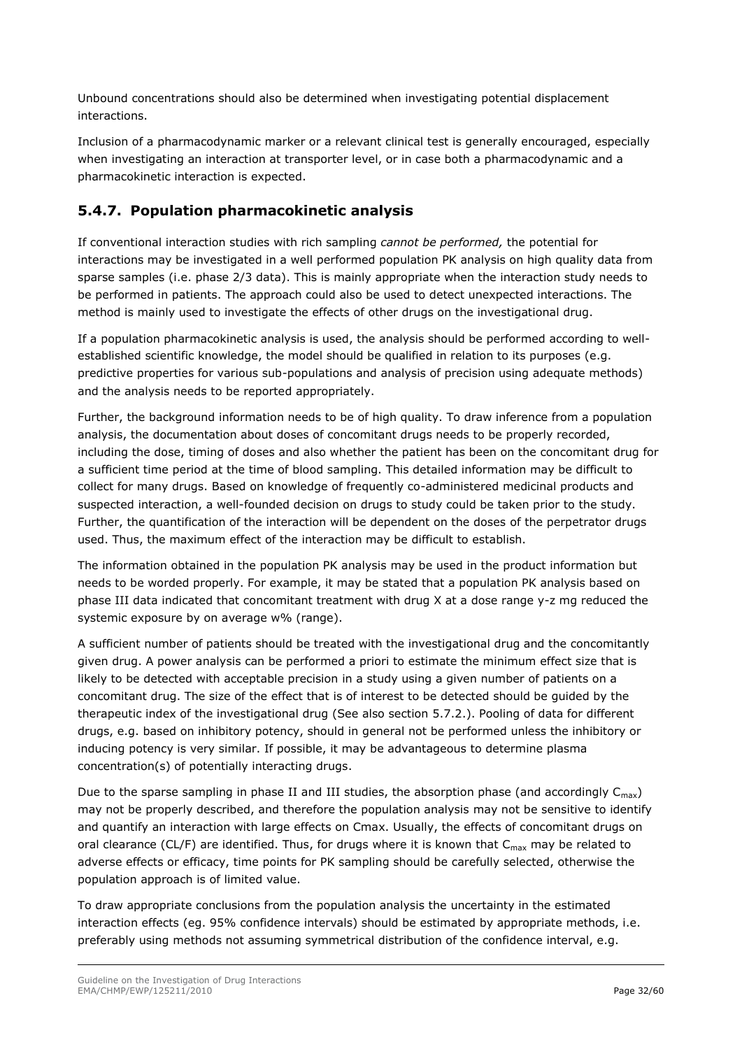Unbound concentrations should also be determined when investigating potential displacement interactions.

Inclusion of a pharmacodynamic marker or a relevant clinical test is generally encouraged, especially when investigating an interaction at transporter level, or in case both a pharmacodynamic and a pharmacokinetic interaction is expected.

### 5.4.7. Population pharmacokinetic analysis

If conventional interaction studies with rich sampling *cannot be performed,* the potential for interactions may be investigated in a well performed population PK analysis on high quality data from sparse samples (i.e. phase 2/3 data). This is mainly appropriate when the interaction study needs to be performed in patients. The approach could also be used to detect unexpected interactions. The method is mainly used to investigate the effects of other drugs on the investigational drug.

If a population pharmacokinetic analysis is used, the analysis should be performed according to well-established scientific knowledge, the model should be qualified in relation to its purposes (e.g. predictive properties for various sub-populations and analysis of precision using adequate methods) and the analysis needs to be reported appropriately.

Further, the background information needs to be of high quality. To draw inference from a population analysis, the documentation about doses of concomitant drugs needs to be properly recorded, including the dose, timing of doses and also whether the patient has been on the concomitant drug for a sufficient time period at the time of blood sampling. This detailed information may be difficult to collect for many drugs. Based on knowledge of frequently co-administered medicinal products and suspected interaction, a well-founded decision on drugs to study could be taken prior to the study. Further, the quantification of the interaction will be dependent on the doses of the perpetrator drugs used. Thus, the maximum effect of the interaction may be difficult to establish.

The information obtained in the population PK analysis may be used in the product information but needs to be worded properly. For example, it may be stated that a population PK analysis based on phase III data indicated that concomitant treatment with drug X at a dose range y-z mg reduced the systemic exposure by on average w% (range).

A sufficient number of patients should be treated with the investigational drug and the concomitantly given drug. A power analysis can be performed a priori to estimate the minimum effect size that is likely to be detected with acceptable precision in a study using a given number of patients on a concomitant drug. The size of the effect that is of interest to be detected should be guided by the therapeutic index of the investigational drug (See also section 5.7.2.). Pooling of data for different drugs, e.g. based on inhibitory potency, should in general not be performed unless the inhibitory or inducing potency is very similar. If possible, it may be advantageous to determine plasma concentration(s) of potentially interacting drugs.

Due to the sparse sampling in phase II and III studies, the absorption phase (and accordingly $C_{max}$) may not be properly described, and therefore the population analysis may not be sensitive to identify and quantify an interaction with large effects on Cmax. Usually, the effects of concomitant drugs on oral clearance (CL/F) are identified. Thus, for drugs where it is known that $C_{max}$ may be related to adverse effects or efficacy, time points for PK sampling should be carefully selected, otherwise the population approach is of limited value.

To draw appropriate conclusions from the population analysis the uncertainty in the estimated interaction effects (eg. 95% confidence intervals) should be estimated by appropriate methods, i.e. preferably using methods not assuming symmetrical distribution of the confidence interval, e.g.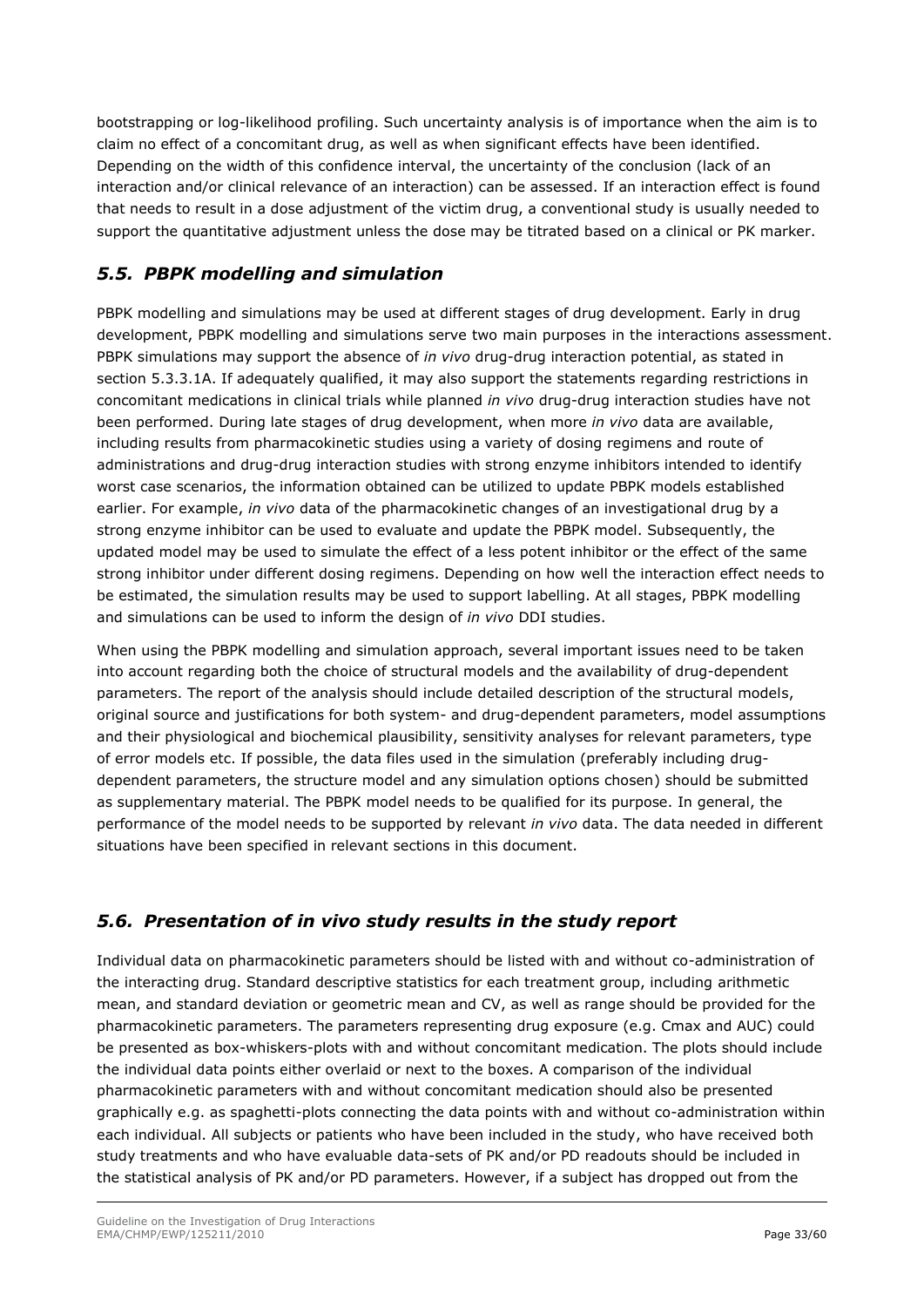bootstrapping or log-likelihood profiling. Such uncertainty analysis is of importance when the aim is to claim no effect of a concomitant drug, as well as when significant effects have been identified. Depending on the width of this confidence interval, the uncertainty of the conclusion (lack of an interaction and/or clinical relevance of an interaction) can be assessed. If an interaction effect is found that needs to result in a dose adjustment of the victim drug, a conventional study is usually needed to support the quantitative adjustment unless the dose may be titrated based on a clinical or PK marker.

## *5.5. PBPK modelling and simulation*

PBPK modelling and simulations may be used at different stages of drug development. Early in drug development, PBPK modelling and simulations serve two main purposes in the interactions assessment. PBPK simulations may support the absence of *in vivo* drug-drug interaction potential, as stated in section 5.3.3.1A. If adequately qualified, it may also support the statements regarding restrictions in concomitant medications in clinical trials while planned *in vivo* drug-drug interaction studies have not been performed. During late stages of drug development, when more *in vivo* data are available, including results from pharmacokinetic studies using a variety of dosing regimens and route of administrations and drug-drug interaction studies with strong enzyme inhibitors intended to identify worst case scenarios, the information obtained can be utilized to update PBPK models established earlier. For example, *in vivo* data of the pharmacokinetic changes of an investigational drug by a strong enzyme inhibitor can be used to evaluate and update the PBPK model. Subsequently, the updated model may be used to simulate the effect of a less potent inhibitor or the effect of the same strong inhibitor under different dosing regimens. Depending on how well the interaction effect needs to be estimated, the simulation results may be used to support labelling. At all stages, PBPK modelling and simulations can be used to inform the design of *in vivo* DDI studies.

When using the PBPK modelling and simulation approach, several important issues need to be taken into account regarding both the choice of structural models and the availability of drug-dependent parameters. The report of the analysis should include detailed description of the structural models, original source and justifications for both system- and drug-dependent parameters, model assumptions and their physiological and biochemical plausibility, sensitivity analyses for relevant parameters, type of error models etc. If possible, the data files used in the simulation (preferably including drug-dependent parameters, the structure model and any simulation options chosen) should be submitted as supplementary material. The PBPK model needs to be qualified for its purpose. In general, the performance of the model needs to be supported by relevant *in vivo* data. The data needed in different situations have been specified in relevant sections in this document.

## *5.6. Presentation of in vivo study results in the study report*

Individual data on pharmacokinetic parameters should be listed with and without co-administration of the interacting drug. Standard descriptive statistics for each treatment group, including arithmetic mean, and standard deviation or geometric mean and CV, as well as range should be provided for the pharmacokinetic parameters. The parameters representing drug exposure (e.g. Cmax and AUC) could be presented as box-whiskers-plots with and without concomitant medication. The plots should include the individual data points either overlaid or next to the boxes. A comparison of the individual pharmacokinetic parameters with and without concomitant medication should also be presented graphically e.g. as spaghetti-plots connecting the data points with and without co-administration within each individual. All subjects or patients who have been included in the study, who have received both study treatments and who have evaluable data-sets of PK and/or PD readouts should be included in the statistical analysis of PK and/or PD parameters. However, if a subject has dropped out from the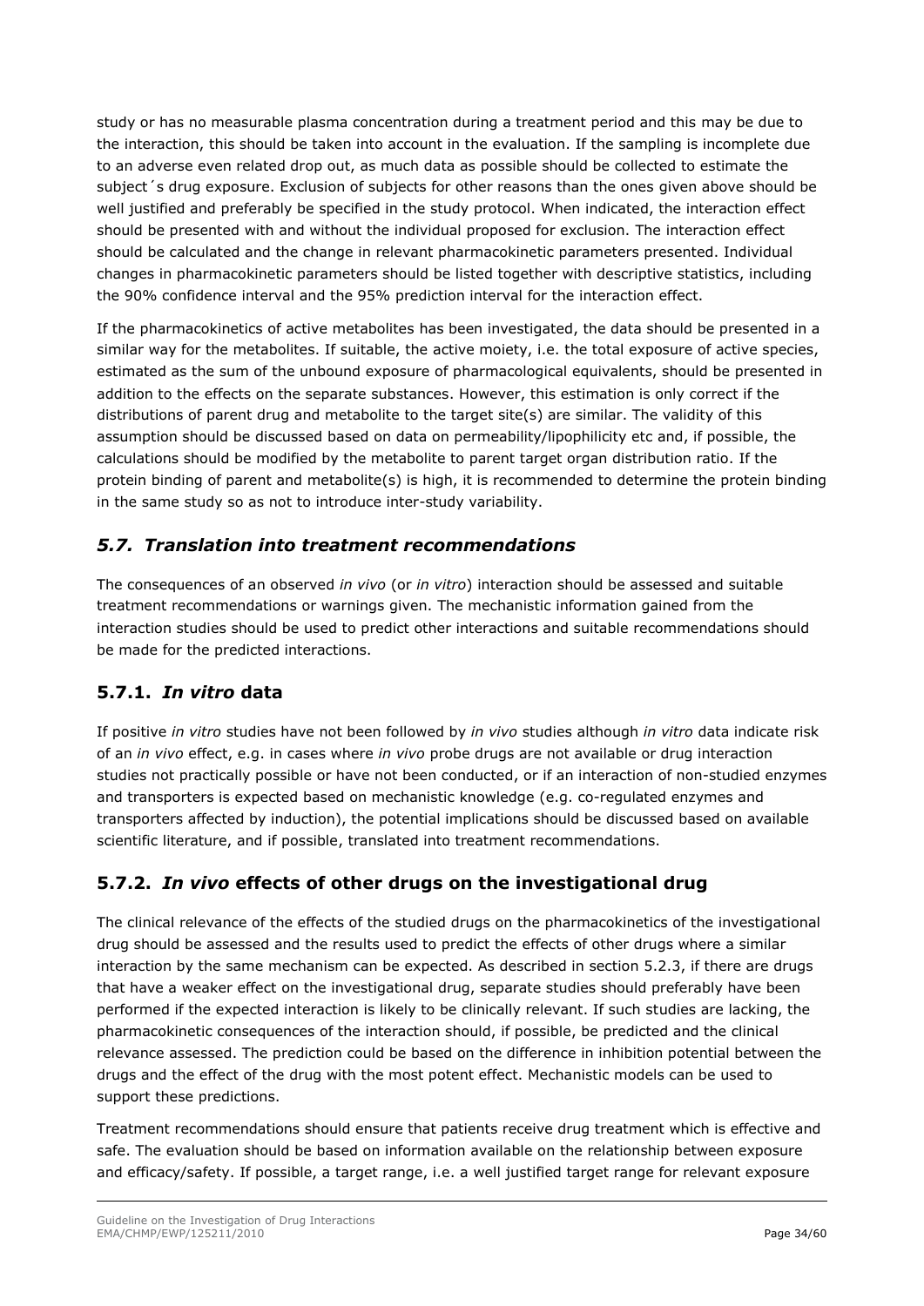study or has no measurable plasma concentration during a treatment period and this may be due to the interaction, this should be taken into account in the evaluation. If the sampling is incomplete due to an adverse even related drop out, as much data as possible should be collected to estimate the subject´s drug exposure. Exclusion of subjects for other reasons than the ones given above should be well justified and preferably be specified in the study protocol. When indicated, the interaction effect should be presented with and without the individual proposed for exclusion. The interaction effect should be calculated and the change in relevant pharmacokinetic parameters presented. Individual changes in pharmacokinetic parameters should be listed together with descriptive statistics, including the 90% confidence interval and the 95% prediction interval for the interaction effect.

If the pharmacokinetics of active metabolites has been investigated, the data should be presented in a similar way for the metabolites. If suitable, the active moiety, i.e. the total exposure of active species, estimated as the sum of the unbound exposure of pharmacological equivalents, should be presented in addition to the effects on the separate substances. However, this estimation is only correct if the distributions of parent drug and metabolite to the target site(s) are similar. The validity of this assumption should be discussed based on data on permeability/lipophilicity etc and, if possible, the calculations should be modified by the metabolite to parent target organ distribution ratio. If the protein binding of parent and metabolite(s) is high, it is recommended to determine the protein binding in the same study so as not to introduce inter-study variability.

## *5.7. Translation into treatment recommendations*

The consequences of an observed *in vivo* (or *in vitro*) interaction should be assessed and suitable treatment recommendations or warnings given. The mechanistic information gained from the interaction studies should be used to predict other interactions and suitable recommendations should be made for the predicted interactions.

### 5.7.1. *In vitro* data

If positive *in vitro* studies have not been followed by *in vivo* studies although *in vitro* data indicate risk of an *in vivo* effect, e.g. in cases where *in vivo* probe drugs are not available or drug interaction studies not practically possible or have not been conducted, or if an interaction of non-studied enzymes and transporters is expected based on mechanistic knowledge (e.g. co-regulated enzymes and transporters affected by induction), the potential implications should be discussed based on available scientific literature, and if possible, translated into treatment recommendations.

### 5.7.2. *In vivo* effects of other drugs on the investigational drug

The clinical relevance of the effects of the studied drugs on the pharmacokinetics of the investigational drug should be assessed and the results used to predict the effects of other drugs where a similar interaction by the same mechanism can be expected. As described in section 5.2.3, if there are drugs that have a weaker effect on the investigational drug, separate studies should preferably have been performed if the expected interaction is likely to be clinically relevant. If such studies are lacking, the pharmacokinetic consequences of the interaction should, if possible, be predicted and the clinical relevance assessed. The prediction could be based on the difference in inhibition potential between the drugs and the effect of the drug with the most potent effect. Mechanistic models can be used to support these predictions.

Treatment recommendations should ensure that patients receive drug treatment which is effective and safe. The evaluation should be based on information available on the relationship between exposure and efficacy/safety. If possible, a target range, i.e. a well justified target range for relevant exposure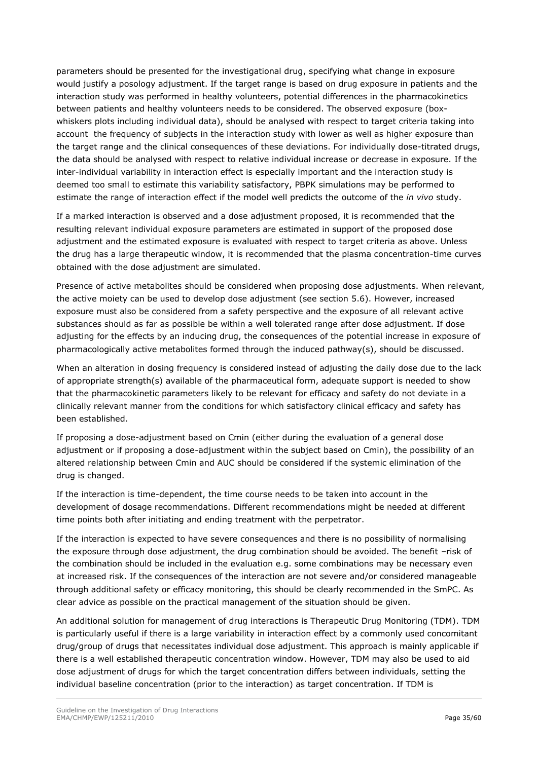parameters should be presented for the investigational drug, specifying what change in exposure would justify a posology adjustment. If the target range is based on drug exposure in patients and the interaction study was performed in healthy volunteers, potential differences in the pharmacokinetics between patients and healthy volunteers needs to be considered. The observed exposure (box-whiskers plots including individual data), should be analysed with respect to target criteria taking into account the frequency of subjects in the interaction study with lower as well as higher exposure than the target range and the clinical consequences of these deviations. For individually dose-titrated drugs, the data should be analysed with respect to relative individual increase or decrease in exposure. If the inter-individual variability in interaction effect is especially important and the interaction study is deemed too small to estimate this variability satisfactory, PBPK simulations may be performed to estimate the range of interaction effect if the model well predicts the outcome of the *in vivo* study.

If a marked interaction is observed and a dose adjustment proposed, it is recommended that the resulting relevant individual exposure parameters are estimated in support of the proposed dose adjustment and the estimated exposure is evaluated with respect to target criteria as above. Unless the drug has a large therapeutic window, it is recommended that the plasma concentration-time curves obtained with the dose adjustment are simulated.

Presence of active metabolites should be considered when proposing dose adjustments. When relevant, the active moiety can be used to develop dose adjustment (see section 5.6). However, increased exposure must also be considered from a safety perspective and the exposure of all relevant active substances should as far as possible be within a well tolerated range after dose adjustment. If dose adjusting for the effects by an inducing drug, the consequences of the potential increase in exposure of pharmacologically active metabolites formed through the induced pathway(s), should be discussed.

When an alteration in dosing frequency is considered instead of adjusting the daily dose due to the lack of appropriate strength(s) available of the pharmaceutical form, adequate support is needed to show that the pharmacokinetic parameters likely to be relevant for efficacy and safety do not deviate in a clinically relevant manner from the conditions for which satisfactory clinical efficacy and safety has been established.

If proposing a dose-adjustment based on Cmin (either during the evaluation of a general dose adjustment or if proposing a dose-adjustment within the subject based on Cmin), the possibility of an altered relationship between Cmin and AUC should be considered if the systemic elimination of the drug is changed.

If the interaction is time-dependent, the time course needs to be taken into account in the development of dosage recommendations. Different recommendations might be needed at different time points both after initiating and ending treatment with the perpetrator.

If the interaction is expected to have severe consequences and there is no possibility of normalising the exposure through dose adjustment, the drug combination should be avoided. The benefit –risk of the combination should be included in the evaluation e.g. some combinations may be necessary even at increased risk. If the consequences of the interaction are not severe and/or considered manageable through additional safety or efficacy monitoring, this should be clearly recommended in the SmPC. As clear advice as possible on the practical management of the situation should be given.

An additional solution for management of drug interactions is Therapeutic Drug Monitoring (TDM). TDM is particularly useful if there is a large variability in interaction effect by a commonly used concomitant drug/group of drugs that necessitates individual dose adjustment. This approach is mainly applicable if there is a well established therapeutic concentration window. However, TDM may also be used to aid dose adjustment of drugs for which the target concentration differs between individuals, setting the individual baseline concentration (prior to the interaction) as target concentration. If TDM is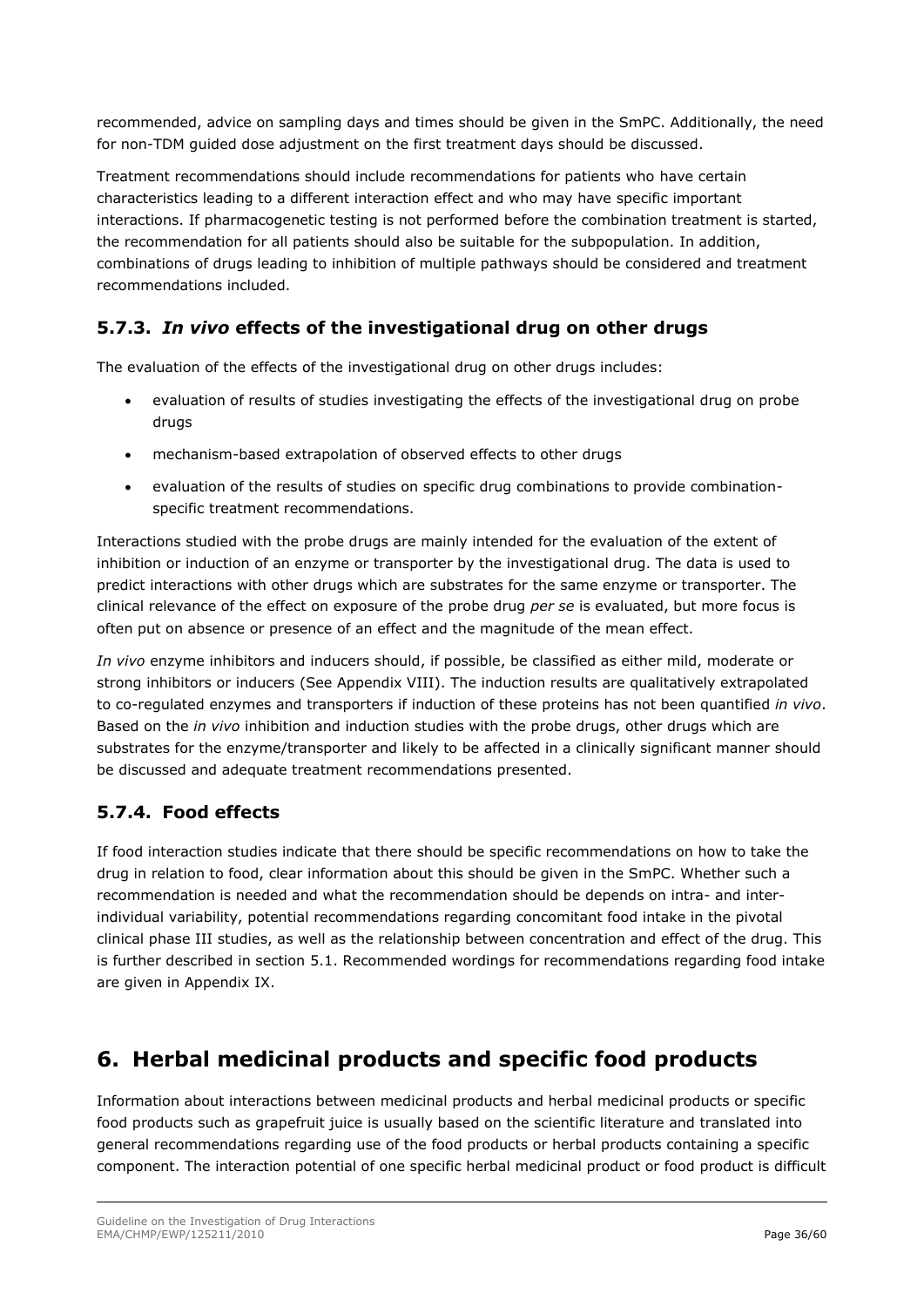recommended, advice on sampling days and times should be given in the SmPC. Additionally, the need for non-TDM guided dose adjustment on the first treatment days should be discussed.

Treatment recommendations should include recommendations for patients who have certain characteristics leading to a different interaction effect and who may have specific important interactions. If pharmacogenetic testing is not performed before the combination treatment is started, the recommendation for all patients should also be suitable for the subpopulation. In addition, combinations of drugs leading to inhibition of multiple pathways should be considered and treatment recommendations included.

### 5.7.3. *In vivo* effects of the investigational drug on other drugs

The evaluation of the effects of the investigational drug on other drugs includes:

- evaluation of results of studies investigating the effects of the investigational drug on probe drugs
- mechanism-based extrapolation of observed effects to other drugs
- evaluation of the results of studies on specific drug combinations to provide combination-specific treatment recommendations.

Interactions studied with the probe drugs are mainly intended for the evaluation of the extent of inhibition or induction of an enzyme or transporter by the investigational drug. The data is used to predict interactions with other drugs which are substrates for the same enzyme or transporter. The clinical relevance of the effect on exposure of the probe drug *per se* is evaluated, but more focus is often put on absence or presence of an effect and the magnitude of the mean effect.

*In vivo* enzyme inhibitors and inducers should, if possible, be classified as either mild, moderate or strong inhibitors or inducers (See Appendix VIII). The induction results are qualitatively extrapolated to co-regulated enzymes and transporters if induction of these proteins has not been quantified *in vivo*. Based on the *in vivo* inhibition and induction studies with the probe drugs, other drugs which are substrates for the enzyme/transporter and likely to be affected in a clinically significant manner should be discussed and adequate treatment recommendations presented.

### 5.7.4. Food effects

If food interaction studies indicate that there should be specific recommendations on how to take the drug in relation to food, clear information about this should be given in the SmPC. Whether such a recommendation is needed and what the recommendation should be depends on intra- and inter-individual variability, potential recommendations regarding concomitant food intake in the pivotal clinical phase III studies, as well as the relationship between concentration and effect of the drug. This is further described in section 5.1. Recommended wordings for recommendations regarding food intake are given in Appendix IX.

## 6. Herbal medicinal products and specific food products

Information about interactions between medicinal products and herbal medicinal products or specific food products such as grapefruit juice is usually based on the scientific literature and translated into general recommendations regarding use of the food products or herbal products containing a specific component. The interaction potential of one specific herbal medicinal product or food product is difficult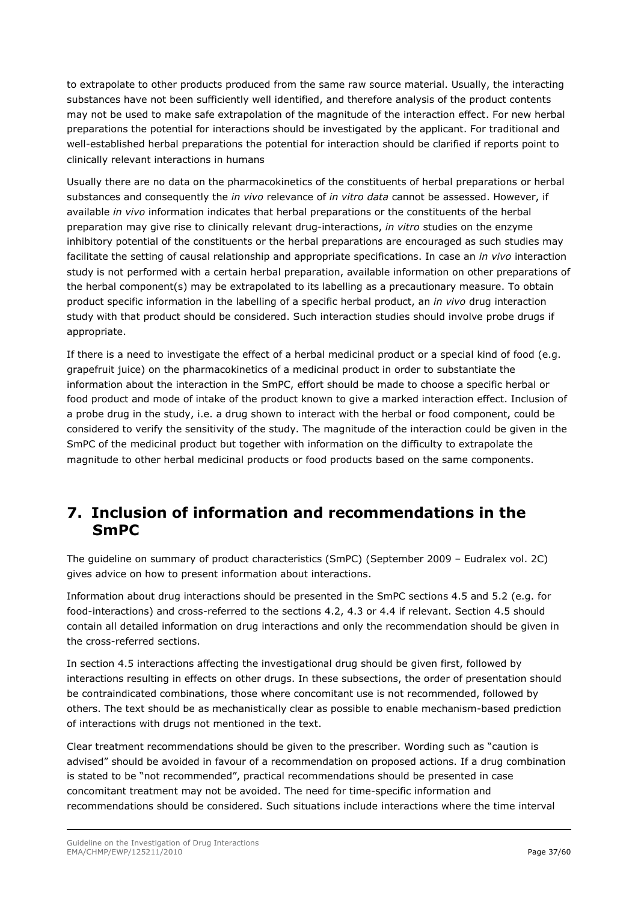to extrapolate to other products produced from the same raw source material. Usually, the interacting substances have not been sufficiently well identified, and therefore analysis of the product contents may not be used to make safe extrapolation of the magnitude of the interaction effect. For new herbal preparations the potential for interactions should be investigated by the applicant. For traditional and well-established herbal preparations the potential for interaction should be clarified if reports point to clinically relevant interactions in humans

Usually there are no data on the pharmacokinetics of the constituents of herbal preparations or herbal substances and consequently the *in vivo* relevance of *in vitro data* cannot be assessed. However, if available *in vivo* information indicates that herbal preparations or the constituents of the herbal preparation may give rise to clinically relevant drug-interactions, *in vitro* studies on the enzyme inhibitory potential of the constituents or the herbal preparations are encouraged as such studies may facilitate the setting of causal relationship and appropriate specifications. In case an *in vivo* interaction study is not performed with a certain herbal preparation, available information on other preparations of the herbal component(s) may be extrapolated to its labelling as a precautionary measure. To obtain product specific information in the labelling of a specific herbal product, an *in vivo* drug interaction study with that product should be considered. Such interaction studies should involve probe drugs if appropriate.

If there is a need to investigate the effect of a herbal medicinal product or a special kind of food (e.g. grapefruit juice) on the pharmacokinetics of a medicinal product in order to substantiate the information about the interaction in the SmPC, effort should be made to choose a specific herbal or food product and mode of intake of the product known to give a marked interaction effect. Inclusion of a probe drug in the study, i.e. a drug shown to interact with the herbal or food component, could be considered to verify the sensitivity of the study. The magnitude of the interaction could be given in the SmPC of the medicinal product but together with information on the difficulty to extrapolate the magnitude to other herbal medicinal products or food products based on the same components.

# 7. Inclusion of information and recommendations in the SmPC

The guideline on summary of product characteristics (SmPC) (September 2009 – Eudralex vol. 2C) gives advice on how to present information about interactions.

Information about drug interactions should be presented in the SmPC sections 4.5 and 5.2 (e.g. for food-interactions) and cross-referred to the sections 4.2, 4.3 or 4.4 if relevant. Section 4.5 should contain all detailed information on drug interactions and only the recommendation should be given in the cross-referred sections.

In section 4.5 interactions affecting the investigational drug should be given first, followed by interactions resulting in effects on other drugs. In these subsections, the order of presentation should be contraindicated combinations, those where concomitant use is not recommended, followed by others. The text should be as mechanistically clear as possible to enable mechanism-based prediction of interactions with drugs not mentioned in the text.

Clear treatment recommendations should be given to the prescriber. Wording such as "caution is advised" should be avoided in favour of a recommendation on proposed actions. If a drug combination is stated to be "not recommended", practical recommendations should be presented in case concomitant treatment may not be avoided. The need for time-specific information and recommendations should be considered. Such situations include interactions where the time interval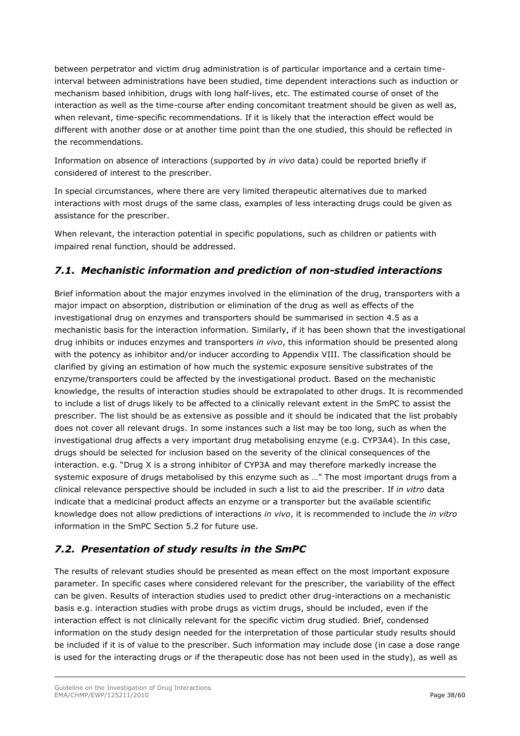between perpetrator and victim drug administration is of particular importance and a certain time-interval between administrations have been studied, time dependent interactions such as induction or mechanism based inhibition, drugs with long half-lives, etc. The estimated course of onset of the interaction as well as the time-course after ending concomitant treatment should be given as well as, when relevant, time-specific recommendations. If it is likely that the interaction effect would be different with another dose or at another time point than the one studied, this should be reflected in the recommendations.

Information on absence of interactions (supported by *in vivo* data) could be reported briefly if considered of interest to the prescriber.

In special circumstances, where there are very limited therapeutic alternatives due to marked interactions with most drugs of the same class, examples of less interacting drugs could be given as assistance for the prescriber.

When relevant, the interaction potential in specific populations, such as children or patients with impaired renal function, should be addressed.

## *7.1. Mechanistic information and prediction of non-studied interactions*

Brief information about the major enzymes involved in the elimination of the drug, transporters with a major impact on absorption, distribution or elimination of the drug as well as effects of the investigational drug on enzymes and transporters should be summarised in section 4.5 as a mechanistic basis for the interaction information. Similarly, if it has been shown that the investigational drug inhibits or induces enzymes and transporters *in vivo*, this information should be presented along with the potency as inhibitor and/or inducer according to Appendix VIII. The classification should be clarified by giving an estimation of how much the systemic exposure sensitive substrates of the enzyme/transporters could be affected by the investigational product. Based on the mechanistic knowledge, the results of interaction studies should be extrapolated to other drugs. It is recommended to include a list of drugs likely to be affected to a clinically relevant extent in the SmPC to assist the prescriber. The list should be as extensive as possible and it should be indicated that the list probably does not cover all relevant drugs. In some instances such a list may be too long, such as when the investigational drug affects a very important drug metabolising enzyme (e.g. CYP3A4). In this case, drugs should be selected for inclusion based on the severity of the clinical consequences of the interaction. e.g. "Drug X is a strong inhibitor of CYP3A and may therefore markedly increase the systemic exposure of drugs metabolised by this enzyme such as …" The most important drugs from a clinical relevance perspective should be included in such a list to aid the prescriber. If *in vitro* data indicate that a medicinal product affects an enzyme or a transporter but the available scientific knowledge does not allow predictions of interactions *in vivo*, it is recommended to include the *in vitro* information in the SmPC Section 5.2 for future use.

## *7.2. Presentation of study results in the SmPC*

The results of relevant studies should be presented as mean effect on the most important exposure parameter. In specific cases where considered relevant for the prescriber, the variability of the effect can be given. Results of interaction studies used to predict other drug-interactions on a mechanistic basis e.g. interaction studies with probe drugs as victim drugs, should be included, even if the interaction effect is not clinically relevant for the specific victim drug studied. Brief, condensed information on the study design needed for the interpretation of those particular study results should be included if it is of value to the prescriber. Such information may include dose (in case a dose range is used for the interacting drugs or if the therapeutic dose has not been used in the study), as well as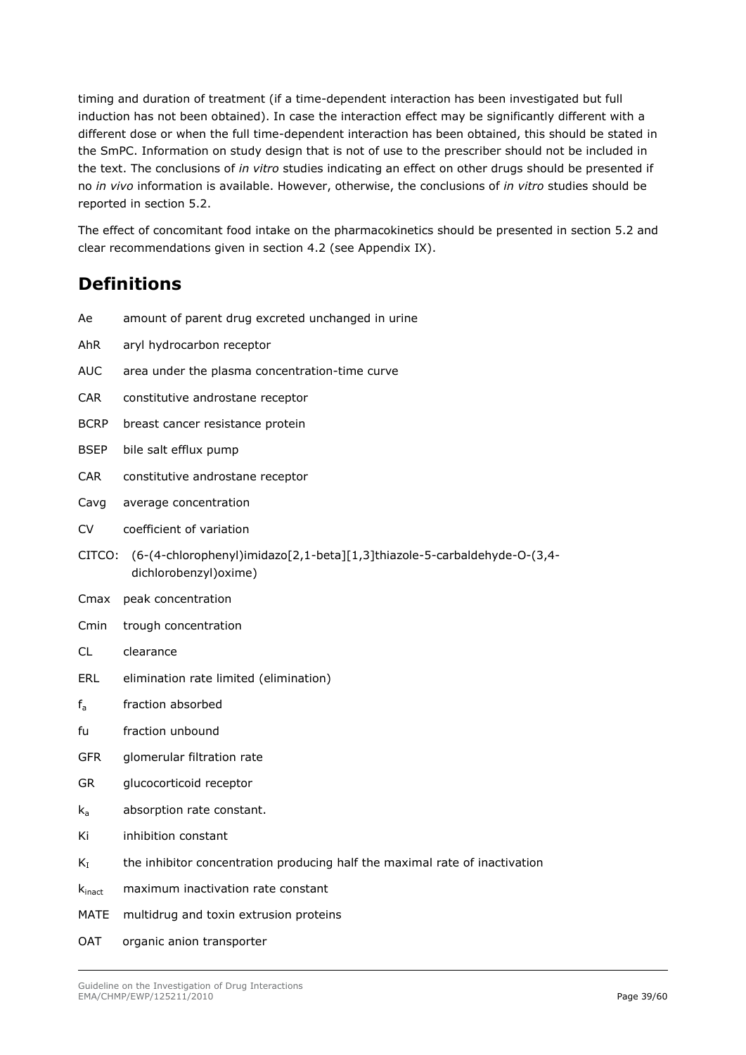timing and duration of treatment (if a time-dependent interaction has been investigated but full induction has not been obtained). In case the interaction effect may be significantly different with a different dose or when the full time-dependent interaction has been obtained, this should be stated in the SmPC. Information on study design that is not of use to the prescriber should not be included in the text. The conclusions of *in vitro* studies indicating an effect on other drugs should be presented if no *in vivo* information is available. However, otherwise, the conclusions of *in vitro* studies should be reported in section 5.2.

The effect of concomitant food intake on the pharmacokinetics should be presented in section 5.2 and clear recommendations given in section 4.2 (see Appendix IX).

# Definitions

Ae amount of parent drug excreted unchanged in urine

AhR aryl hydrocarbon receptor

AUC area under the plasma concentration-time curve

CAR constitutive androstane receptor

BCRP breast cancer resistance protein

BSEP bile salt efflux pump

CAR constitutive androstane receptor

Cavg average concentration

CV coefficient of variation

CITCO: (6-(4-chlorophenyl)imidazo[2,1-beta][1,3]thiazole-5-carbaldehyde-O-(3,4-dichlorobenzyl)oxime)

Cmax peak concentration

Cmin trough concentration

CL clearance

ERL elimination rate limited (elimination)

$f_a$ fraction absorbed

fu fraction unbound

GFR glomerular filtration rate

GR glucocorticoid receptor

$k_a$ absorption rate constant.

Ki inhibition constant

$K_I$ the inhibitor concentration producing half the maximal rate of inactivation

$k_{inact}$ maximum inactivation rate constant

MATE multidrug and toxin extrusion proteins

OAT organic anion transporter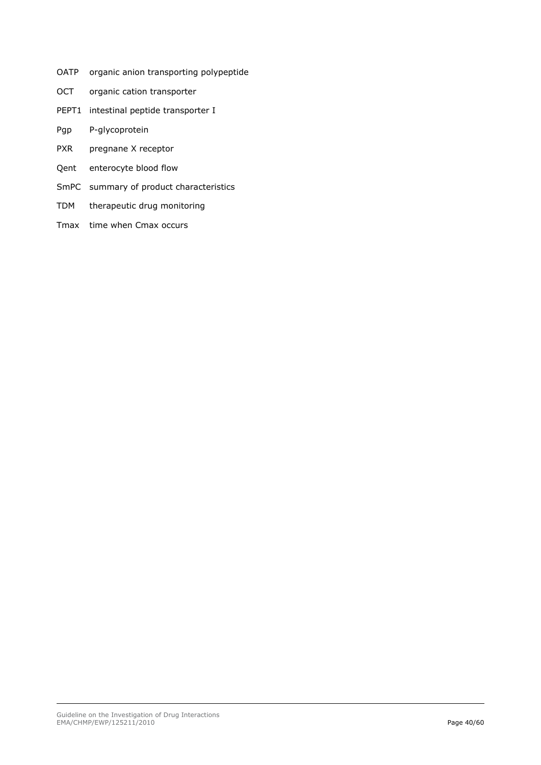OATP organic anion transporting polypeptide

OCT organic cation transporter

PEPT1 intestinal peptide transporter I

Pgp P-glycoprotein

PXR pregnane X receptor

Qent enterocyte blood flow

SmPC summary of product characteristics

TDM therapeutic drug monitoring

Tmax time when Cmax occurs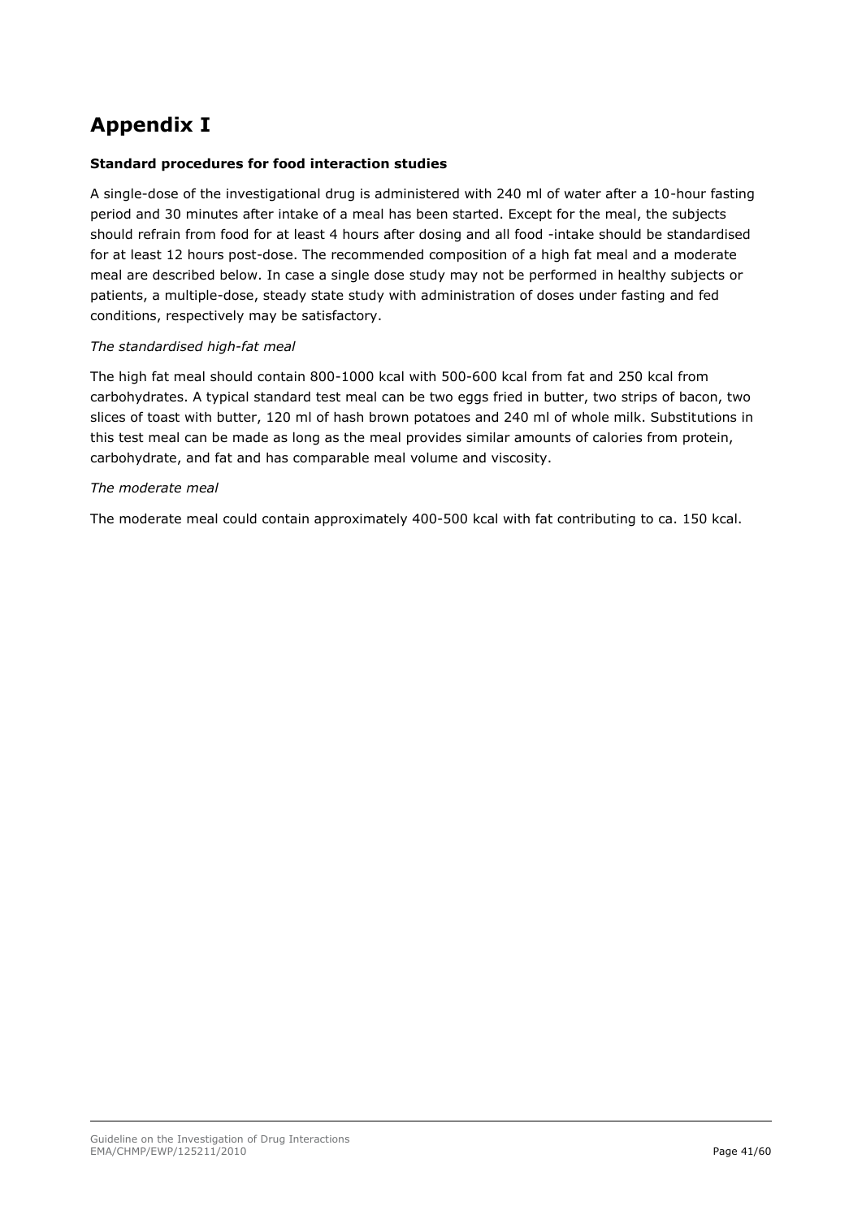# Appendix I

**Standard procedures for food interaction studies**

A single-dose of the investigational drug is administered with 240 ml of water after a 10-hour fasting period and 30 minutes after intake of a meal has been started. Except for the meal, the subjects should refrain from food for at least 4 hours after dosing and all food -intake should be standardised for at least 12 hours post-dose. The recommended composition of a high fat meal and a moderate meal are described below. In case a single dose study may not be performed in healthy subjects or patients, a multiple-dose, steady state study with administration of doses under fasting and fed conditions, respectively may be satisfactory.

*The standardised high-fat meal*

The high fat meal should contain 800-1000 kcal with 500-600 kcal from fat and 250 kcal from carbohydrates. A typical standard test meal can be two eggs fried in butter, two strips of bacon, two slices of toast with butter, 120 ml of hash brown potatoes and 240 ml of whole milk. Substitutions in this test meal can be made as long as the meal provides similar amounts of calories from protein, carbohydrate, and fat and has comparable meal volume and viscosity.

*The moderate meal*

The moderate meal could contain approximately 400-500 kcal with fat contributing to ca. 150 kcal.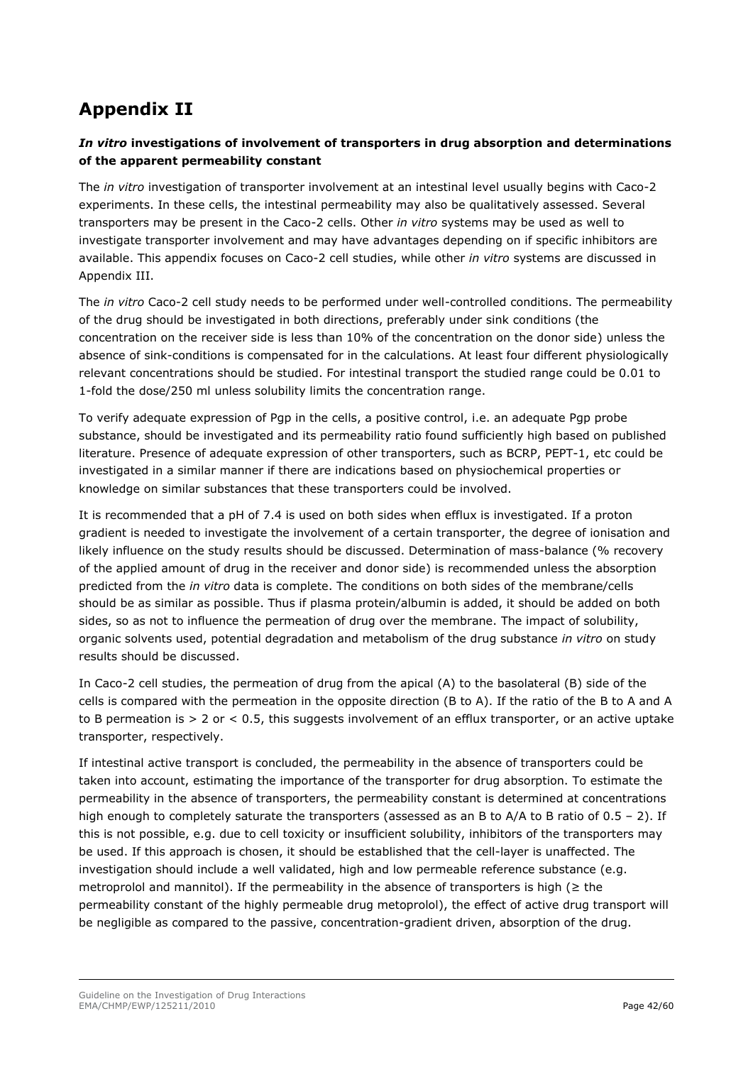# Appendix II

### ***In vitro*** **investigations of involvement of transporters in drug absorption and determinations of the apparent permeability constant**

The *in vitro* investigation of transporter involvement at an intestinal level usually begins with Caco-2 experiments. In these cells, the intestinal permeability may also be qualitatively assessed. Several transporters may be present in the Caco-2 cells. Other *in vitro* systems may be used as well to investigate transporter involvement and may have advantages depending on if specific inhibitors are available. This appendix focuses on Caco-2 cell studies, while other *in vitro* systems are discussed in Appendix III.

The *in vitro* Caco-2 cell study needs to be performed under well-controlled conditions. The permeability of the drug should be investigated in both directions, preferably under sink conditions (the concentration on the receiver side is less than 10% of the concentration on the donor side) unless the absence of sink-conditions is compensated for in the calculations. At least four different physiologically relevant concentrations should be studied. For intestinal transport the studied range could be 0.01 to 1-fold the dose/250 ml unless solubility limits the concentration range.

To verify adequate expression of Pgp in the cells, a positive control, i.e. an adequate Pgp probe substance, should be investigated and its permeability ratio found sufficiently high based on published literature. Presence of adequate expression of other transporters, such as BCRP, PEPT-1, etc could be investigated in a similar manner if there are indications based on physiochemical properties or knowledge on similar substances that these transporters could be involved.

It is recommended that a pH of 7.4 is used on both sides when efflux is investigated. If a proton gradient is needed to investigate the involvement of a certain transporter, the degree of ionisation and likely influence on the study results should be discussed. Determination of mass-balance (% recovery of the applied amount of drug in the receiver and donor side) is recommended unless the absorption predicted from the *in vitro* data is complete. The conditions on both sides of the membrane/cells should be as similar as possible. Thus if plasma protein/albumin is added, it should be added on both sides, so as not to influence the permeation of drug over the membrane. The impact of solubility, organic solvents used, potential degradation and metabolism of the drug substance *in vitro* on study results should be discussed.

In Caco-2 cell studies, the permeation of drug from the apical (A) to the basolateral (B) side of the cells is compared with the permeation in the opposite direction (B to A). If the ratio of the B to A and A to B permeation is $> 2$ or $< 0.5$, this suggests involvement of an efflux transporter, or an active uptake transporter, respectively.

If intestinal active transport is concluded, the permeability in the absence of transporters could be taken into account, estimating the importance of the transporter for drug absorption. To estimate the permeability in the absence of transporters, the permeability constant is determined at concentrations high enough to completely saturate the transporters (assessed as an B to A/A to B ratio of 0.5 – 2). If this is not possible, e.g. due to cell toxicity or insufficient solubility, inhibitors of the transporters may be used. If this approach is chosen, it should be established that the cell-layer is unaffected. The investigation should include a well validated, high and low permeable reference substance (e.g. metroprolol and mannitol). If the permeability in the absence of transporters is high ($\geq$ the permeability constant of the highly permeable drug metoprolol), the effect of active drug transport will be negligible as compared to the passive, concentration-gradient driven, absorption of the drug.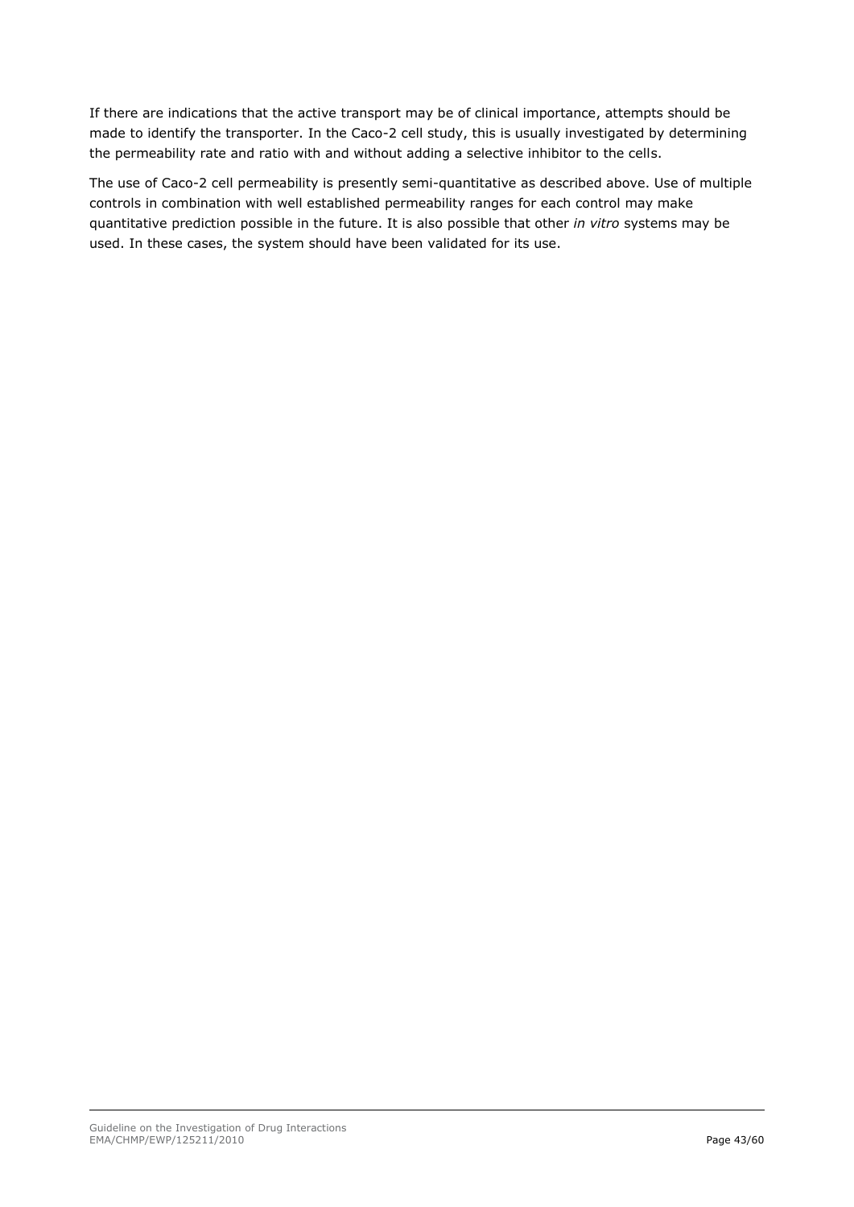If there are indications that the active transport may be of clinical importance, attempts should be made to identify the transporter. In the Caco-2 cell study, this is usually investigated by determining the permeability rate and ratio with and without adding a selective inhibitor to the cells.

The use of Caco-2 cell permeability is presently semi-quantitative as described above. Use of multiple controls in combination with well established permeability ranges for each control may make quantitative prediction possible in the future. It is also possible that other *in vitro* systems may be used. In these cases, the system should have been validated for its use.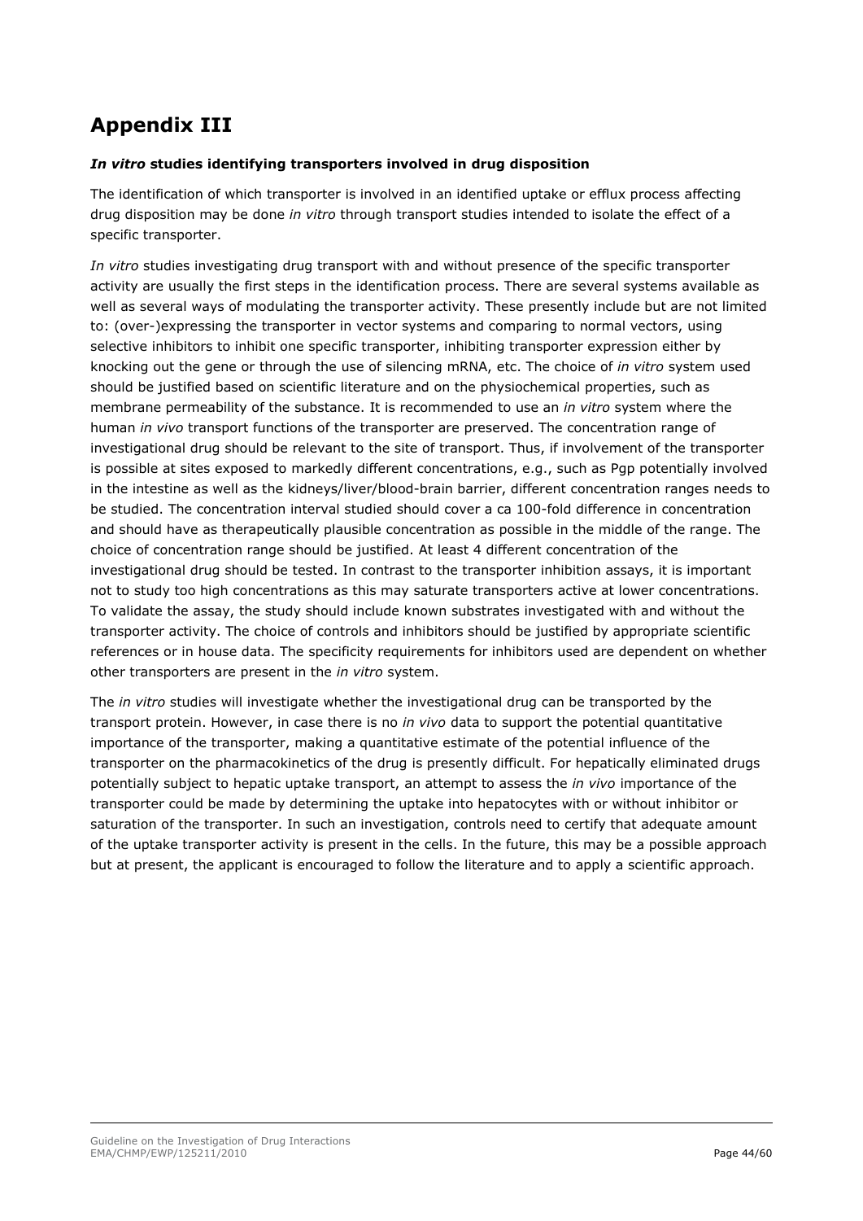# Appendix III

***In vitro* studies identifying transporters involved in drug disposition**

The identification of which transporter is involved in an identified uptake or efflux process affecting drug disposition may be done *in vitro* through transport studies intended to isolate the effect of a specific transporter.

*In vitro* studies investigating drug transport with and without presence of the specific transporter activity are usually the first steps in the identification process. There are several systems available as well as several ways of modulating the transporter activity. These presently include but are not limited to: (over-)expressing the transporter in vector systems and comparing to normal vectors, using selective inhibitors to inhibit one specific transporter, inhibiting transporter expression either by knocking out the gene or through the use of silencing mRNA, etc. The choice of *in vitro* system used should be justified based on scientific literature and on the physiochemical properties, such as membrane permeability of the substance. It is recommended to use an *in vitro* system where the human *in vivo* transport functions of the transporter are preserved. The concentration range of investigational drug should be relevant to the site of transport. Thus, if involvement of the transporter is possible at sites exposed to markedly different concentrations, e.g., such as Pgp potentially involved in the intestine as well as the kidneys/liver/blood-brain barrier, different concentration ranges needs to be studied. The concentration interval studied should cover a ca 100-fold difference in concentration and should have as therapeutically plausible concentration as possible in the middle of the range. The choice of concentration range should be justified. At least 4 different concentration of the investigational drug should be tested. In contrast to the transporter inhibition assays, it is important not to study too high concentrations as this may saturate transporters active at lower concentrations. To validate the assay, the study should include known substrates investigated with and without the transporter activity. The choice of controls and inhibitors should be justified by appropriate scientific references or in house data. The specificity requirements for inhibitors used are dependent on whether other transporters are present in the *in vitro* system.

The *in vitro* studies will investigate whether the investigational drug can be transported by the transport protein. However, in case there is no *in vivo* data to support the potential quantitative importance of the transporter, making a quantitative estimate of the potential influence of the transporter on the pharmacokinetics of the drug is presently difficult. For hepatically eliminated drugs potentially subject to hepatic uptake transport, an attempt to assess the *in vivo* importance of the transporter could be made by determining the uptake into hepatocytes with or without inhibitor or saturation of the transporter. In such an investigation, controls need to certify that adequate amount of the uptake transporter activity is present in the cells. In the future, this may be a possible approach but at present, the applicant is encouraged to follow the literature and to apply a scientific approach.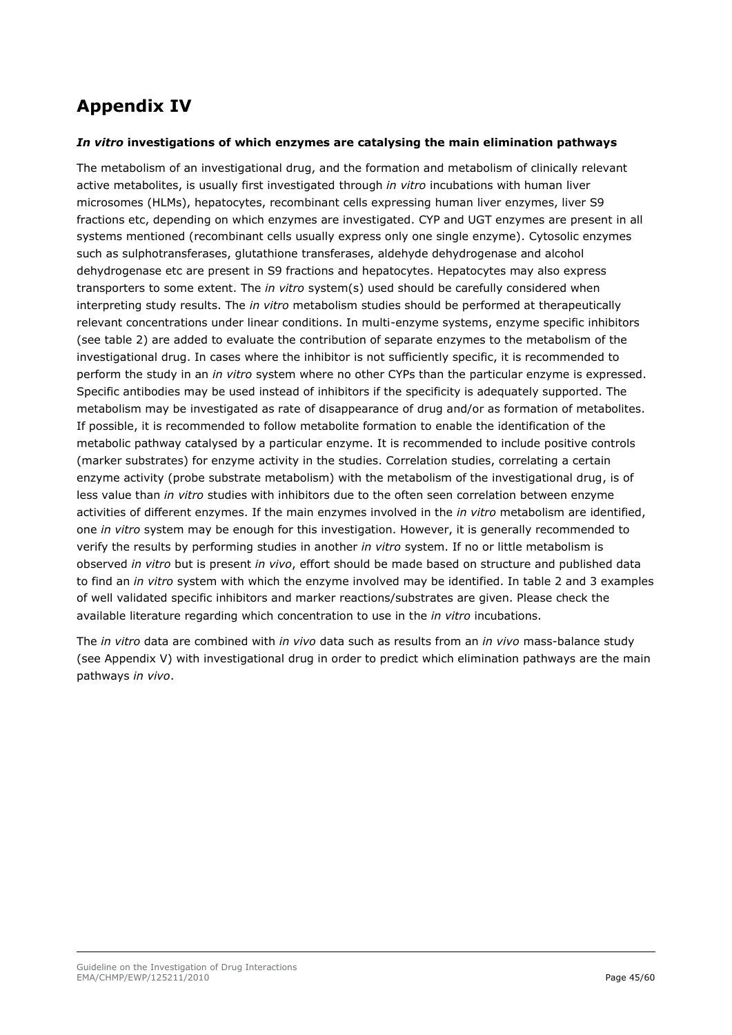# Appendix IV

### *In vitro* investigations of which enzymes are catalysing the main elimination pathways

The metabolism of an investigational drug, and the formation and metabolism of clinically relevant active metabolites, is usually first investigated through *in vitro* incubations with human liver microsomes (HLMs), hepatocytes, recombinant cells expressing human liver enzymes, liver S9 fractions etc, depending on which enzymes are investigated. CYP and UGT enzymes are present in all systems mentioned (recombinant cells usually express only one single enzyme). Cytosolic enzymes such as sulphotransferases, glutathione transferases, aldehyde dehydrogenase and alcohol dehydrogenase etc are present in S9 fractions and hepatocytes. Hepatocytes may also express transporters to some extent. The *in vitro* system(s) used should be carefully considered when interpreting study results. The *in vitro* metabolism studies should be performed at therapeutically relevant concentrations under linear conditions. In multi-enzyme systems, enzyme specific inhibitors (see table 2) are added to evaluate the contribution of separate enzymes to the metabolism of the investigational drug. In cases where the inhibitor is not sufficiently specific, it is recommended to perform the study in an *in vitro* system where no other CYPs than the particular enzyme is expressed. Specific antibodies may be used instead of inhibitors if the specificity is adequately supported. The metabolism may be investigated as rate of disappearance of drug and/or as formation of metabolites. If possible, it is recommended to follow metabolite formation to enable the identification of the metabolic pathway catalysed by a particular enzyme. It is recommended to include positive controls (marker substrates) for enzyme activity in the studies. Correlation studies, correlating a certain enzyme activity (probe substrate metabolism) with the metabolism of the investigational drug, is of less value than *in vitro* studies with inhibitors due to the often seen correlation between enzyme activities of different enzymes. If the main enzymes involved in the *in vitro* metabolism are identified, one *in vitro* system may be enough for this investigation. However, it is generally recommended to verify the results by performing studies in another *in vitro* system. If no or little metabolism is observed *in vitro* but is present *in vivo*, effort should be made based on structure and published data to find an *in vitro* system with which the enzyme involved may be identified. In table 2 and 3 examples of well validated specific inhibitors and marker reactions/substrates are given. Please check the available literature regarding which concentration to use in the *in vitro* incubations.

The *in vitro* data are combined with *in vivo* data such as results from an *in vivo* mass-balance study (see Appendix V) with investigational drug in order to predict which elimination pathways are the main pathways *in vivo*.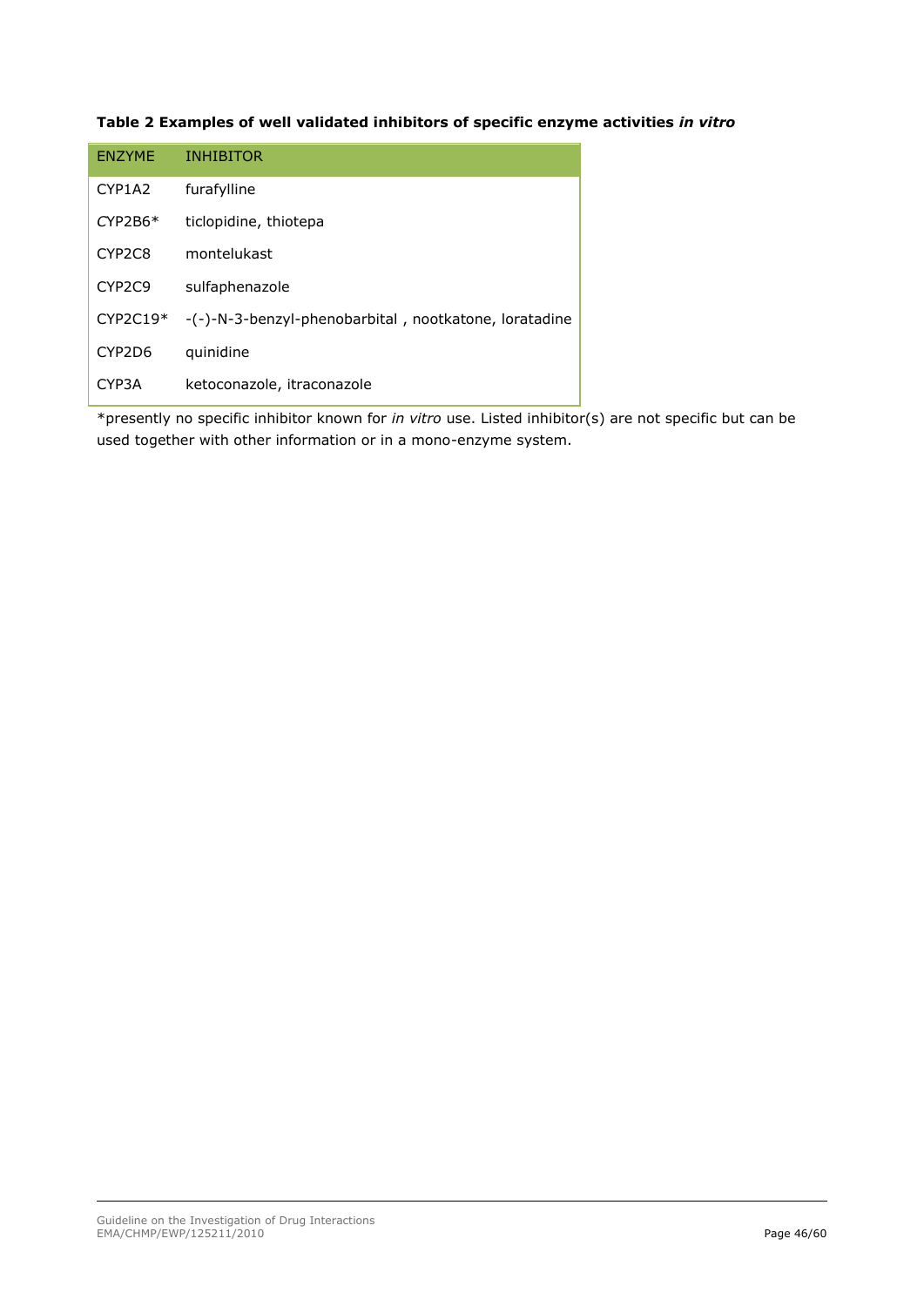**Table 2 Examples of well validated inhibitors of specific enzyme activities *in vitro***

| ENZYME | INHIBITOR |
|---|---|
| CYP1A2 | furafylline |
| CYP2B6* | ticlopidine, thiotepa |
| CYP2C8 | montelukast |
| CYP2C9 | sulfaphenazole |
| CYP2C19* | -(-)-N-3-benzyl-phenobarbital , nootkatone, loratadine |
| CYP2D6 | quinidine |
| CYP3A | ketoconazole, itraconazole |

*presently no specific inhibitor known for *in vitro* use. Listed inhibitor(s) are not specific but can be used together with other information or in a mono-enzyme system.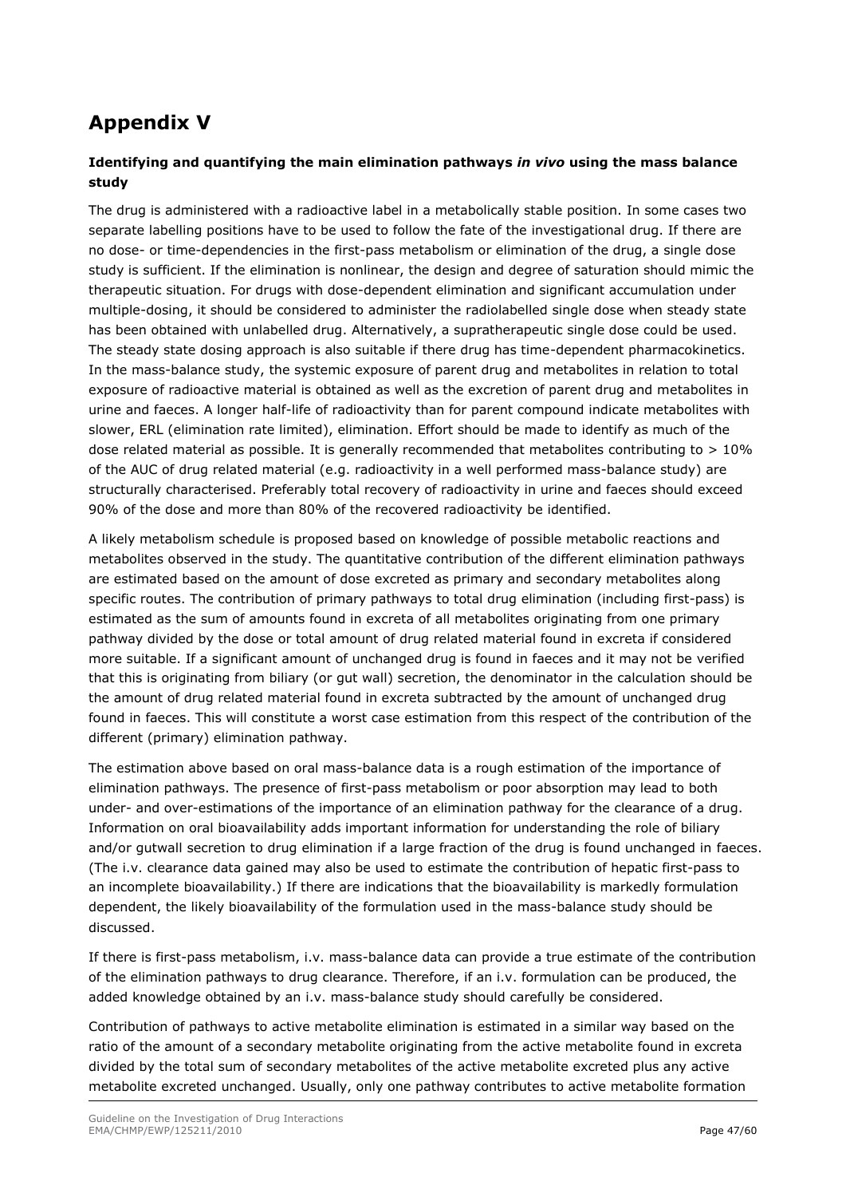# Appendix V

### Identifying and quantifying the main elimination pathways *in vivo* using the mass balance study

The drug is administered with a radioactive label in a metabolically stable position. In some cases two separate labelling positions have to be used to follow the fate of the investigational drug. If there are no dose- or time-dependencies in the first-pass metabolism or elimination of the drug, a single dose study is sufficient. If the elimination is nonlinear, the design and degree of saturation should mimic the therapeutic situation. For drugs with dose-dependent elimination and significant accumulation under multiple-dosing, it should be considered to administer the radiolabelled single dose when steady state has been obtained with unlabelled drug. Alternatively, a supratherapeutic single dose could be used. The steady state dosing approach is also suitable if there drug has time-dependent pharmacokinetics. In the mass-balance study, the systemic exposure of parent drug and metabolites in relation to total exposure of radioactive material is obtained as well as the excretion of parent drug and metabolites in urine and faeces. A longer half-life of radioactivity than for parent compound indicate metabolites with slower, ERL (elimination rate limited), elimination. Effort should be made to identify as much of the dose related material as possible. It is generally recommended that metabolites contributing to > 10% of the AUC of drug related material (e.g. radioactivity in a well performed mass-balance study) are structurally characterised. Preferably total recovery of radioactivity in urine and faeces should exceed 90% of the dose and more than 80% of the recovered radioactivity be identified.

A likely metabolism schedule is proposed based on knowledge of possible metabolic reactions and metabolites observed in the study. The quantitative contribution of the different elimination pathways are estimated based on the amount of dose excreted as primary and secondary metabolites along specific routes. The contribution of primary pathways to total drug elimination (including first-pass) is estimated as the sum of amounts found in excreta of all metabolites originating from one primary pathway divided by the dose or total amount of drug related material found in excreta if considered more suitable. If a significant amount of unchanged drug is found in faeces and it may not be verified that this is originating from biliary (or gut wall) secretion, the denominator in the calculation should be the amount of drug related material found in excreta subtracted by the amount of unchanged drug found in faeces. This will constitute a worst case estimation from this respect of the contribution of the different (primary) elimination pathway.

The estimation above based on oral mass-balance data is a rough estimation of the importance of elimination pathways. The presence of first-pass metabolism or poor absorption may lead to both under- and over-estimations of the importance of an elimination pathway for the clearance of a drug. Information on oral bioavailability adds important information for understanding the role of biliary and/or gutwall secretion to drug elimination if a large fraction of the drug is found unchanged in faeces. (The i.v. clearance data gained may also be used to estimate the contribution of hepatic first-pass to an incomplete bioavailability.) If there are indications that the bioavailability is markedly formulation dependent, the likely bioavailability of the formulation used in the mass-balance study should be discussed.

If there is first-pass metabolism, i.v. mass-balance data can provide a true estimate of the contribution of the elimination pathways to drug clearance. Therefore, if an i.v. formulation can be produced, the added knowledge obtained by an i.v. mass-balance study should carefully be considered.

Contribution of pathways to active metabolite elimination is estimated in a similar way based on the ratio of the amount of a secondary metabolite originating from the active metabolite found in excreta divided by the total sum of secondary metabolites of the active metabolite excreted plus any active metabolite excreted unchanged. Usually, only one pathway contributes to active metabolite formation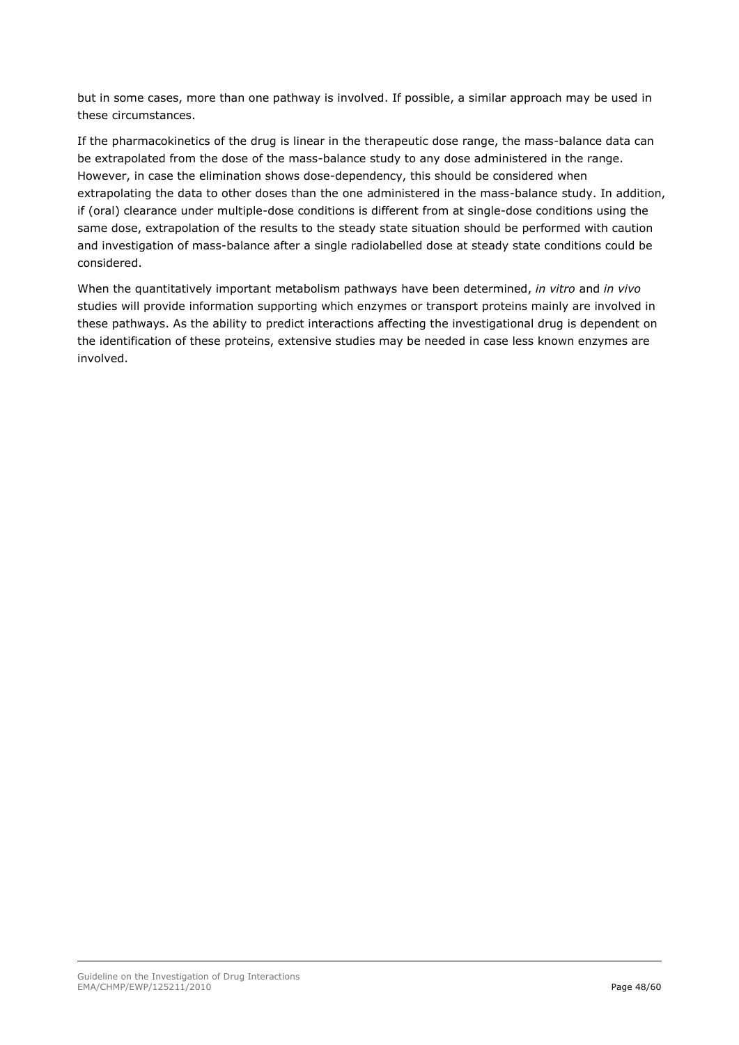but in some cases, more than one pathway is involved. If possible, a similar approach may be used in these circumstances.

If the pharmacokinetics of the drug is linear in the therapeutic dose range, the mass-balance data can be extrapolated from the dose of the mass-balance study to any dose administered in the range. However, in case the elimination shows dose-dependency, this should be considered when extrapolating the data to other doses than the one administered in the mass-balance study. In addition, if (oral) clearance under multiple-dose conditions is different from at single-dose conditions using the same dose, extrapolation of the results to the steady state situation should be performed with caution and investigation of mass-balance after a single radiolabelled dose at steady state conditions could be considered.

When the quantitatively important metabolism pathways have been determined, *in vitro* and *in vivo* studies will provide information supporting which enzymes or transport proteins mainly are involved in these pathways. As the ability to predict interactions affecting the investigational drug is dependent on the identification of these proteins, extensive studies may be needed in case less known enzymes are involved.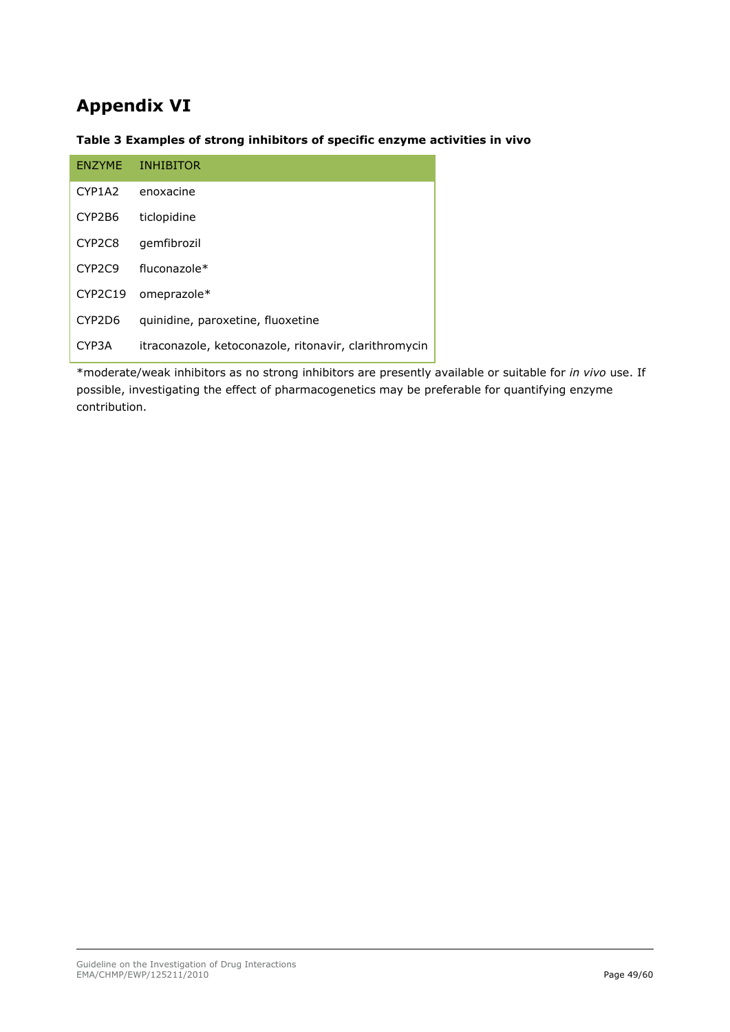# Appendix VI

**Table 3 Examples of strong inhibitors of specific enzyme activities in vivo**

| ENZYME | INHIBITOR |
| --- | --- |
| CYP1A2 | enoxacine |
| CYP2B6 | ticlopidine |
| CYP2C8 | gemfibrozil |
| CYP2C9 | fluconazole* |
| CYP2C19 | omeprazole* |
| CYP2D6 | quinidine, paroxetine, fluoxetine |
| CYP3A | itraconazole, ketoconazole, ritonavir, clarithromycin |

*moderate/weak inhibitors as no strong inhibitors are presently available or suitable for *in vivo* use. If possible, investigating the effect of pharmacogenetics may be preferable for quantifying enzyme contribution.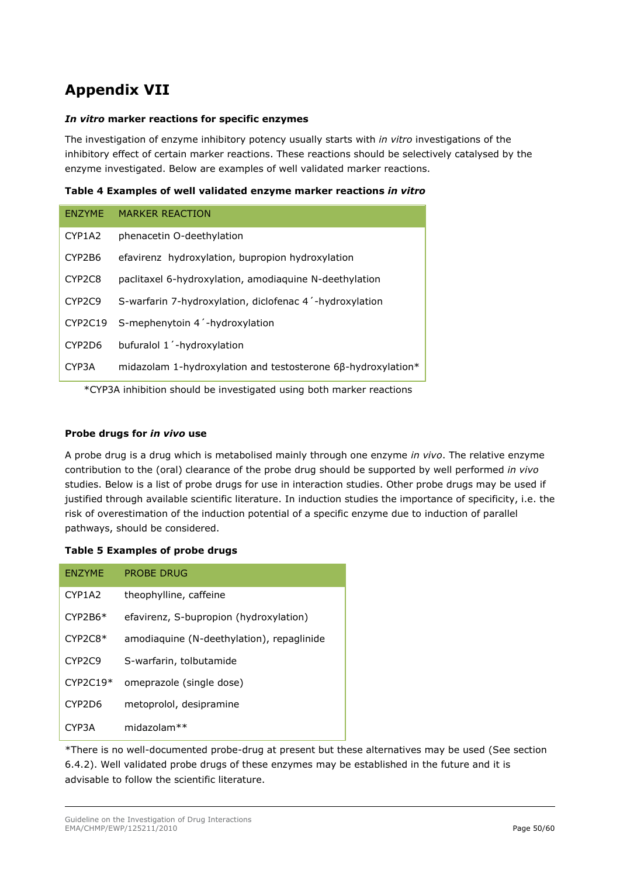# Appendix VII

***In vitro* marker reactions for specific enzymes**

The investigation of enzyme inhibitory potency usually starts with *in vitro* investigations of the inhibitory effect of certain marker reactions. These reactions should be selectively catalysed by the enzyme investigated. Below are examples of well validated marker reactions.

**Table 4 Examples of well validated enzyme marker reactions *in vitro***

| ENZYME | MARKER REACTION |
|---|---|
| CYP1A2 | phenacetin O-deethylation |
| CYP2B6 | efavirenz hydroxylation, bupropion hydroxylation |
| CYP2C8 | paclitaxel 6-hydroxylation, amodiaquine N-deethylation |
| CYP2C9 | S-warfarin 7-hydroxylation, diclofenac 4´-hydroxylation |
| CYP2C19 | S-mephenytoin 4´-hydroxylation |
| CYP2D6 | bufuralol 1´-hydroxylation |
| CYP3A | midazolam 1-hydroxylation and testosterone 6β-hydroxylation* |

*CYP3A inhibition should be investigated using both marker reactions

**Probe drugs for *in vivo* use**

A probe drug is a drug which is metabolised mainly through one enzyme *in vivo*. The relative enzyme contribution to the (oral) clearance of the probe drug should be supported by well performed *in vivo* studies. Below is a list of probe drugs for use in interaction studies. Other probe drugs may be used if justified through available scientific literature. In induction studies the importance of specificity, i.e. the risk of overestimation of the induction potential of a specific enzyme due to induction of parallel pathways, should be considered.

**Table 5 Examples of probe drugs**

| ENZYME | PROBE DRUG |
|---|---|
| CYP1A2 | theophylline, caffeine |
| CYP2B6* | efavirenz, S-bupropion (hydroxylation) |
| CYP2C8* | amodiaquine (N-deethylation), repaglinide |
| CYP2C9 | S-warfarin, tolbutamide |
| CYP2C19* | omeprazole (single dose) |
| CYP2D6 | metoprolol, desipramine |
| CYP3A | midazolam** |

*There is no well-documented probe-drug at present but these alternatives may be used (See section 6.4.2). Well validated probe drugs of these enzymes may be established in the future and it is advisable to follow the scientific literature.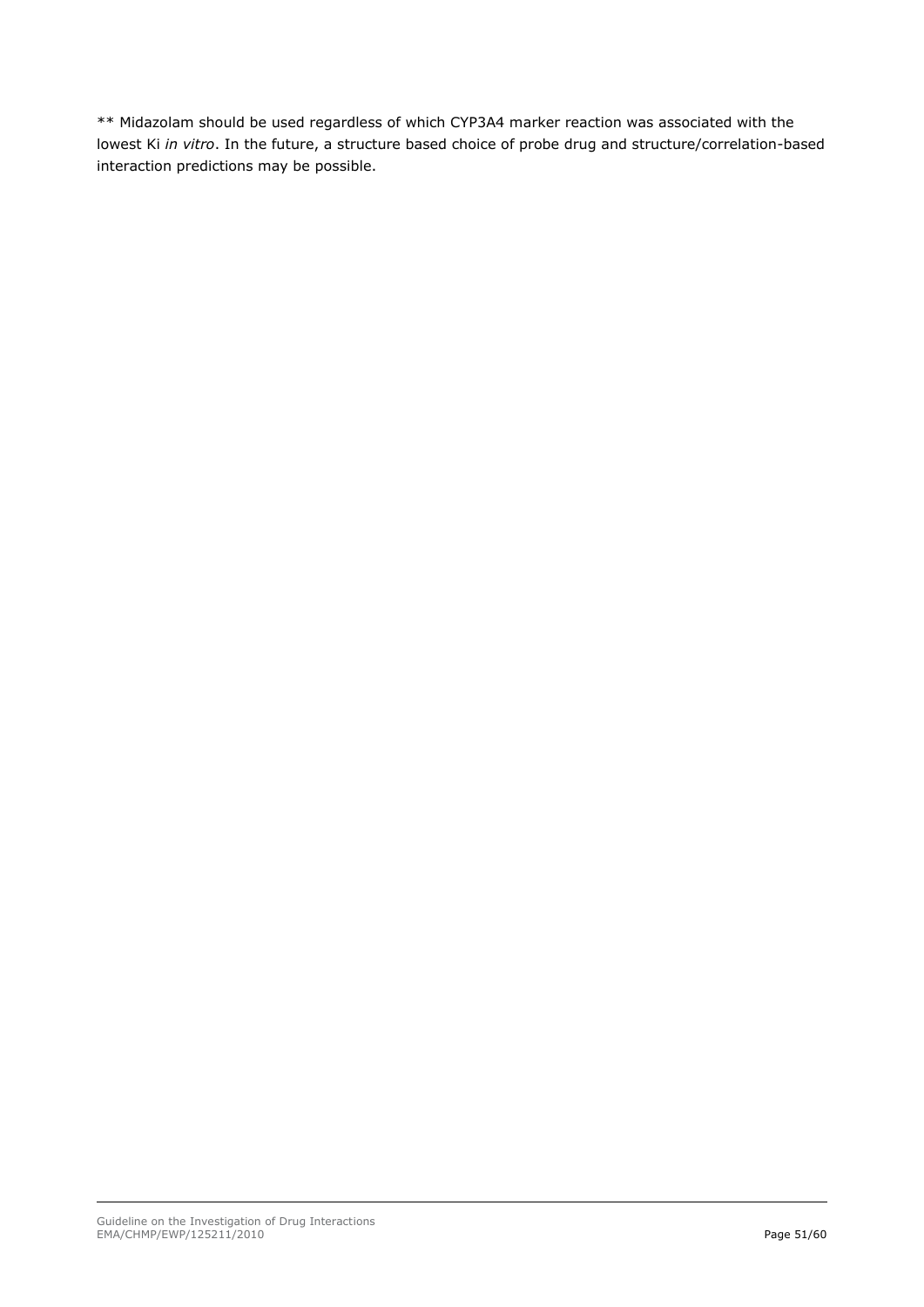** Midazolam should be used regardless of which CYP3A4 marker reaction was associated with the lowest Ki *in vitro*. In the future, a structure based choice of probe drug and structure/correlation-based interaction predictions may be possible.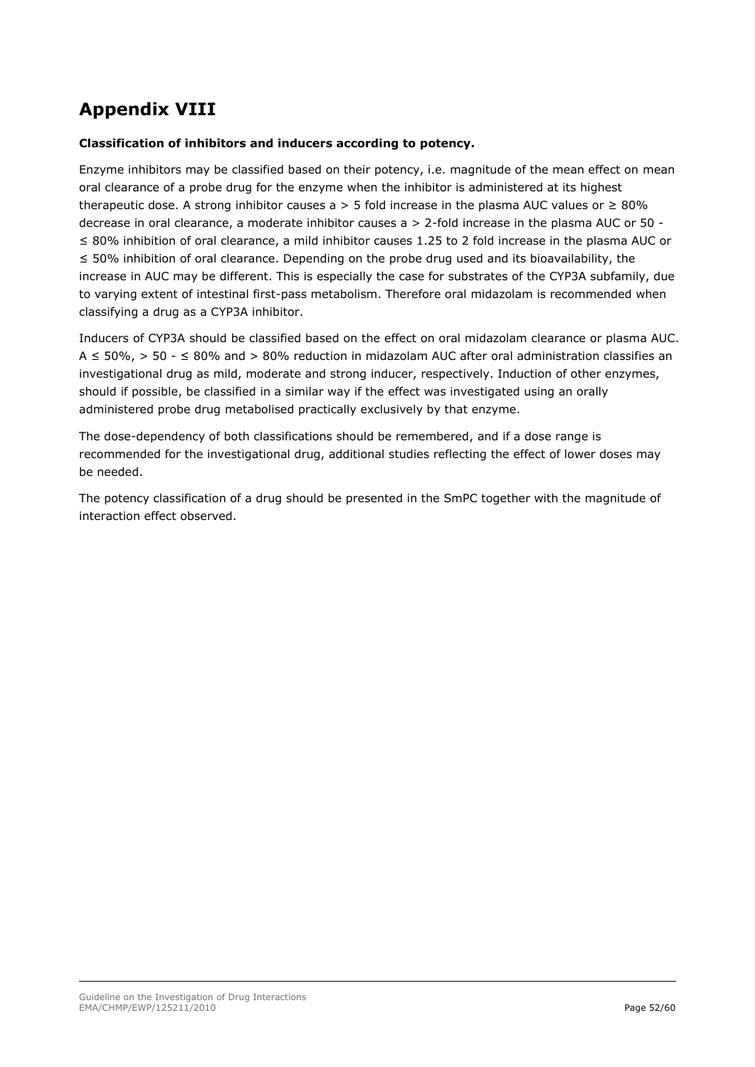# Appendix VIII

**Classification of inhibitors and inducers according to potency.**

Enzyme inhibitors may be classified based on their potency, i.e. magnitude of the mean effect on mean oral clearance of a probe drug for the enzyme when the inhibitor is administered at its highest therapeutic dose. A strong inhibitor causes a > 5 fold increase in the plasma AUC values or ≥ 80% decrease in oral clearance, a moderate inhibitor causes a > 2-fold increase in the plasma AUC or 50 - ≤ 80% inhibition of oral clearance, a mild inhibitor causes 1.25 to 2 fold increase in the plasma AUC or ≤ 50% inhibition of oral clearance. Depending on the probe drug used and its bioavailability, the increase in AUC may be different. This is especially the case for substrates of the CYP3A subfamily, due to varying extent of intestinal first-pass metabolism. Therefore oral midazolam is recommended when classifying a drug as a CYP3A inhibitor.

Inducers of CYP3A should be classified based on the effect on oral midazolam clearance or plasma AUC. A ≤ 50%, > 50 - ≤ 80% and > 80% reduction in midazolam AUC after oral administration classifies an investigational drug as mild, moderate and strong inducer, respectively. Induction of other enzymes, should if possible, be classified in a similar way if the effect was investigated using an orally administered probe drug metabolised practically exclusively by that enzyme.

The dose-dependency of both classifications should be remembered, and if a dose range is recommended for the investigational drug, additional studies reflecting the effect of lower doses may be needed.

The potency classification of a drug should be presented in the SmPC together with the magnitude of interaction effect observed.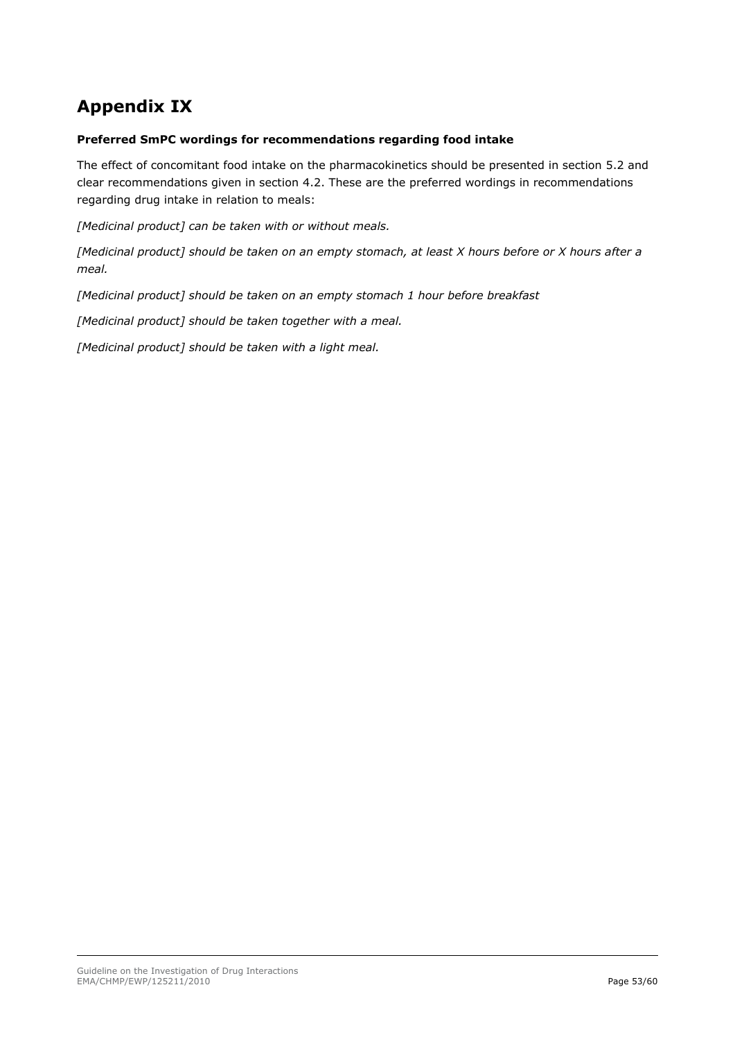# Appendix IX

**Preferred SmPC wordings for recommendations regarding food intake**

The effect of concomitant food intake on the pharmacokinetics should be presented in section 5.2 and clear recommendations given in section 4.2. These are the preferred wordings in recommendations regarding drug intake in relation to meals:

*[Medicinal product] can be taken with or without meals.*

*[Medicinal product] should be taken on an empty stomach, at least X hours before or X hours after a meal.*

*[Medicinal product] should be taken on an empty stomach 1 hour before breakfast*

*[Medicinal product] should be taken together with a meal.*

*[Medicinal product] should be taken with a light meal.*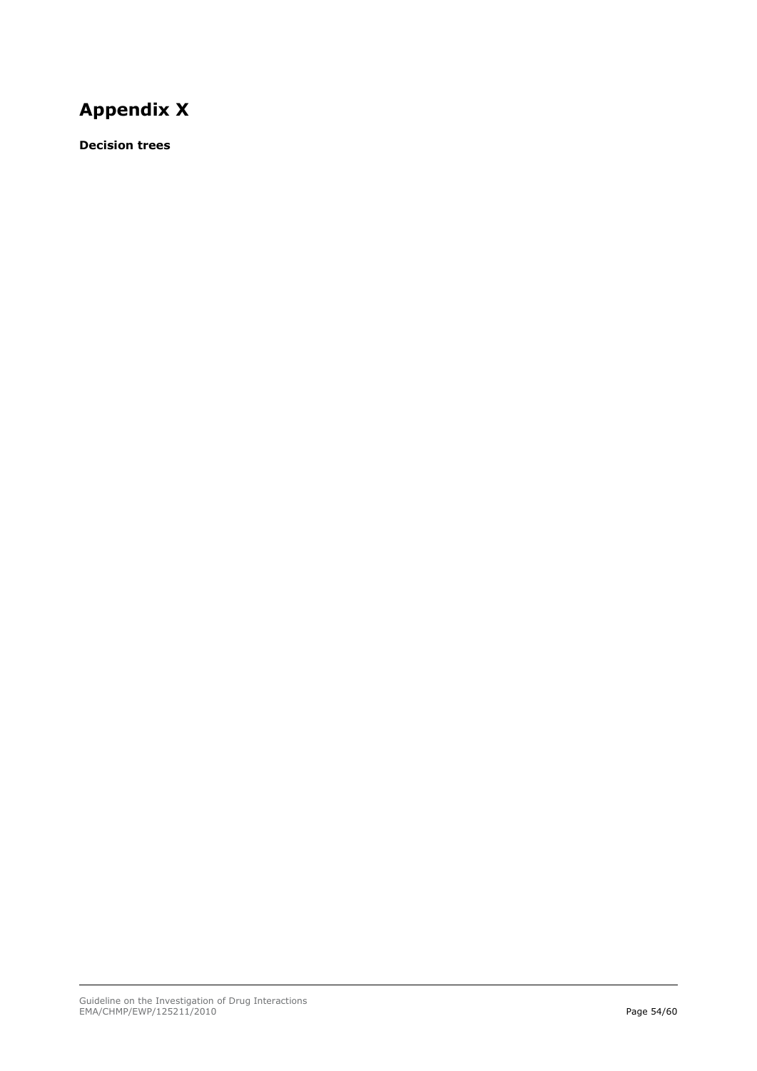# Appendix X

**Decision trees**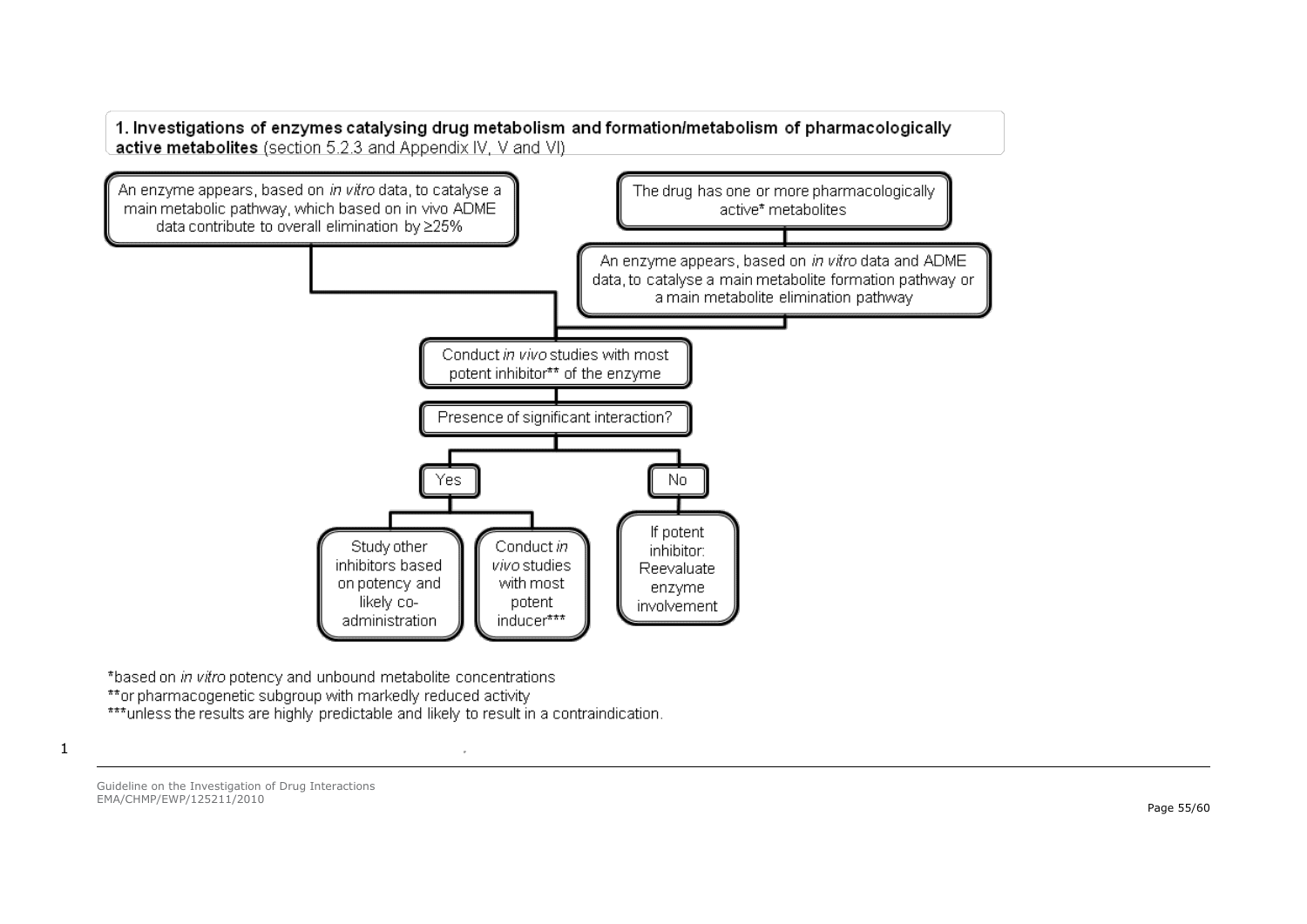**1. Investigations of enzymes catalysing drug metabolism and formation/metabolism of pharmacologically active metabolites** (section 5.2.3 and Appendix IV, V and VI)

An enzyme appears, based on *in vitro* data, to catalyse a main metabolic pathway, which based on in vivo ADME data contribute to overall elimination by ≥25%

The drug has one or more pharmacologically active* metabolites

An enzyme appears, based on *in vitro* data and ADME data, to catalyse a main metabolite formation pathway or a main metabolite elimination pathway

Conduct *in vivo* studies with most potent inhibitor** of the enzyme

Presence of significant interaction?

Yes

- Study other inhibitors based on potency and likely co-administration
- Conduct *in vivo* studies with most potent inducer***

No

- If potent inhibitor: Reevaluate enzyme involvement

*based on *in vitro* potency and unbound metabolite concentrations

**or pharmacogenetic subgroup with markedly reduced activity

***unless the results are highly predictable and likely to result in a contraindication.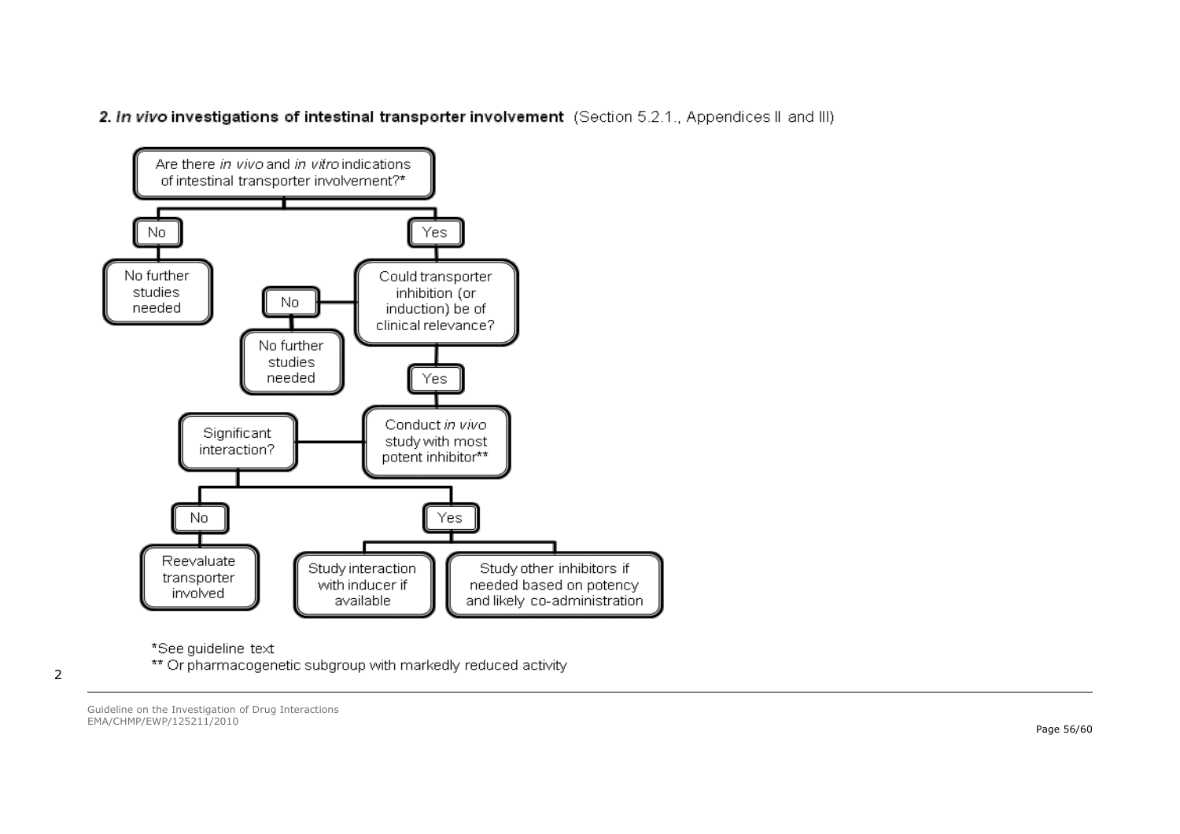**2. *In vivo* investigations of intestinal transporter involvement** (Section 5.2.1., Appendices II and III)

- Are there *in vivo* and *in vitro* indications of intestinal transporter involvement?*
  - No → No further studies needed
  - Yes → Could transporter inhibition (or induction) be of clinical relevance?
    - No → No further studies needed
    - Yes → Conduct *in vivo* study with most potent inhibitor** → Significant interaction?
      - No → Reevaluate transporter involved
      - Yes → Study interaction with inducer if available; Study other inhibitors if needed based on potency and likely co-administration

*See guideline text

** Or pharmacogenetic subgroup with markedly reduced activity

2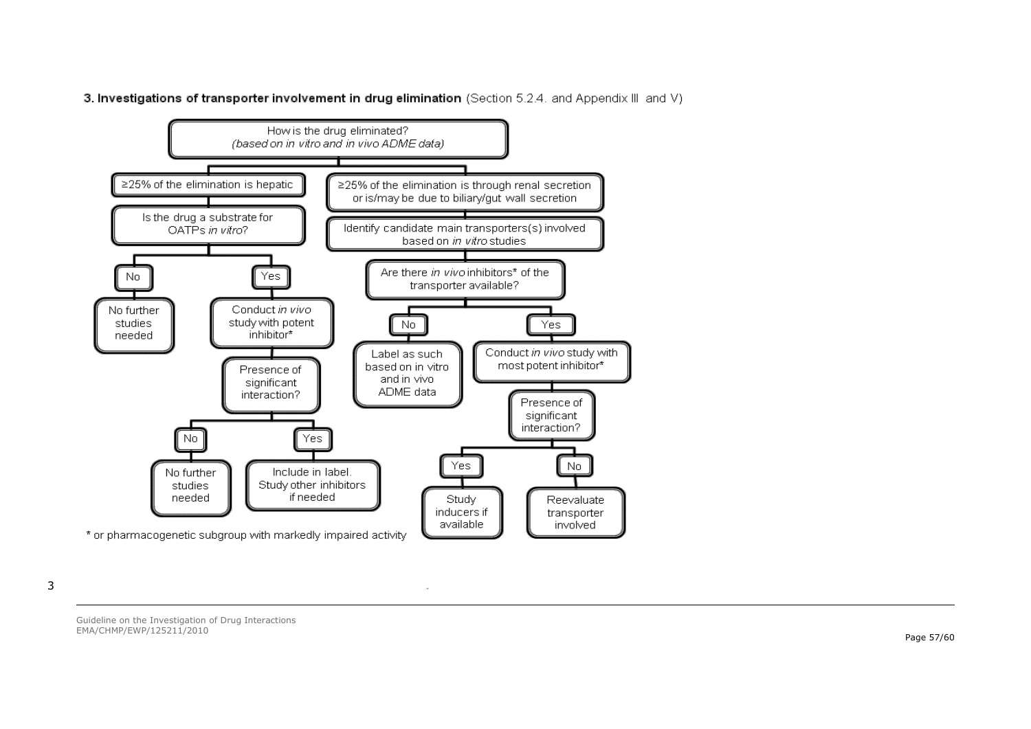**3. Investigations of transporter involvement in drug elimination** (Section 5.2.4. and Appendix III and V)

- How is the drug eliminated? *(based on in vitro and in vivo ADME data)*
  - ≥25% of the elimination is hepatic
    - Is the drug a substrate for OATPs *in vitro*?
      - No
        - No further studies needed
      - Yes
        - Conduct *in vivo* study with potent inhibitor*
          - Presence of significant interaction?
            - No
              - No further studies needed
            - Yes
              - Include in label. Study other inhibitors if needed
  - ≥25% of the elimination is through renal secretion or is/may be due to biliary/gut wall secretion
    - Identify candidate main transporters(s) involved based on *in vitro* studies
      - Are there *in vivo* inhibitors* of the transporter available?
        - No
          - Label as such based on in vitro and in vivo ADME data
        - Yes
          - Conduct *in vivo* study with most potent inhibitor*
            - Presence of significant interaction?
              - Yes
                - Study inducers if available
              - No
                - Reevaluate transporter involved

\* or pharmacogenetic subgroup with markedly impaired activity

3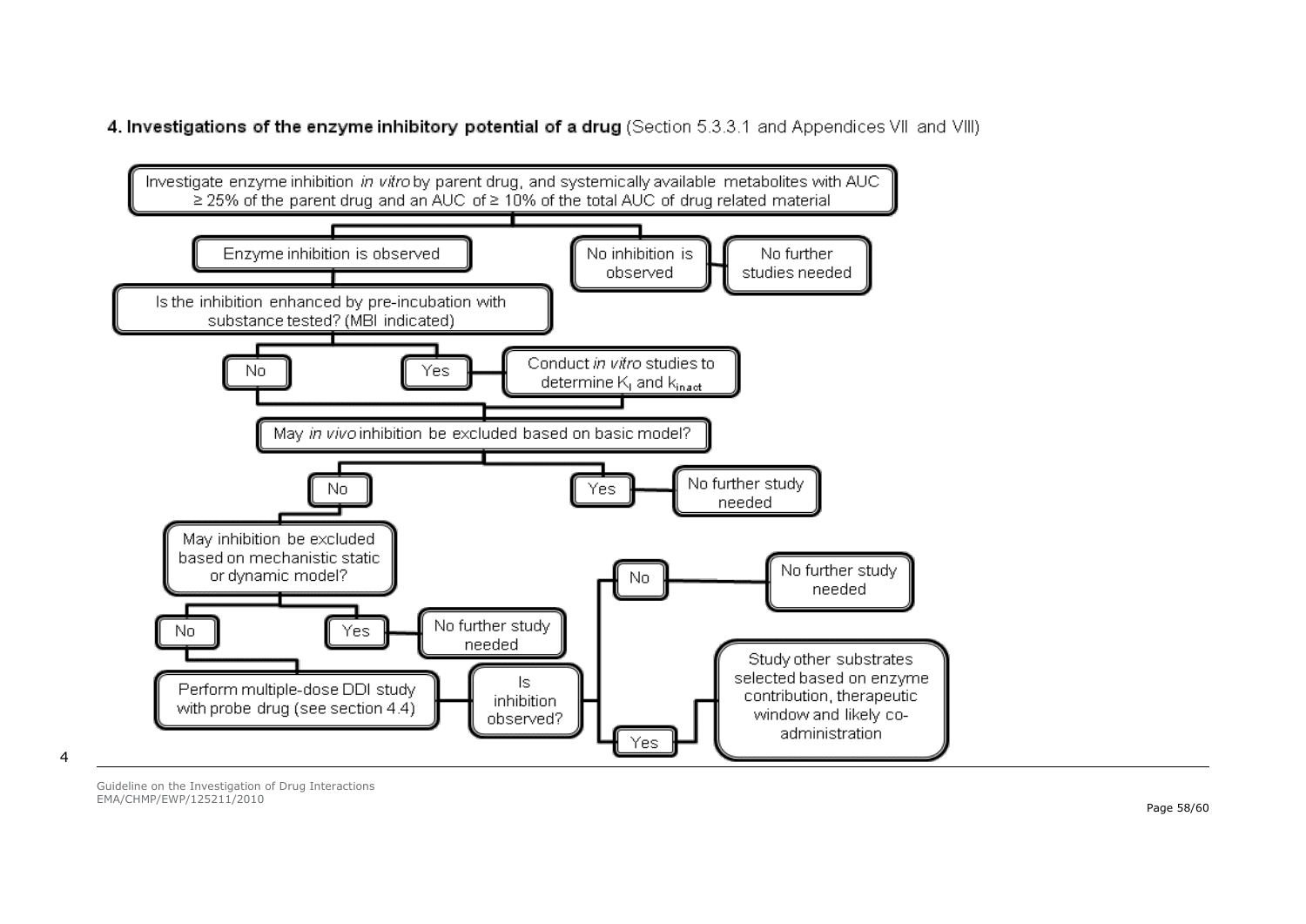**4. Investigations of the enzyme inhibitory potential of a drug** (Section 5.3.3.1 and Appendices VII and VIII)

- Investigate enzyme inhibition *in vitro* by parent drug, and systemically available metabolites with AUC ≥ 25% of the parent drug and an AUC of ≥ 10% of the total AUC of drug related material
  - No inhibition is observed → No further studies needed
  - Enzyme inhibition is observed → Is the inhibition enhanced by pre-incubation with substance tested? (MBI indicated)
    - Yes → Conduct *in vitro* studies to determine $K_I$ and $k_{inact}$ → May *in vivo* inhibition be excluded based on basic model?
    - No → May *in vivo* inhibition be excluded based on basic model?
      - Yes → No further study needed
      - No → May inhibition be excluded based on mechanistic static or dynamic model?
        - Yes → No further study needed
        - No → Perform multiple-dose DDI study with probe drug (see section 4.4) → Is inhibition observed?
          - No → No further study needed
          - Yes → Study other substrates selected based on enzyme contribution, therapeutic window and likely co-administration

4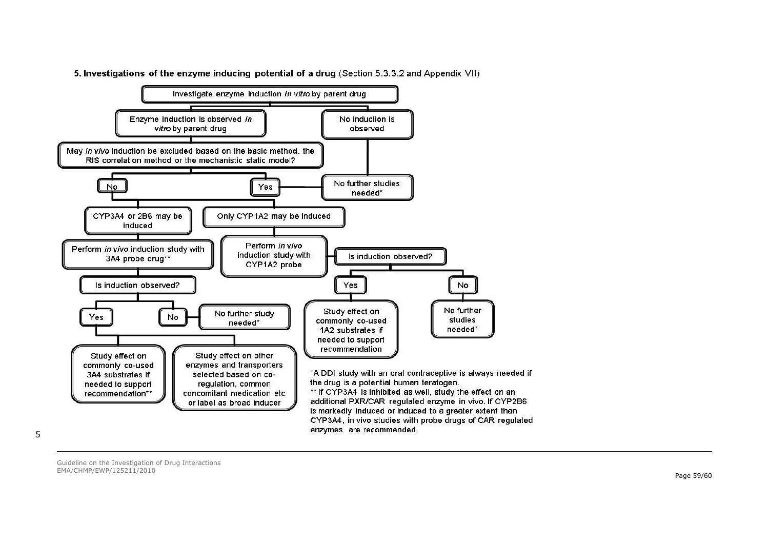**5. Investigations of the enzyme inducing potential of a drug** (Section 5.3.3.2 and Appendix VII)

Investigate enzyme induction *in vitro* by parent drug

- Enzyme induction is observed *in vitro* by parent drug
  - May *in vivo* induction be excluded based on the basic method, the RIS correlation method or the mechanistic static model?
    - Yes → No further studies needed*
    - No
      - CYP3A4 or 2B6 may be induced
        - Perform *in vivo* induction study with 3A4 probe drug**
          - Is induction observed?
            - Yes
              - Study effect on commonly co-used 3A4 substrates if needed to support recommendation**
              - Study effect on other enzymes and transporters selected based on co-regulation, common concomitant medication etc or label as broad inducer
            - No → No further study needed*
      - Only CYP1A2 may be induced
        - Perform *in vivo* induction study with CYP1A2 probe
          - Is induction observed?
            - Yes → Study effect on commonly co-used 1A2 substrates if needed to support recommendation
            - No → No further studies needed*
- No induction is observed → No further studies needed*

*A DDI study with an oral contraceptive is always needed if the drug is a potential human teratogen.

** If CYP3A4 is inhibited as well, study the effect on an additional PXR/CAR regulated enzyme in vivo. If CYP2B6 is markedly induced or induced to a greater extent than CYP3A4, in vivo studies with probe drugs of CAR regulated enzymes are recommended.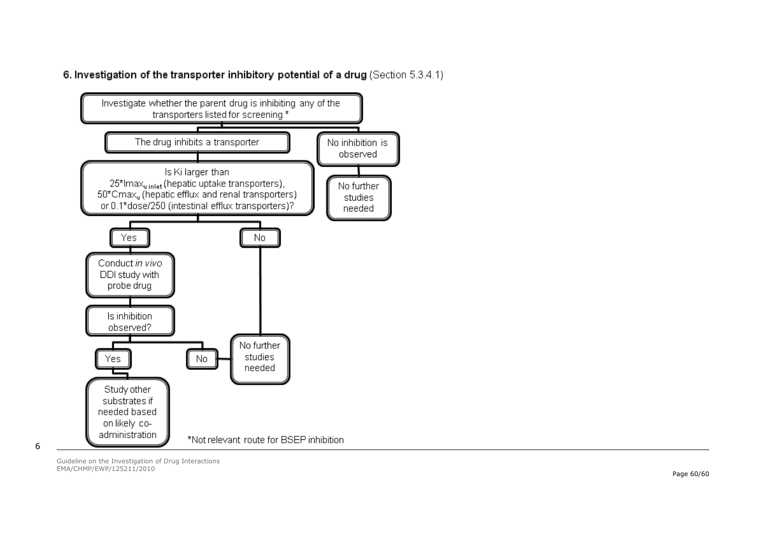**6. Investigation of the transporter inhibitory potential of a drug** (Section 5.3.4.1)

Investigate whether the parent drug is inhibiting any of the transporters listed for screening *

The drug inhibits a transporter

No inhibition is observed

No further studies needed

Is Ki larger than $25*Imax_{u\,inlet}$ (hepatic uptake transporters), $50*Cmax_u$ (hepatic efflux and renal transporters) or 0.1*dose/250 (intestinal efflux transporters)?

Yes

No

Conduct *in vivo* DDI study with probe drug

Is inhibition observed?

Yes

No

No further studies needed

Study other substrates if needed based on likely co-administration

*Not relevant route for BSEP inhibition

6